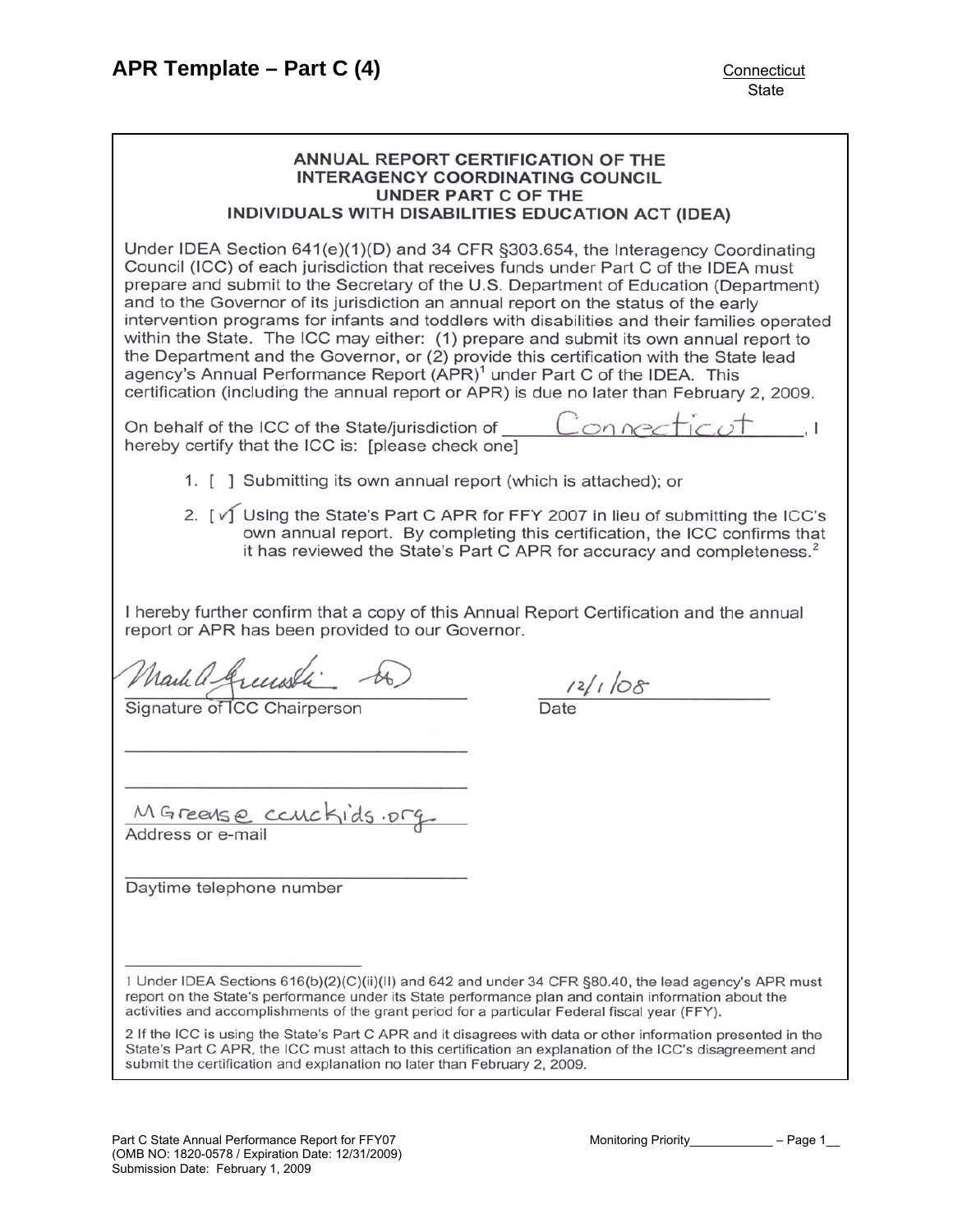# APR Template – Part C (4)

Connecticut
State

## ANNUAL REPORT CERTIFICATION OF THE INTERAGENCY COORDINATING COUNCIL UNDER PART C OF THE INDIVIDUALS WITH DISABILITIES EDUCATION ACT (IDEA)

Under IDEA Section 641(e)(1)(D) and 34 CFR §303.654, the Interagency Coordinating Council (ICC) of each jurisdiction that receives funds under Part C of the IDEA must prepare and submit to the Secretary of the U.S. Department of Education (Department) and to the Governor of its jurisdiction an annual report on the status of the early intervention programs for infants and toddlers with disabilities and their families operated within the State. The ICC may either: (1) prepare and submit its own annual report to the Department and the Governor, or (2) provide this certification with the State lead agency's Annual Performance Report (APR)[1] under Part C of the IDEA. This certification (including the annual report or APR) is due no later than February 2, 2009.

On behalf of the ICC of the State/jurisdiction of Connecticut, I hereby certify that the ICC is: [please check one]

1. [ ] Submitting its own annual report (which is attached); or
2. [✓] Using the State's Part C APR for FFY 2007 in lieu of submitting the ICC's own annual report. By completing this certification, the ICC confirms that it has reviewed the State's Part C APR for accuracy and completeness.[2]

I hereby further confirm that a copy of this Annual Report Certification and the annual report or APR has been provided to our Governor.

Mark A. Greenstein (signature)
Signature of ICC Chairperson

12/1/08
Date

MGreense ccmckids.org
Address or e-mail

Daytime telephone number

---

1 Under IDEA Sections 616(b)(2)(C)(ii)(II) and 642 and under 34 CFR §80.40, the lead agency's APR must report on the State's performance under its State performance plan and contain information about the activities and accomplishments of the grant period for a particular Federal fiscal year (FFY).

2 If the ICC is using the State's Part C APR and it disagrees with data or other information presented in the State's Part C APR, the ICC must attach to this certification an explanation of the ICC's disagreement and submit the certification and explanation no later than February 2, 2009.

Part C State Annual Performance Report for FFY07
(OMB NO: 1820-0578 / Expiration Date: 12/31/2009)
Submission Date: February 1, 2009

Monitoring Priority____________ – Page 1__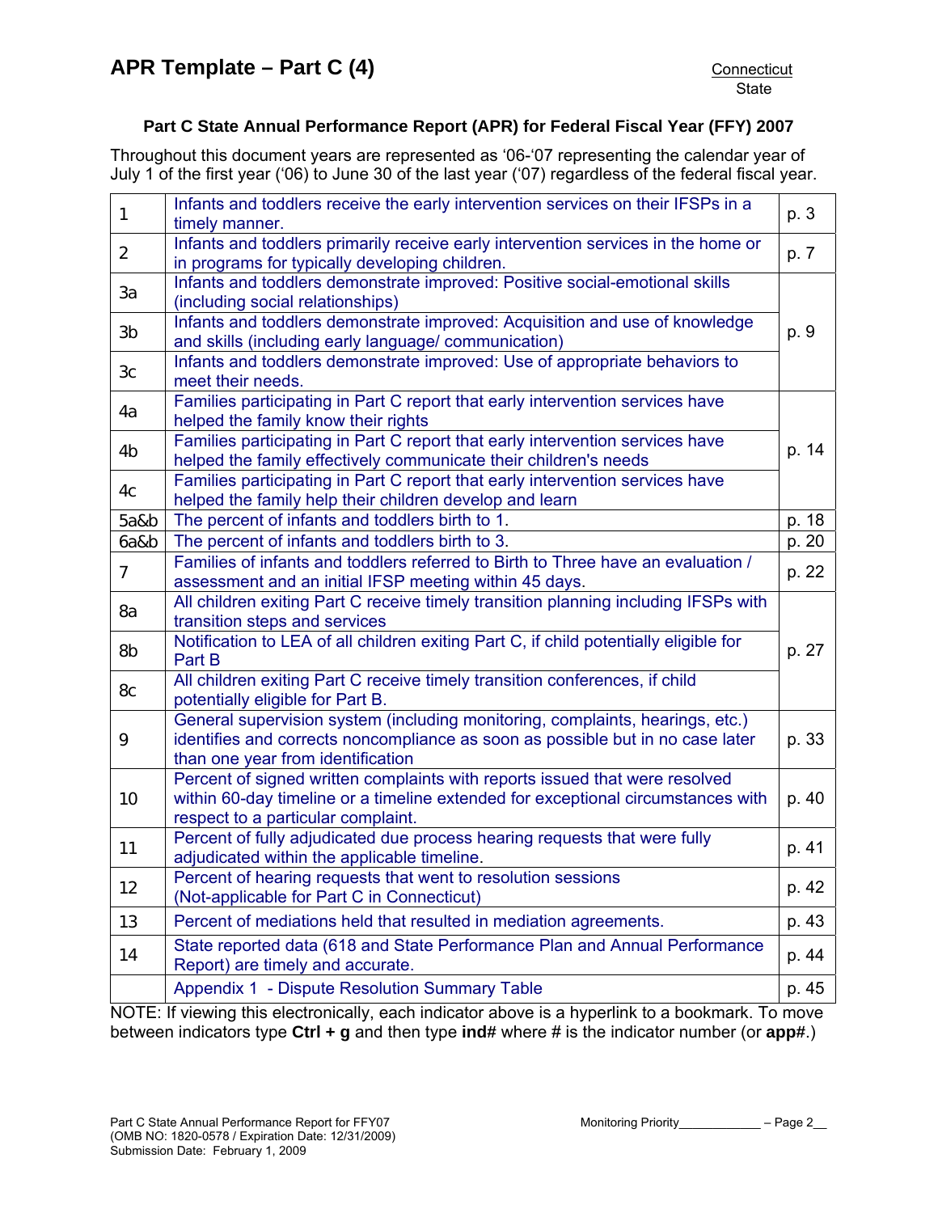# APR Template – Part C (4)

Connecticut
State

**Part C State Annual Performance Report (APR) for Federal Fiscal Year (FFY) 2007**

Throughout this document years are represented as '06-'07 representing the calendar year of July 1 of the first year ('06) to June 30 of the last year ('07) regardless of the federal fiscal year.

| | | |
|---|---|---|
| 1 | Infants and toddlers receive the early intervention services on their IFSPs in a timely manner. | p. 3 |
| 2 | Infants and toddlers primarily receive early intervention services in the home or in programs for typically developing children. | p. 7 |
| 3a | Infants and toddlers demonstrate improved: Positive social-emotional skills (including social relationships) | p. 9 |
| 3b | Infants and toddlers demonstrate improved: Acquisition and use of knowledge and skills (including early language/ communication) | |
| 3c | Infants and toddlers demonstrate improved: Use of appropriate behaviors to meet their needs. | |
| 4a | Families participating in Part C report that early intervention services have helped the family know their rights | p. 14 |
| 4b | Families participating in Part C report that early intervention services have helped the family effectively communicate their children's needs | |
| 4c | Families participating in Part C report that early intervention services have helped the family help their children develop and learn | |
| 5a&b | The percent of infants and toddlers birth to 1. | p. 18 |
| 6a&b | The percent of infants and toddlers birth to 3. | p. 20 |
| 7 | Families of infants and toddlers referred to Birth to Three have an evaluation / assessment and an initial IFSP meeting within 45 days. | p. 22 |
| 8a | All children exiting Part C receive timely transition planning including IFSPs with transition steps and services | p. 27 |
| 8b | Notification to LEA of all children exiting Part C, if child potentially eligible for Part B | |
| 8c | All children exiting Part C receive timely transition conferences, if child potentially eligible for Part B. | |
| 9 | General supervision system (including monitoring, complaints, hearings, etc.) identifies and corrects noncompliance as soon as possible but in no case later than one year from identification | p. 33 |
| 10 | Percent of signed written complaints with reports issued that were resolved within 60-day timeline or a timeline extended for exceptional circumstances with respect to a particular complaint. | p. 40 |
| 11 | Percent of fully adjudicated due process hearing requests that were fully adjudicated within the applicable timeline. | p. 41 |
| 12 | Percent of hearing requests that went to resolution sessions (Not-applicable for Part C in Connecticut) | p. 42 |
| 13 | Percent of mediations held that resulted in mediation agreements. | p. 43 |
| 14 | State reported data (618 and State Performance Plan and Annual Performance Report) are timely and accurate. | p. 44 |
| | Appendix 1 - Dispute Resolution Summary Table | p. 45 |

NOTE: If viewing this electronically, each indicator above is a hyperlink to a bookmark. To move between indicators type **Ctrl + g** and then type **ind#** where # is the indicator number (or **app#**.)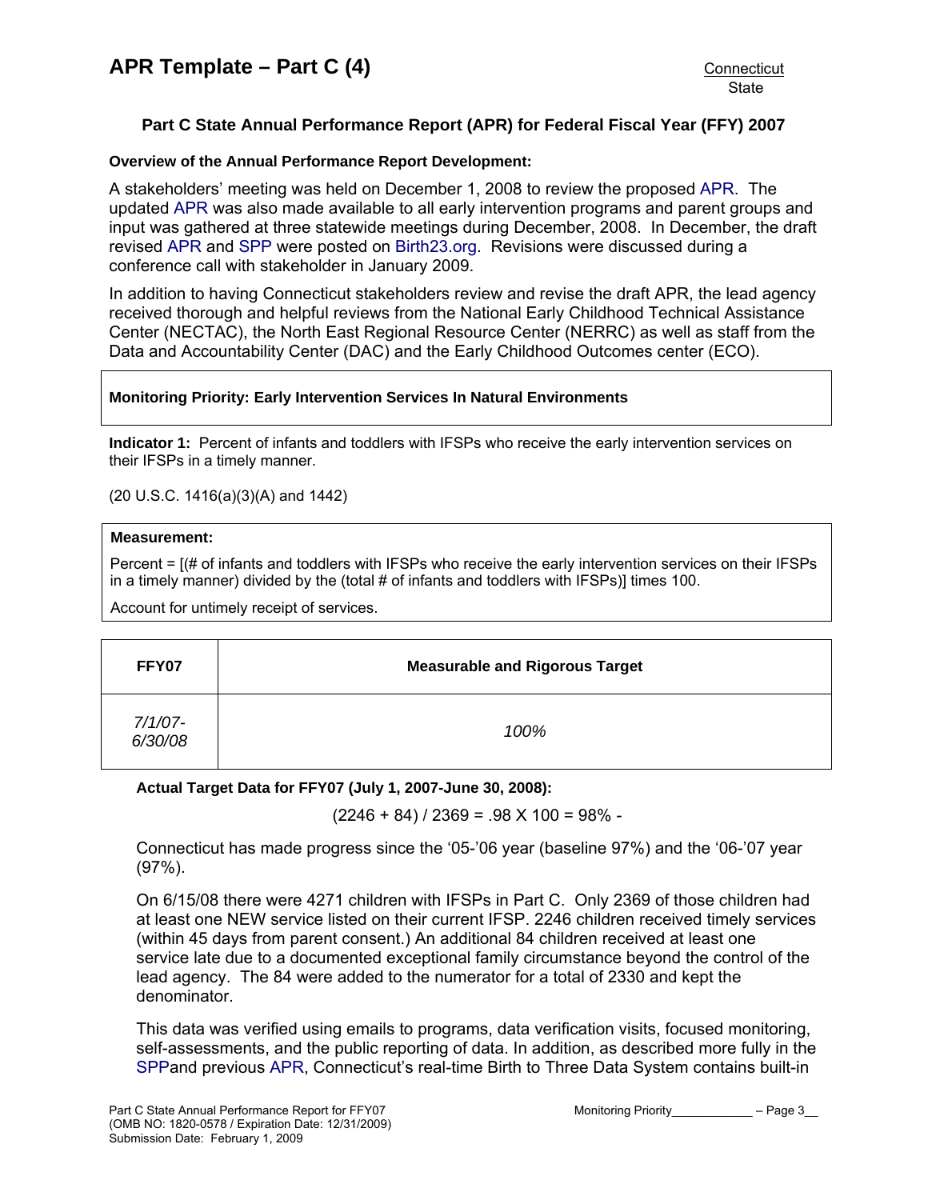## Part C State Annual Performance Report (APR) for Federal Fiscal Year (FFY) 2007

**Overview of the Annual Performance Report Development:**

A stakeholders' meeting was held on December 1, 2008 to review the proposed APR. The updated APR was also made available to all early intervention programs and parent groups and input was gathered at three statewide meetings during December, 2008. In December, the draft revised APR and SPP were posted on Birth23.org. Revisions were discussed during a conference call with stakeholder in January 2009.

In addition to having Connecticut stakeholders review and revise the draft APR, the lead agency received thorough and helpful reviews from the National Early Childhood Technical Assistance Center (NECTAC), the North East Regional Resource Center (NERRC) as well as staff from the Data and Accountability Center (DAC) and the Early Childhood Outcomes center (ECO).

**Monitoring Priority: Early Intervention Services In Natural Environments**

**Indicator 1:** Percent of infants and toddlers with IFSPs who receive the early intervention services on their IFSPs in a timely manner.

(20 U.S.C. 1416(a)(3)(A) and 1442)

**Measurement:**

Percent = [(# of infants and toddlers with IFSPs who receive the early intervention services on their IFSPs in a timely manner) divided by the (total # of infants and toddlers with IFSPs)] times 100.

Account for untimely receipt of services.

| FFY07 | Measurable and Rigorous Target |
|---|---|
| *7/1/07-6/30/08* | *100%* |

**Actual Target Data for FFY07 (July 1, 2007-June 30, 2008):**

(2246 + 84) / 2369 = .98 X 100 = 98% -

Connecticut has made progress since the '05-'06 year (baseline 97%) and the '06-'07 year (97%).

On 6/15/08 there were 4271 children with IFSPs in Part C. Only 2369 of those children had at least one NEW service listed on their current IFSP. 2246 children received timely services (within 45 days from parent consent.) An additional 84 children received at least one service late due to a documented exceptional family circumstance beyond the control of the lead agency. The 84 were added to the numerator for a total of 2330 and kept the denominator.

This data was verified using emails to programs, data verification visits, focused monitoring, self-assessments, and the public reporting of data. In addition, as described more fully in the SPPand previous APR, Connecticut's real-time Birth to Three Data System contains built-in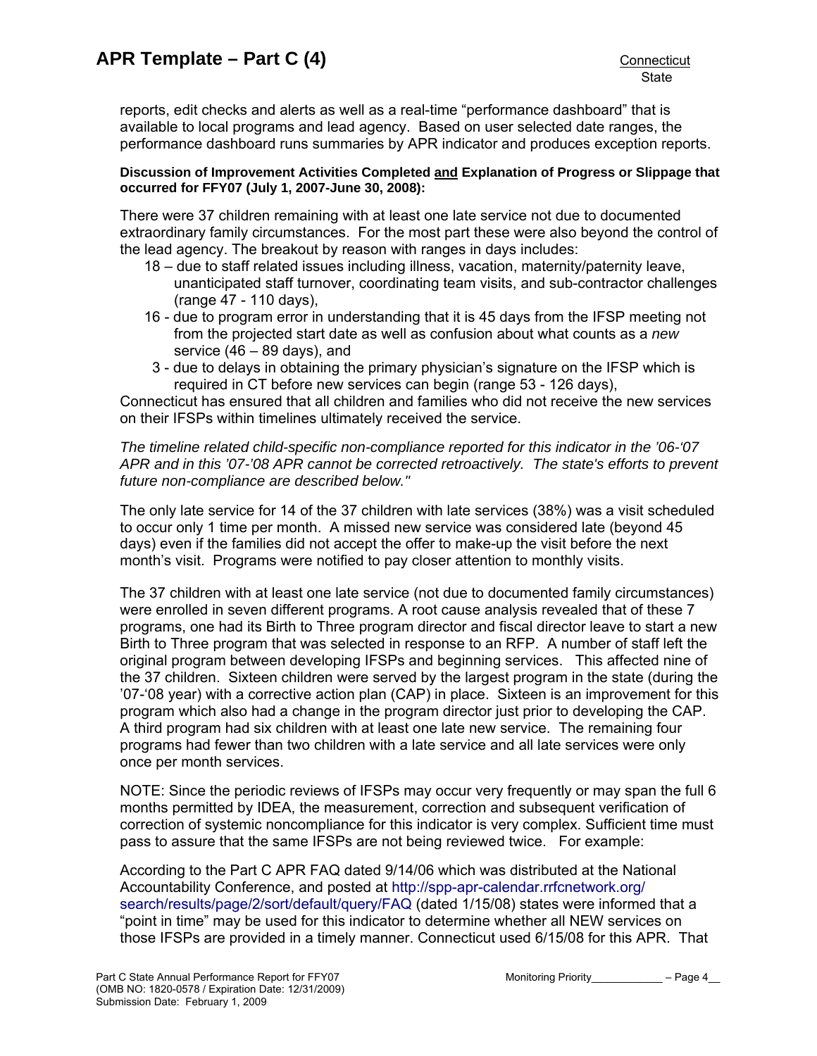reports, edit checks and alerts as well as a real-time "performance dashboard" that is available to local programs and lead agency. Based on user selected date ranges, the performance dashboard runs summaries by APR indicator and produces exception reports.

**Discussion of Improvement Activities Completed and Explanation of Progress or Slippage that occurred for FFY07 (July 1, 2007-June 30, 2008):**

There were 37 children remaining with at least one late service not due to documented extraordinary family circumstances. For the most part these were also beyond the control of the lead agency. The breakout by reason with ranges in days includes:

- 18 – due to staff related issues including illness, vacation, maternity/paternity leave, unanticipated staff turnover, coordinating team visits, and sub-contractor challenges (range 47 - 110 days),
- 16 - due to program error in understanding that it is 45 days from the IFSP meeting not from the projected start date as well as confusion about what counts as a *new* service (46 – 89 days), and
- 3 - due to delays in obtaining the primary physician's signature on the IFSP which is required in CT before new services can begin (range 53 - 126 days),

Connecticut has ensured that all children and families who did not receive the new services on their IFSPs within timelines ultimately received the service.

*The timeline related child-specific non-compliance reported for this indicator in the '06-'07 APR and in this '07-'08 APR cannot be corrected retroactively. The state's efforts to prevent future non-compliance are described below."*

The only late service for 14 of the 37 children with late services (38%) was a visit scheduled to occur only 1 time per month. A missed new service was considered late (beyond 45 days) even if the families did not accept the offer to make-up the visit before the next month's visit. Programs were notified to pay closer attention to monthly visits.

The 37 children with at least one late service (not due to documented family circumstances) were enrolled in seven different programs. A root cause analysis revealed that of these 7 programs, one had its Birth to Three program director and fiscal director leave to start a new Birth to Three program that was selected in response to an RFP. A number of staff left the original program between developing IFSPs and beginning services. This affected nine of the 37 children. Sixteen children were served by the largest program in the state (during the '07-'08 year) with a corrective action plan (CAP) in place. Sixteen is an improvement for this program which also had a change in the program director just prior to developing the CAP. A third program had six children with at least one late new service. The remaining four programs had fewer than two children with a late service and all late services were only once per month services.

NOTE: Since the periodic reviews of IFSPs may occur very frequently or may span the full 6 months permitted by IDEA, the measurement, correction and subsequent verification of correction of systemic noncompliance for this indicator is very complex. Sufficient time must pass to assure that the same IFSPs are not being reviewed twice. For example:

According to the Part C APR FAQ dated 9/14/06 which was distributed at the National Accountability Conference, and posted at http://spp-apr-calendar.rrfcnetwork.org/search/results/page/2/sort/default/query/FAQ (dated 1/15/08) states were informed that a "point in time" may be used for this indicator to determine whether all NEW services on those IFSPs are provided in a timely manner. Connecticut used 6/15/08 for this APR. That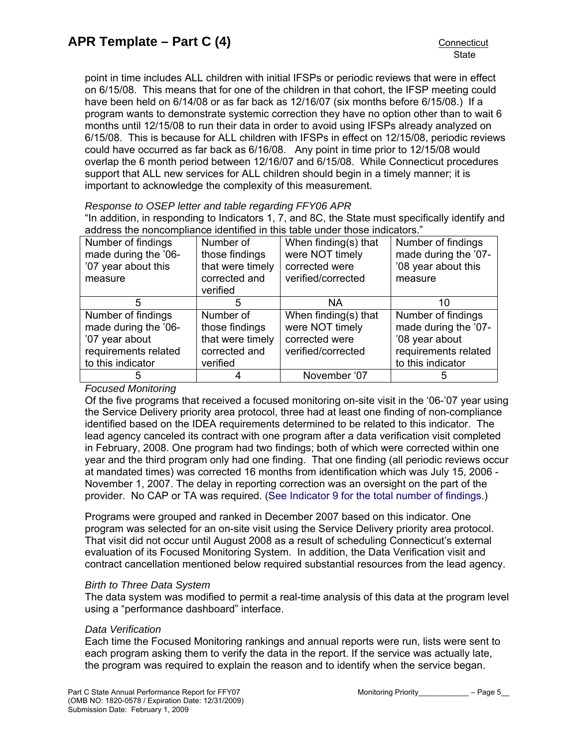point in time includes ALL children with initial IFSPs or periodic reviews that were in effect on 6/15/08. This means that for one of the children in that cohort, the IFSP meeting could have been held on 6/14/08 or as far back as 12/16/07 (six months before 6/15/08.) If a program wants to demonstrate systemic correction they have no option other than to wait 6 months until 12/15/08 to run their data in order to avoid using IFSPs already analyzed on 6/15/08. This is because for ALL children with IFSPs in effect on 12/15/08, periodic reviews could have occurred as far back as 6/16/08. Any point in time prior to 12/15/08 would overlap the 6 month period between 12/16/07 and 6/15/08. While Connecticut procedures support that ALL new services for ALL children should begin in a timely manner; it is important to acknowledge the complexity of this measurement.

*Response to OSEP letter and table regarding FFY06 APR*

"In addition, in responding to Indicators 1, 7, and 8C, the State must specifically identify and address the noncompliance identified in this table under those indicators."

| Number of findings made during the '06-'07 year about this measure | Number of those findings that were timely corrected and verified | When finding(s) that were NOT timely corrected were verified/corrected | Number of findings made during the '07-'08 year about this measure |
|---|---|---|---|
| 5 | 5 | NA | 10 |
| **Number of findings made during the '06-'07 year about requirements related to this indicator** | **Number of those findings that were timely corrected and verified** | **When finding(s) that were NOT timely corrected were verified/corrected** | **Number of findings made during the '07-'08 year about requirements related to this indicator** |
| 5 | 4 | November '07 | 5 |

*Focused Monitoring*

Of the five programs that received a focused monitoring on-site visit in the '06-'07 year using the Service Delivery priority area protocol, three had at least one finding of non-compliance identified based on the IDEA requirements determined to be related to this indicator. The lead agency canceled its contract with one program after a data verification visit completed in February, 2008. One program had two findings; both of which were corrected within one year and the third program only had one finding. That one finding (all periodic reviews occur at mandated times) was corrected 16 months from identification which was July 15, 2006 - November 1, 2007. The delay in reporting correction was an oversight on the part of the provider. No CAP or TA was required. (See Indicator 9 for the total number of findings.)

Programs were grouped and ranked in December 2007 based on this indicator. One program was selected for an on-site visit using the Service Delivery priority area protocol. That visit did not occur until August 2008 as a result of scheduling Connecticut's external evaluation of its Focused Monitoring System. In addition, the Data Verification visit and contract cancellation mentioned below required substantial resources from the lead agency.

*Birth to Three Data System*

The data system was modified to permit a real-time analysis of this data at the program level using a "performance dashboard" interface.

*Data Verification*

Each time the Focused Monitoring rankings and annual reports were run, lists were sent to each program asking them to verify the data in the report. If the service was actually late, the program was required to explain the reason and to identify when the service began.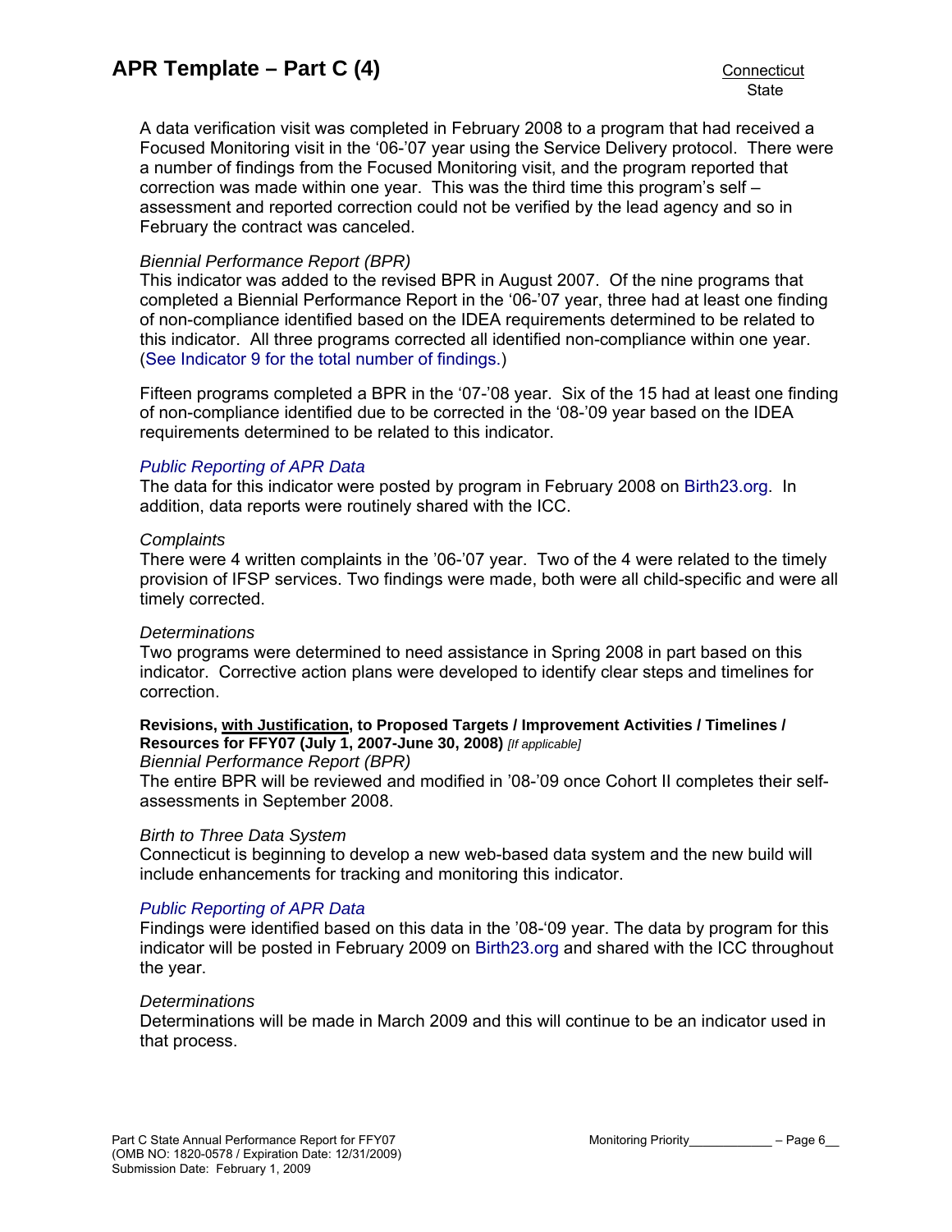A data verification visit was completed in February 2008 to a program that had received a Focused Monitoring visit in the ‘06-’07 year using the Service Delivery protocol. There were a number of findings from the Focused Monitoring visit, and the program reported that correction was made within one year. This was the third time this program’s self – assessment and reported correction could not be verified by the lead agency and so in February the contract was canceled.

*Biennial Performance Report (BPR)*
This indicator was added to the revised BPR in August 2007. Of the nine programs that completed a Biennial Performance Report in the ‘06-’07 year, three had at least one finding of non-compliance identified based on the IDEA requirements determined to be related to this indicator. All three programs corrected all identified non-compliance within one year. (See Indicator 9 for the total number of findings.)

Fifteen programs completed a BPR in the ‘07-’08 year. Six of the 15 had at least one finding of non-compliance identified due to be corrected in the ‘08-’09 year based on the IDEA requirements determined to be related to this indicator.

*Public Reporting of APR Data*
The data for this indicator were posted by program in February 2008 on Birth23.org. In addition, data reports were routinely shared with the ICC.

*Complaints*
There were 4 written complaints in the ’06-’07 year. Two of the 4 were related to the timely provision of IFSP services. Two findings were made, both were all child-specific and were all timely corrected.

*Determinations*
Two programs were determined to need assistance in Spring 2008 in part based on this indicator. Corrective action plans were developed to identify clear steps and timelines for correction.

**Revisions, <u>with Justification</u>, to Proposed Targets / Improvement Activities / Timelines / Resources for FFY07 (July 1, 2007-June 30, 2008)** *[If applicable]*
*Biennial Performance Report (BPR)*
The entire BPR will be reviewed and modified in ’08-’09 once Cohort II completes their self-assessments in September 2008.

*Birth to Three Data System*
Connecticut is beginning to develop a new web-based data system and the new build will include enhancements for tracking and monitoring this indicator.

*Public Reporting of APR Data*
Findings were identified based on this data in the ’08-‘09 year. The data by program for this indicator will be posted in February 2009 on Birth23.org and shared with the ICC throughout the year.

*Determinations*
Determinations will be made in March 2009 and this will continue to be an indicator used in that process.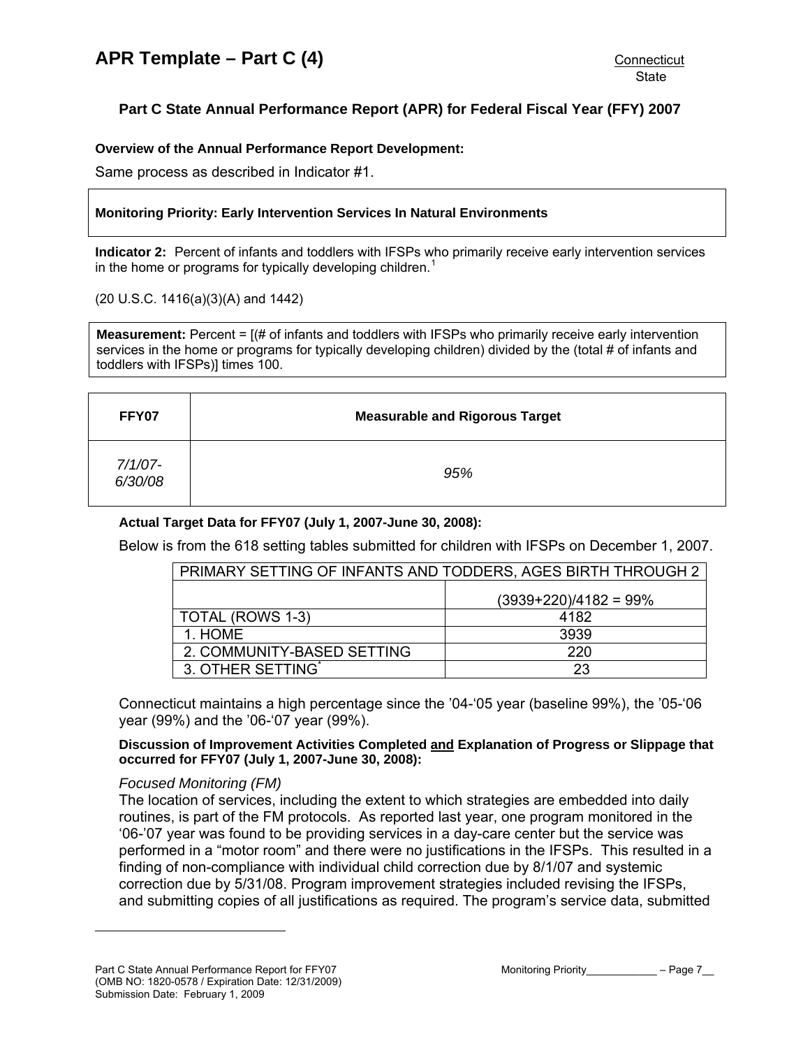# APR Template – Part C (4)

Connecticut
State

## Part C State Annual Performance Report (APR) for Federal Fiscal Year (FFY) 2007

**Overview of the Annual Performance Report Development:**

Same process as described in Indicator #1.

**Monitoring Priority: Early Intervention Services In Natural Environments**

**Indicator 2:** Percent of infants and toddlers with IFSPs who primarily receive early intervention services in the home or programs for typically developing children.[1]

(20 U.S.C. 1416(a)(3)(A) and 1442)

**Measurement:** Percent = [(# of infants and toddlers with IFSPs who primarily receive early intervention services in the home or programs for typically developing children) divided by the (total # of infants and toddlers with IFSPs)] times 100.

| FFY07 | Measurable and Rigorous Target |
|---|---|
| *7/1/07-6/30/08* | *95%* |

**Actual Target Data for FFY07 (July 1, 2007-June 30, 2008):**

Below is from the 618 setting tables submitted for children with IFSPs on December 1, 2007.

| PRIMARY SETTING OF INFANTS AND TODDERS, AGES BIRTH THROUGH 2 | |
|---|---|
| | (3939+220)/4182 = 99% |
| TOTAL (ROWS 1-3) | 4182 |
| 1. HOME | 3939 |
| 2. COMMUNITY-BASED SETTING | 220 |
| 3. OTHER SETTING* | 23 |

Connecticut maintains a high percentage since the '04-'05 year (baseline 99%), the '05-'06 year (99%) and the '06-'07 year (99%).

**Discussion of Improvement Activities Completed and Explanation of Progress or Slippage that occurred for FFY07 (July 1, 2007-June 30, 2008):**

*Focused Monitoring (FM)*

The location of services, including the extent to which strategies are embedded into daily routines, is part of the FM protocols. As reported last year, one program monitored in the '06-'07 year was found to be providing services in a day-care center but the service was performed in a "motor room" and there were no justifications in the IFSPs. This resulted in a finding of non-compliance with individual child correction due by 8/1/07 and systemic correction due by 5/31/08. Program improvement strategies included revising the IFSPs, and submitting copies of all justifications as required. The program's service data, submitted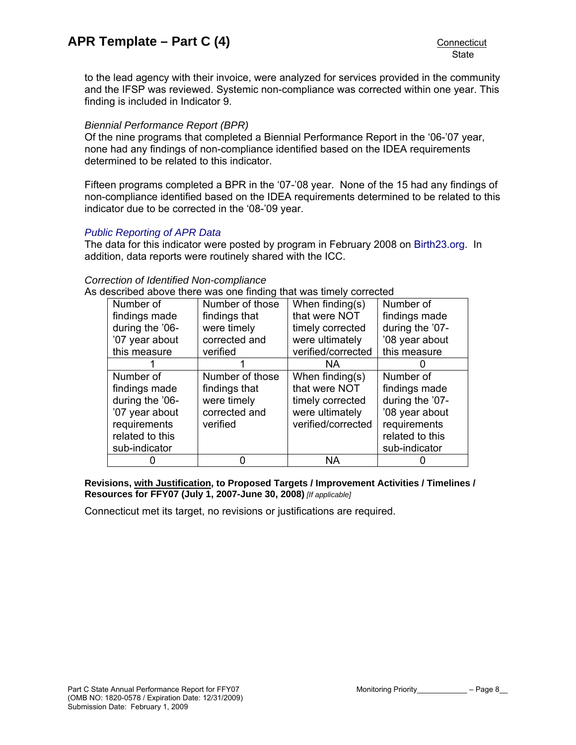to the lead agency with their invoice, were analyzed for services provided in the community and the IFSP was reviewed. Systemic non-compliance was corrected within one year. This finding is included in Indicator 9.

*Biennial Performance Report (BPR)*

Of the nine programs that completed a Biennial Performance Report in the '06-'07 year, none had any findings of non-compliance identified based on the IDEA requirements determined to be related to this indicator.

Fifteen programs completed a BPR in the '07-'08 year. None of the 15 had any findings of non-compliance identified based on the IDEA requirements determined to be related to this indicator due to be corrected in the '08-'09 year.

*Public Reporting of APR Data*

The data for this indicator were posted by program in February 2008 on Birth23.org. In addition, data reports were routinely shared with the ICC.

*Correction of Identified Non-compliance*

As described above there was one finding that was timely corrected

| Number of findings made during the '06-'07 year about this measure | Number of those findings that were timely corrected and verified | When finding(s) that were NOT timely corrected were ultimately verified/corrected | Number of findings made during the '07-'08 year about this measure |
|---|---|---|---|
| 1 | 1 | NA | 0 |
| Number of findings made during the '06-'07 year about requirements related to this sub-indicator | Number of those findings that were timely corrected and verified | When finding(s) that were NOT timely corrected were ultimately verified/corrected | Number of findings made during the '07-'08 year about requirements related to this sub-indicator |
| 0 | 0 | NA | 0 |

**Revisions, with Justification, to Proposed Targets / Improvement Activities / Timelines / Resources for FFY07 (July 1, 2007-June 30, 2008)** *[If applicable]*

Connecticut met its target, no revisions or justifications are required.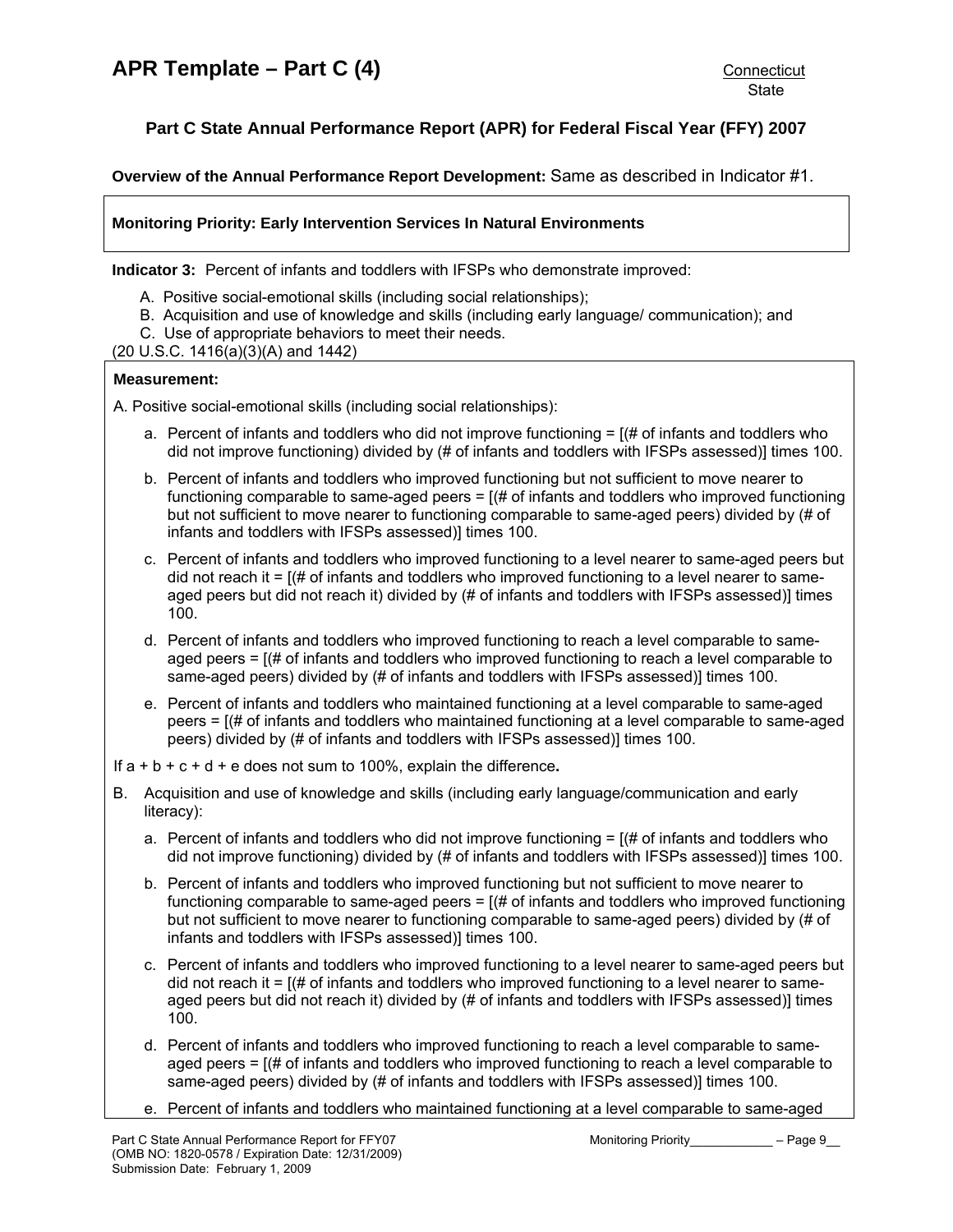# APR Template – Part C (4)

Connecticut
State

## Part C State Annual Performance Report (APR) for Federal Fiscal Year (FFY) 2007

**Overview of the Annual Performance Report Development:** Same as described in Indicator #1.

**Monitoring Priority: Early Intervention Services In Natural Environments**

**Indicator 3:** Percent of infants and toddlers with IFSPs who demonstrate improved:

A. Positive social-emotional skills (including social relationships);
B. Acquisition and use of knowledge and skills (including early language/ communication); and
C. Use of appropriate behaviors to meet their needs.

(20 U.S.C. 1416(a)(3)(A) and 1442)

**Measurement:**

A. Positive social-emotional skills (including social relationships):

a. Percent of infants and toddlers who did not improve functioning = [(# of infants and toddlers who did not improve functioning) divided by (# of infants and toddlers with IFSPs assessed)] times 100.

b. Percent of infants and toddlers who improved functioning but not sufficient to move nearer to functioning comparable to same-aged peers = [(# of infants and toddlers who improved functioning but not sufficient to move nearer to functioning comparable to same-aged peers) divided by (# of infants and toddlers with IFSPs assessed)] times 100.

c. Percent of infants and toddlers who improved functioning to a level nearer to same-aged peers but did not reach it = [(# of infants and toddlers who improved functioning to a level nearer to same-aged peers but did not reach it) divided by (# of infants and toddlers with IFSPs assessed)] times 100.

d. Percent of infants and toddlers who improved functioning to reach a level comparable to same-aged peers = [(# of infants and toddlers who improved functioning to reach a level comparable to same-aged peers) divided by (# of infants and toddlers with IFSPs assessed)] times 100.

e. Percent of infants and toddlers who maintained functioning at a level comparable to same-aged peers = [(# of infants and toddlers who maintained functioning at a level comparable to same-aged peers) divided by (# of infants and toddlers with IFSPs assessed)] times 100.

If a + b + c + d + e does not sum to 100%, explain the difference**.**

B. Acquisition and use of knowledge and skills (including early language/communication and early literacy):

a. Percent of infants and toddlers who did not improve functioning = [(# of infants and toddlers who did not improve functioning) divided by (# of infants and toddlers with IFSPs assessed)] times 100.

b. Percent of infants and toddlers who improved functioning but not sufficient to move nearer to functioning comparable to same-aged peers = [(# of infants and toddlers who improved functioning but not sufficient to move nearer to functioning comparable to same-aged peers) divided by (# of infants and toddlers with IFSPs assessed)] times 100.

c. Percent of infants and toddlers who improved functioning to a level nearer to same-aged peers but did not reach it = [(# of infants and toddlers who improved functioning to a level nearer to same-aged peers but did not reach it) divided by (# of infants and toddlers with IFSPs assessed)] times 100.

d. Percent of infants and toddlers who improved functioning to reach a level comparable to same-aged peers = [(# of infants and toddlers who improved functioning to reach a level comparable to same-aged peers) divided by (# of infants and toddlers with IFSPs assessed)] times 100.

e. Percent of infants and toddlers who maintained functioning at a level comparable to same-aged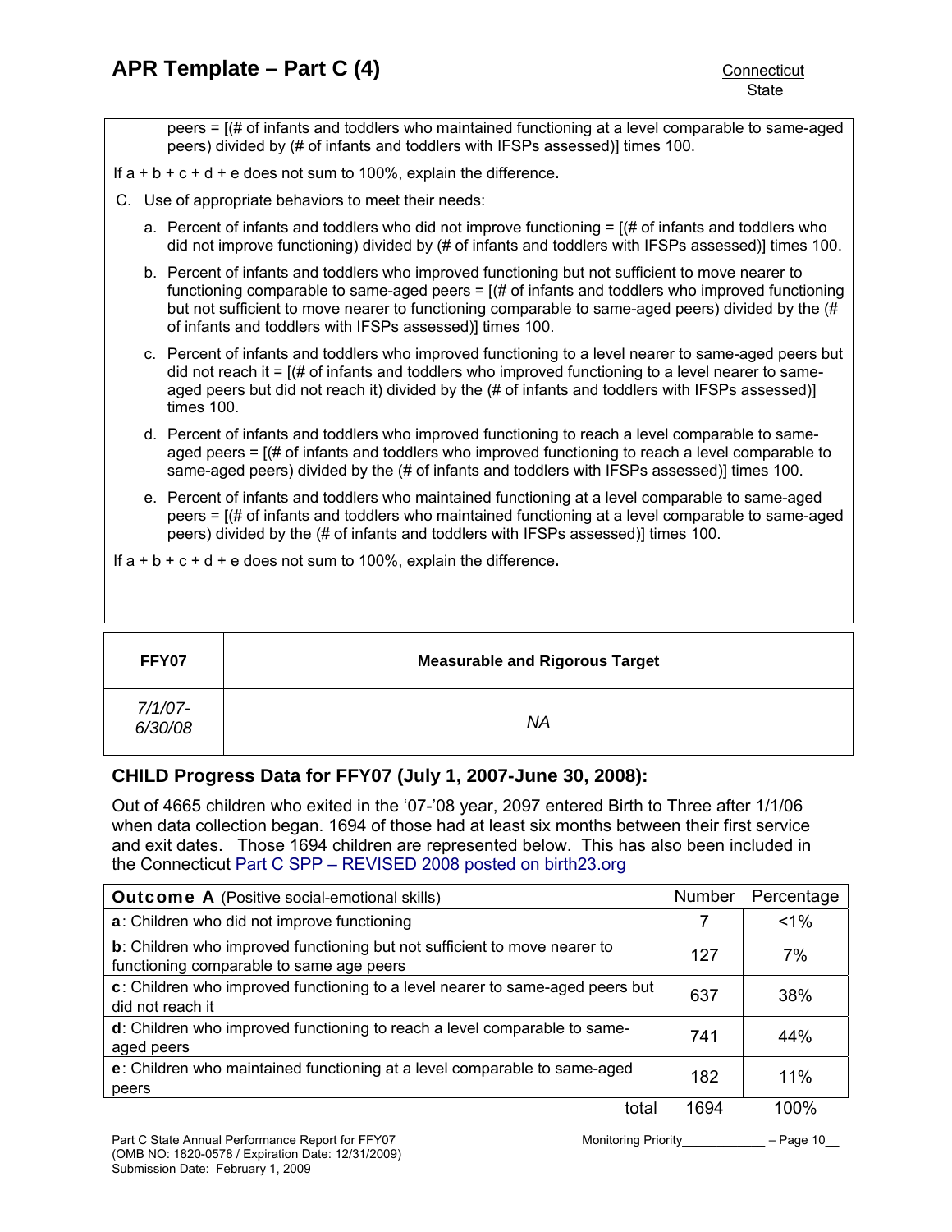peers = [(# of infants and toddlers who maintained functioning at a level comparable to same-aged peers) divided by (# of infants and toddlers with IFSPs assessed)] times 100.

If a + b + c + d + e does not sum to 100%, explain the difference**.**

C. Use of appropriate behaviors to meet their needs:

a. Percent of infants and toddlers who did not improve functioning = [(# of infants and toddlers who did not improve functioning) divided by (# of infants and toddlers with IFSPs assessed)] times 100.

b. Percent of infants and toddlers who improved functioning but not sufficient to move nearer to functioning comparable to same-aged peers = [(# of infants and toddlers who improved functioning but not sufficient to move nearer to functioning comparable to same-aged peers) divided by the (# of infants and toddlers with IFSPs assessed)] times 100.

c. Percent of infants and toddlers who improved functioning to a level nearer to same-aged peers but did not reach it = [(# of infants and toddlers who improved functioning to a level nearer to same-aged peers but did not reach it) divided by the (# of infants and toddlers with IFSPs assessed)] times 100.

d. Percent of infants and toddlers who improved functioning to reach a level comparable to same-aged peers = [(# of infants and toddlers who improved functioning to reach a level comparable to same-aged peers) divided by the (# of infants and toddlers with IFSPs assessed)] times 100.

e. Percent of infants and toddlers who maintained functioning at a level comparable to same-aged peers = [(# of infants and toddlers who maintained functioning at a level comparable to same-aged peers) divided by the (# of infants and toddlers with IFSPs assessed)] times 100.

If a + b + c + d + e does not sum to 100%, explain the difference**.**

| FFY07 | Measurable and Rigorous Target |
|---|---|
| *7/1/07-6/30/08* | *NA* |

### CHILD Progress Data for FFY07 (July 1, 2007-June 30, 2008):

Out of 4665 children who exited in the '07-'08 year, 2097 entered Birth to Three after 1/1/06 when data collection began. 1694 of those had at least six months between their first service and exit dates. Those 1694 children are represented below. This has also been included in the Connecticut Part C SPP – REVISED 2008 posted on birth23.org

| **Outcome A** (Positive social-emotional skills) | Number | Percentage |
|---|---|---|
| **a**: Children who did not improve functioning | 7 | <1% |
| **b**: Children who improved functioning but not sufficient to move nearer to functioning comparable to same age peers | 127 | 7% |
| **c**: Children who improved functioning to a level nearer to same-aged peers but did not reach it | 637 | 38% |
| **d**: Children who improved functioning to reach a level comparable to same-aged peers | 741 | 44% |
| **e**: Children who maintained functioning at a level comparable to same-aged peers | 182 | 11% |
| total | 1694 | 100% |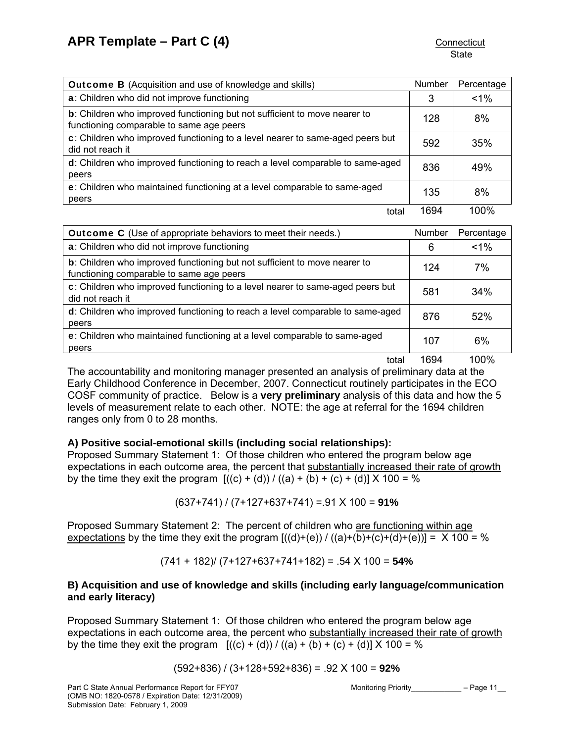# APR Template – Part C (4)

Connecticut
State

| **Outcome B** (Acquisition and use of knowledge and skills) | Number | Percentage |
|---|---|---|
| **a**: Children who did not improve functioning | 3 | <1% |
| **b**: Children who improved functioning but not sufficient to move nearer to functioning comparable to same age peers | 128 | 8% |
| **c**: Children who improved functioning to a level nearer to same-aged peers but did not reach it | 592 | 35% |
| **d**: Children who improved functioning to reach a level comparable to same-aged peers | 836 | 49% |
| **e**: Children who maintained functioning at a level comparable to same-aged peers | 135 | 8% |
| total | 1694 | 100% |

| **Outcome C** (Use of appropriate behaviors to meet their needs.) | Number | Percentage |
|---|---|---|
| **a**: Children who did not improve functioning | 6 | <1% |
| **b**: Children who improved functioning but not sufficient to move nearer to functioning comparable to same age peers | 124 | 7% |
| **c**: Children who improved functioning to a level nearer to same-aged peers but did not reach it | 581 | 34% |
| **d**: Children who improved functioning to reach a level comparable to same-aged peers | 876 | 52% |
| **e**: Children who maintained functioning at a level comparable to same-aged peers | 107 | 6% |
| total | 1694 | 100% |

The accountability and monitoring manager presented an analysis of preliminary data at the Early Childhood Conference in December, 2007. Connecticut routinely participates in the ECO COSF community of practice. Below is a **very preliminary** analysis of this data and how the 5 levels of measurement relate to each other. NOTE: the age at referral for the 1694 children ranges only from 0 to 28 months.

**A) Positive social-emotional skills (including social relationships):**

Proposed Summary Statement 1: Of those children who entered the program below age expectations in each outcome area, the percent that substantially increased their rate of growth by the time they exit the program [((c) + (d)) / ((a) + (b) + (c) + (d)] X 100 = %

(637+741) / (7+127+637+741) =.91 X 100 = **91%**

Proposed Summary Statement 2: The percent of children who are functioning within age expectations by the time they exit the program [((d)+(e)) / ((a)+(b)+(c)+(d)+(e))] = X 100 = %

(741 + 182)/ (7+127+637+741+182) = .54 X 100 = **54%**

**B) Acquisition and use of knowledge and skills (including early language/communication and early literacy)**

Proposed Summary Statement 1: Of those children who entered the program below age expectations in each outcome area, the percent who substantially increased their rate of growth by the time they exit the program [((c) + (d)) / ((a) + (b) + (c) + (d)] X 100 = %

(592+836) / (3+128+592+836) = .92 X 100 = **92%**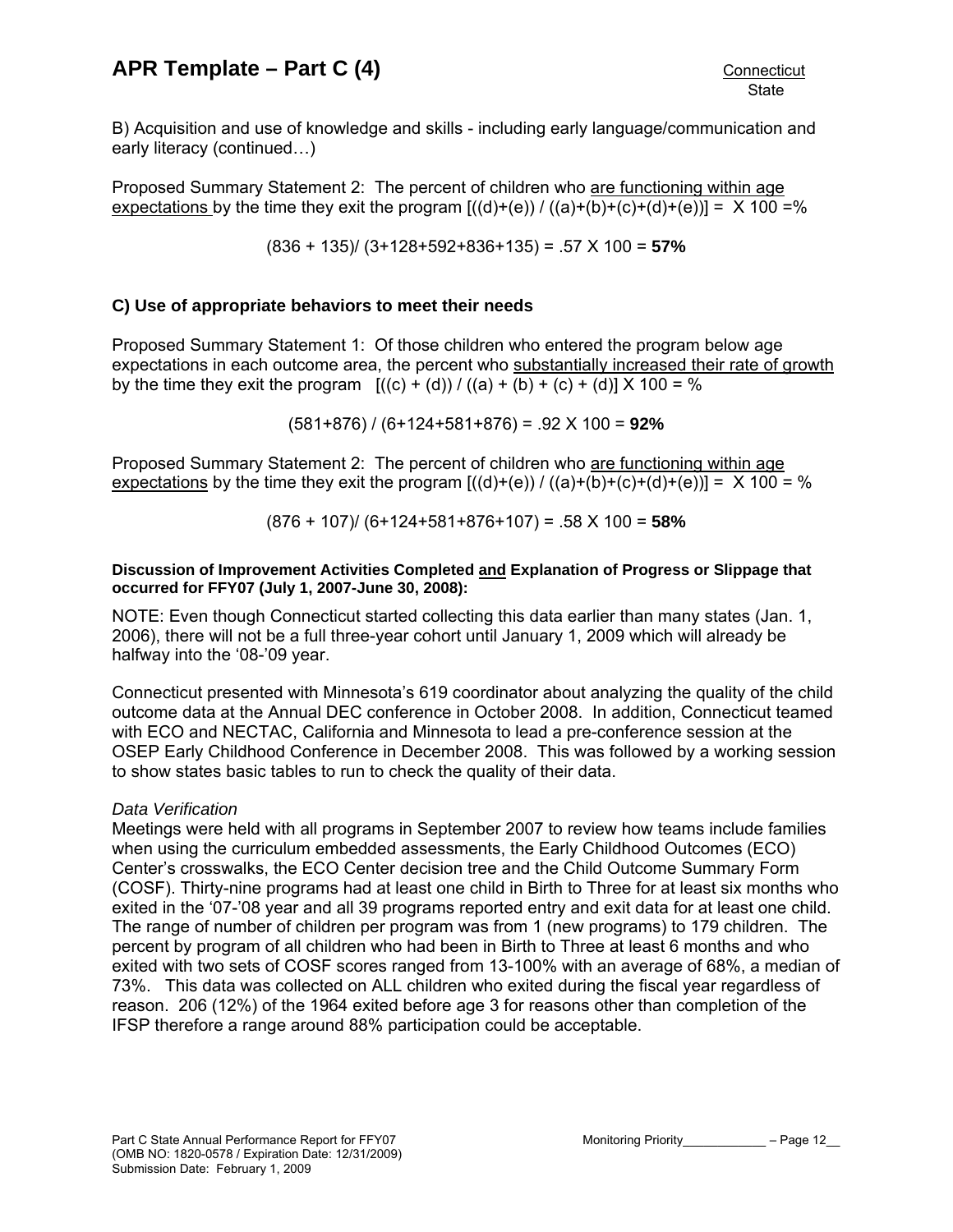B) Acquisition and use of knowledge and skills - including early language/communication and early literacy (continued…)

Proposed Summary Statement 2: The percent of children who <u>are functioning within age expectations</u> by the time they exit the program [((d)+(e)) / ((a)+(b)+(c)+(d)+(e))] = X 100 =%

(836 + 135)/ (3+128+592+836+135) = .57 X 100 = **57%**

### C) Use of appropriate behaviors to meet their needs

Proposed Summary Statement 1: Of those children who entered the program below age expectations in each outcome area, the percent who <u>substantially increased their rate of growth</u> by the time they exit the program [((c) + (d)) / ((a) + (b) + (c) + (d)] X 100 = %

(581+876) / (6+124+581+876) = .92 X 100 = **92%**

Proposed Summary Statement 2: The percent of children who <u>are functioning within age expectations</u> by the time they exit the program [((d)+(e)) / ((a)+(b)+(c)+(d)+(e))] = X 100 = %

(876 + 107)/ (6+124+581+876+107) = .58 X 100 = **58%**

**Discussion of Improvement Activities Completed <u>and</u> Explanation of Progress or Slippage that occurred for FFY07 (July 1, 2007-June 30, 2008):**

NOTE: Even though Connecticut started collecting this data earlier than many states (Jan. 1, 2006), there will not be a full three-year cohort until January 1, 2009 which will already be halfway into the '08-'09 year.

Connecticut presented with Minnesota's 619 coordinator about analyzing the quality of the child outcome data at the Annual DEC conference in October 2008. In addition, Connecticut teamed with ECO and NECTAC, California and Minnesota to lead a pre-conference session at the OSEP Early Childhood Conference in December 2008. This was followed by a working session to show states basic tables to run to check the quality of their data.

*Data Verification*

Meetings were held with all programs in September 2007 to review how teams include families when using the curriculum embedded assessments, the Early Childhood Outcomes (ECO) Center's crosswalks, the ECO Center decision tree and the Child Outcome Summary Form (COSF). Thirty-nine programs had at least one child in Birth to Three for at least six months who exited in the '07-'08 year and all 39 programs reported entry and exit data for at least one child. The range of number of children per program was from 1 (new programs) to 179 children. The percent by program of all children who had been in Birth to Three at least 6 months and who exited with two sets of COSF scores ranged from 13-100% with an average of 68%, a median of 73%. This data was collected on ALL children who exited during the fiscal year regardless of reason. 206 (12%) of the 1964 exited before age 3 for reasons other than completion of the IFSP therefore a range around 88% participation could be acceptable.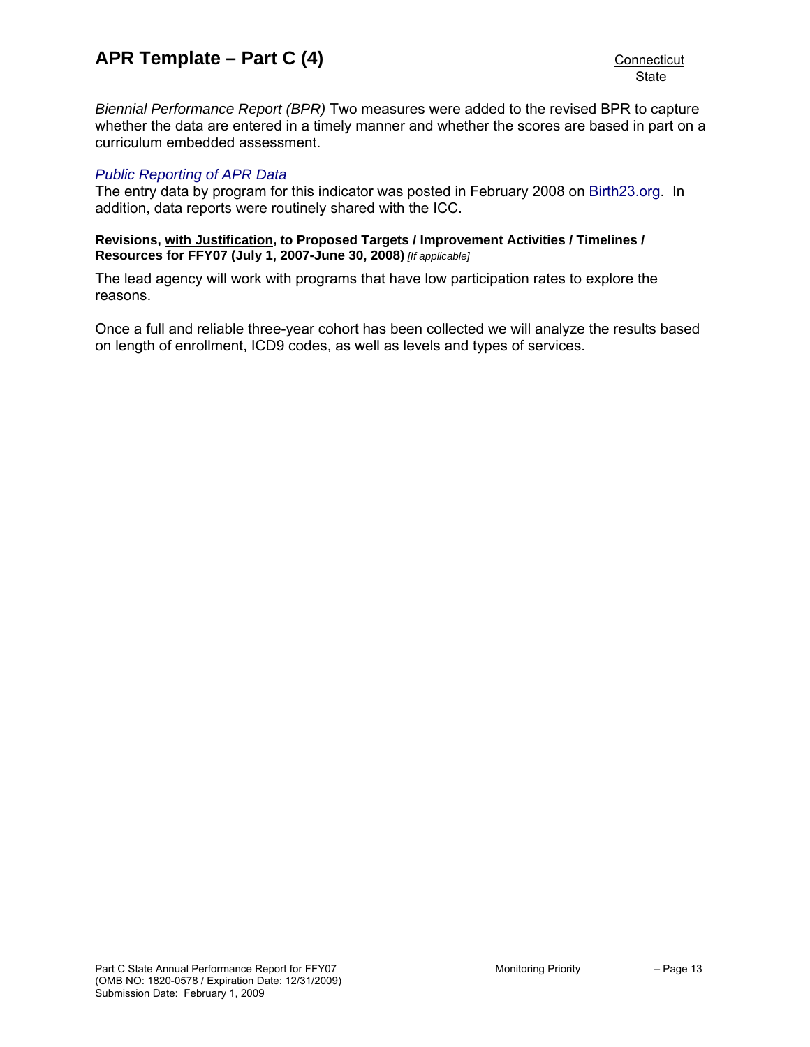*Biennial Performance Report (BPR)* Two measures were added to the revised BPR to capture whether the data are entered in a timely manner and whether the scores are based in part on a curriculum embedded assessment.

*Public Reporting of APR Data*
The entry data by program for this indicator was posted in February 2008 on Birth23.org. In addition, data reports were routinely shared with the ICC.

**Revisions, with Justification, to Proposed Targets / Improvement Activities / Timelines / Resources for FFY07 (July 1, 2007-June 30, 2008)** *[If applicable]*

The lead agency will work with programs that have low participation rates to explore the reasons.

Once a full and reliable three-year cohort has been collected we will analyze the results based on length of enrollment, ICD9 codes, as well as levels and types of services.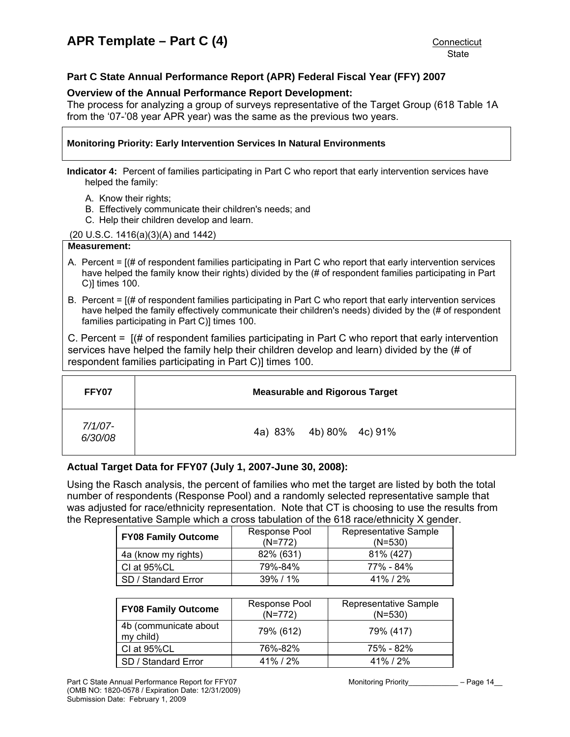# APR Template – Part C (4)

Connecticut
State

### Part C State Annual Performance Report (APR) Federal Fiscal Year (FFY) 2007

**Overview of the Annual Performance Report Development:**

The process for analyzing a group of surveys representative of the Target Group (618 Table 1A from the '07-'08 year APR year) was the same as the previous two years.

**Monitoring Priority: Early Intervention Services In Natural Environments**

**Indicator 4:** Percent of families participating in Part C who report that early intervention services have helped the family:

A. Know their rights;
B. Effectively communicate their children's needs; and
C. Help their children develop and learn.

(20 U.S.C. 1416(a)(3)(A) and 1442)

**Measurement:**

A. Percent = [(# of respondent families participating in Part C who report that early intervention services have helped the family know their rights) divided by the (# of respondent families participating in Part C)] times 100.

B. Percent = [(# of respondent families participating in Part C who report that early intervention services have helped the family effectively communicate their children's needs) divided by the (# of respondent families participating in Part C)] times 100.

C. Percent = [(# of respondent families participating in Part C who report that early intervention services have helped the family help their children develop and learn) divided by the (# of respondent families participating in Part C)] times 100.

| FFY07 | Measurable and Rigorous Target |
|---|---|
| *7/1/07-6/30/08* | 4a) 83% 4b) 80% 4c) 91% |

**Actual Target Data for FFY07 (July 1, 2007-June 30, 2008):**

Using the Rasch analysis, the percent of families who met the target are listed by both the total number of respondents (Response Pool) and a randomly selected representative sample that was adjusted for race/ethnicity representation. Note that CT is choosing to use the results from the Representative Sample which a cross tabulation of the 618 race/ethnicity X gender.

| FY08 Family Outcome | Response Pool (N=772) | Representative Sample (N=530) |
|---|---|---|
| 4a (know my rights) | 82% (631) | 81% (427) |
| CI at 95%CL | 79%-84% | 77% - 84% |
| SD / Standard Error | 39% / 1% | 41% / 2% |

| FY08 Family Outcome | Response Pool (N=772) | Representative Sample (N=530) |
|---|---|---|
| 4b (communicate about my child) | 79% (612) | 79% (417) |
| CI at 95%CL | 76%-82% | 75% - 82% |
| SD / Standard Error | 41% / 2% | 41% / 2% |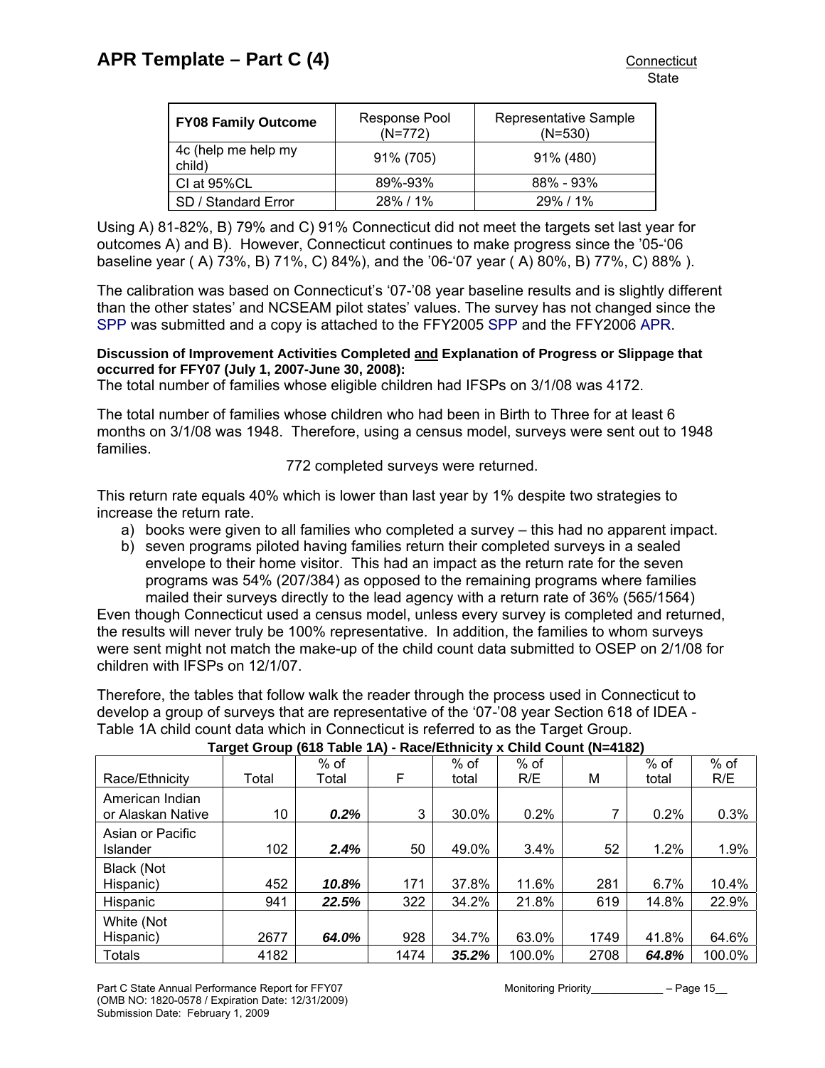| FY08 Family Outcome | Response Pool (N=772) | Representative Sample (N=530) |
|---|---|---|
| 4c (help me help my child) | 91% (705) | 91% (480) |
| CI at 95%CL | 89%-93% | 88% - 93% |
| SD / Standard Error | 28% / 1% | 29% / 1% |

Using A) 81-82%, B) 79% and C) 91% Connecticut did not meet the targets set last year for outcomes A) and B). However, Connecticut continues to make progress since the '05-'06 baseline year ( A) 73%, B) 71%, C) 84%), and the '06-'07 year ( A) 80%, B) 77%, C) 88% ).

The calibration was based on Connecticut's '07-'08 year baseline results and is slightly different than the other states' and NCSEAM pilot states' values. The survey has not changed since the SPP was submitted and a copy is attached to the FFY2005 SPP and the FFY2006 APR.

**Discussion of Improvement Activities Completed and Explanation of Progress or Slippage that occurred for FFY07 (July 1, 2007-June 30, 2008):**

The total number of families whose eligible children had IFSPs on 3/1/08 was 4172.

The total number of families whose children who had been in Birth to Three for at least 6 months on 3/1/08 was 1948. Therefore, using a census model, surveys were sent out to 1948 families.

772 completed surveys were returned.

This return rate equals 40% which is lower than last year by 1% despite two strategies to increase the return rate.

a) books were given to all families who completed a survey – this had no apparent impact.
b) seven programs piloted having families return their completed surveys in a sealed envelope to their home visitor. This had an impact as the return rate for the seven programs was 54% (207/384) as opposed to the remaining programs where families mailed their surveys directly to the lead agency with a return rate of 36% (565/1564)

Even though Connecticut used a census model, unless every survey is completed and returned, the results will never truly be 100% representative. In addition, the families to whom surveys were sent might not match the make-up of the child count data submitted to OSEP on 2/1/08 for children with IFSPs on 12/1/07.

Therefore, the tables that follow walk the reader through the process used in Connecticut to develop a group of surveys that are representative of the '07-'08 year Section 618 of IDEA - Table 1A child count data which in Connecticut is referred to as the Target Group.

**Target Group (618 Table 1A) - Race/Ethnicity x Child Count (N=4182)**

| Race/Ethnicity | Total | % of Total | F | % of total | % of R/E | M | % of total | % of R/E |
|---|---|---|---|---|---|---|---|---|
| American Indian or Alaskan Native | 10 | ***0.2%*** | 3 | 30.0% | 0.2% | 7 | 0.2% | 0.3% |
| Asian or Pacific Islander | 102 | ***2.4%*** | 50 | 49.0% | 3.4% | 52 | 1.2% | 1.9% |
| Black (Not Hispanic) | 452 | ***10.8%*** | 171 | 37.8% | 11.6% | 281 | 6.7% | 10.4% |
| Hispanic | 941 | ***22.5%*** | 322 | 34.2% | 21.8% | 619 | 14.8% | 22.9% |
| White (Not Hispanic) | 2677 | ***64.0%*** | 928 | 34.7% | 63.0% | 1749 | 41.8% | 64.6% |
| Totals | 4182 | | 1474 | ***35.2%*** | 100.0% | 2708 | ***64.8%*** | 100.0% |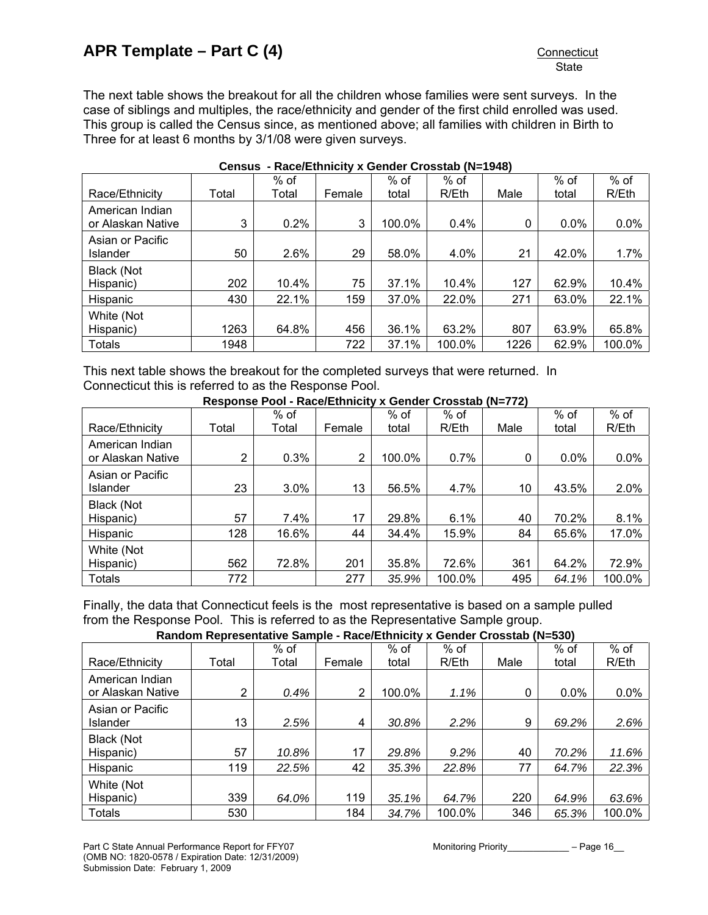The next table shows the breakout for all the children whose families were sent surveys. In the case of siblings and multiples, the race/ethnicity and gender of the first child enrolled was used. This group is called the Census since, as mentioned above; all families with children in Birth to Three for at least 6 months by 3/1/08 were given surveys.

**Census - Race/Ethnicity x Gender Crosstab (N=1948)**

| Race/Ethnicity | Total | % of Total | Female | % of total | % of R/Eth | Male | % of total | % of R/Eth |
|---|---|---|---|---|---|---|---|---|
| American Indian or Alaskan Native | 3 | 0.2% | 3 | 100.0% | 0.4% | 0 | 0.0% | 0.0% |
| Asian or Pacific Islander | 50 | 2.6% | 29 | 58.0% | 4.0% | 21 | 42.0% | 1.7% |
| Black (Not Hispanic) | 202 | 10.4% | 75 | 37.1% | 10.4% | 127 | 62.9% | 10.4% |
| Hispanic | 430 | 22.1% | 159 | 37.0% | 22.0% | 271 | 63.0% | 22.1% |
| White (Not Hispanic) | 1263 | 64.8% | 456 | 36.1% | 63.2% | 807 | 63.9% | 65.8% |
| Totals | 1948 | | 722 | 37.1% | 100.0% | 1226 | 62.9% | 100.0% |

This next table shows the breakout for the completed surveys that were returned. In Connecticut this is referred to as the Response Pool.

**Response Pool - Race/Ethnicity x Gender Crosstab (N=772)**

| Race/Ethnicity | Total | % of Total | Female | % of total | % of R/Eth | Male | % of total | % of R/Eth |
|---|---|---|---|---|---|---|---|---|
| American Indian or Alaskan Native | 2 | 0.3% | 2 | 100.0% | 0.7% | 0 | 0.0% | 0.0% |
| Asian or Pacific Islander | 23 | 3.0% | 13 | 56.5% | 4.7% | 10 | 43.5% | 2.0% |
| Black (Not Hispanic) | 57 | 7.4% | 17 | 29.8% | 6.1% | 40 | 70.2% | 8.1% |
| Hispanic | 128 | 16.6% | 44 | 34.4% | 15.9% | 84 | 65.6% | 17.0% |
| White (Not Hispanic) | 562 | 72.8% | 201 | 35.8% | 72.6% | 361 | 64.2% | 72.9% |
| Totals | 772 | | 277 | *35.9%* | 100.0% | 495 | *64.1%* | 100.0% |

Finally, the data that Connecticut feels is the most representative is based on a sample pulled from the Response Pool. This is referred to as the Representative Sample group.

**Random Representative Sample - Race/Ethnicity x Gender Crosstab (N=530)**

| Race/Ethnicity | Total | % of Total | Female | % of total | % of R/Eth | Male | % of total | % of R/Eth |
|---|---|---|---|---|---|---|---|---|
| American Indian or Alaskan Native | 2 | *0.4%* | 2 | 100.0% | *1.1%* | 0 | 0.0% | 0.0% |
| Asian or Pacific Islander | 13 | *2.5%* | 4 | *30.8%* | *2.2%* | 9 | *69.2%* | *2.6%* |
| Black (Not Hispanic) | 57 | *10.8%* | 17 | *29.8%* | *9.2%* | 40 | *70.2%* | *11.6%* |
| Hispanic | 119 | *22.5%* | 42 | *35.3%* | *22.8%* | 77 | *64.7%* | *22.3%* |
| White (Not Hispanic) | 339 | *64.0%* | 119 | *35.1%* | *64.7%* | 220 | *64.9%* | *63.6%* |
| Totals | 530 | | 184 | *34.7%* | 100.0% | 346 | *65.3%* | 100.0% |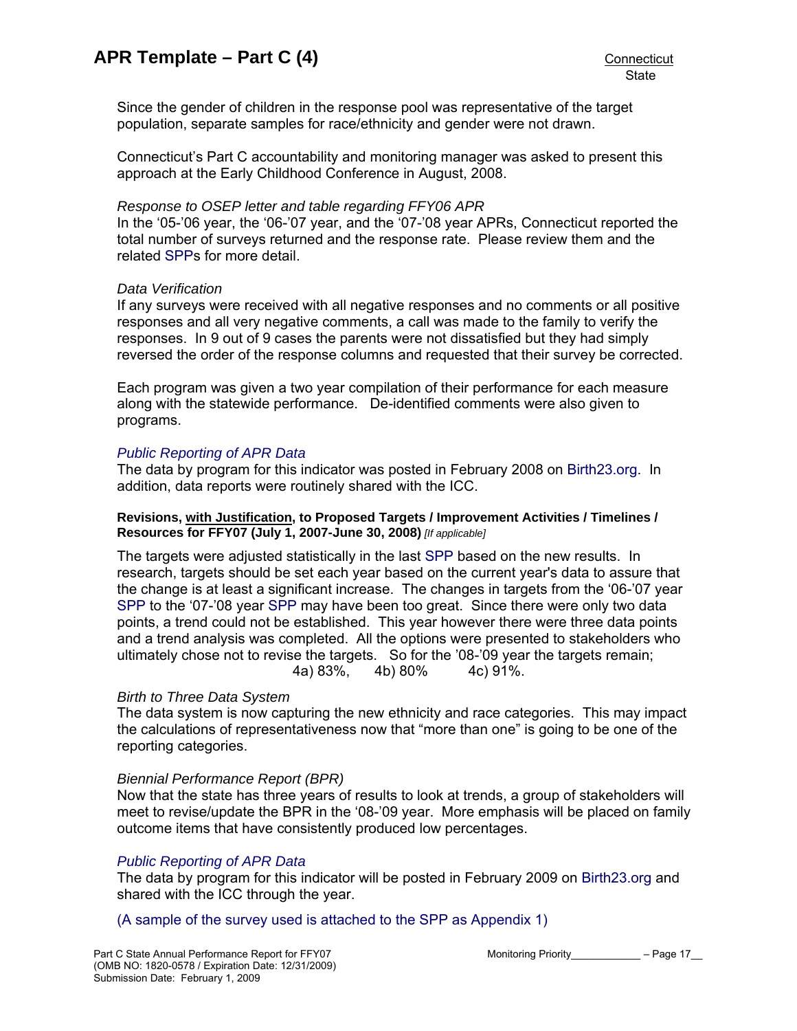Since the gender of children in the response pool was representative of the target population, separate samples for race/ethnicity and gender were not drawn.

Connecticut's Part C accountability and monitoring manager was asked to present this approach at the Early Childhood Conference in August, 2008.

*Response to OSEP letter and table regarding FFY06 APR*
In the '05-'06 year, the '06-'07 year, and the '07-'08 year APRs, Connecticut reported the total number of surveys returned and the response rate. Please review them and the related SPPs for more detail.

*Data Verification*
If any surveys were received with all negative responses and no comments or all positive responses and all very negative comments, a call was made to the family to verify the responses. In 9 out of 9 cases the parents were not dissatisfied but they had simply reversed the order of the response columns and requested that their survey be corrected.

Each program was given a two year compilation of their performance for each measure along with the statewide performance. De-identified comments were also given to programs.

*Public Reporting of APR Data*
The data by program for this indicator was posted in February 2008 on Birth23.org. In addition, data reports were routinely shared with the ICC.

**Revisions, with Justification, to Proposed Targets / Improvement Activities / Timelines / Resources for FFY07 (July 1, 2007-June 30, 2008)** *[If applicable]*

The targets were adjusted statistically in the last SPP based on the new results. In research, targets should be set each year based on the current year's data to assure that the change is at least a significant increase. The changes in targets from the '06-'07 year SPP to the '07-'08 year SPP may have been too great. Since there were only two data points, a trend could not be established. This year however there were three data points and a trend analysis was completed. All the options were presented to stakeholders who ultimately chose not to revise the targets. So for the '08-'09 year the targets remain;
4a) 83%, 4b) 80% 4c) 91%.

*Birth to Three Data System*
The data system is now capturing the new ethnicity and race categories. This may impact the calculations of representativeness now that "more than one" is going to be one of the reporting categories.

*Biennial Performance Report (BPR)*
Now that the state has three years of results to look at trends, a group of stakeholders will meet to revise/update the BPR in the '08-'09 year. More emphasis will be placed on family outcome items that have consistently produced low percentages.

*Public Reporting of APR Data*
The data by program for this indicator will be posted in February 2009 on Birth23.org and shared with the ICC through the year.

(A sample of the survey used is attached to the SPP as Appendix 1)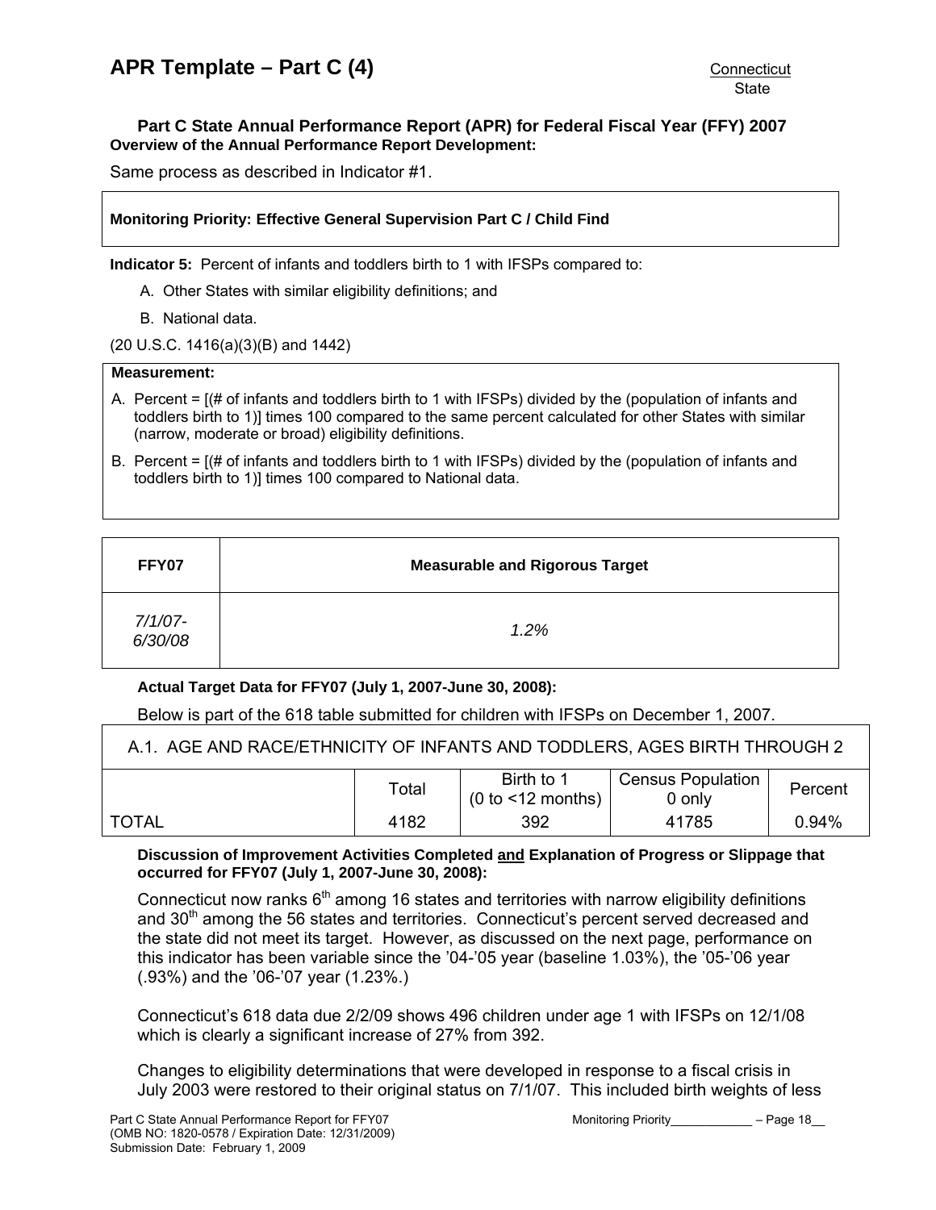# APR Template – Part C (4)

Connecticut
State

**Part C State Annual Performance Report (APR) for Federal Fiscal Year (FFY) 2007**

**Overview of the Annual Performance Report Development:**

Same process as described in Indicator #1.

**Monitoring Priority: Effective General Supervision Part C / Child Find**

**Indicator 5:** Percent of infants and toddlers birth to 1 with IFSPs compared to:

A. Other States with similar eligibility definitions; and

B. National data.

(20 U.S.C. 1416(a)(3)(B) and 1442)

**Measurement:**

A. Percent = [(# of infants and toddlers birth to 1 with IFSPs) divided by the (population of infants and toddlers birth to 1)] times 100 compared to the same percent calculated for other States with similar (narrow, moderate or broad) eligibility definitions.

B. Percent = [(# of infants and toddlers birth to 1 with IFSPs) divided by the (population of infants and toddlers birth to 1)] times 100 compared to National data.

| FFY07 | Measurable and Rigorous Target |
|---|---|
| *7/1/07-6/30/08* | *1.2%* |

**Actual Target Data for FFY07 (July 1, 2007-June 30, 2008):**

Below is part of the 618 table submitted for children with IFSPs on December 1, 2007.

| A.1. AGE AND RACE/ETHNICITY OF INFANTS AND TODDLERS, AGES BIRTH THROUGH 2 | | | | |
|---|---|---|---|---|
| | Total | Birth to 1 (0 to <12 months) | Census Population 0 only | Percent |
| TOTAL | 4182 | 392 | 41785 | 0.94% |

**Discussion of Improvement Activities Completed and Explanation of Progress or Slippage that occurred for FFY07 (July 1, 2007-June 30, 2008):**

Connecticut now ranks 6th among 16 states and territories with narrow eligibility definitions and 30th among the 56 states and territories. Connecticut's percent served decreased and the state did not meet its target. However, as discussed on the next page, performance on this indicator has been variable since the '04-'05 year (baseline 1.03%), the '05-'06 year (.93%) and the '06-'07 year (1.23%.)

Connecticut's 618 data due 2/2/09 shows 496 children under age 1 with IFSPs on 12/1/08 which is clearly a significant increase of 27% from 392.

Changes to eligibility determinations that were developed in response to a fiscal crisis in July 2003 were restored to their original status on 7/1/07. This included birth weights of less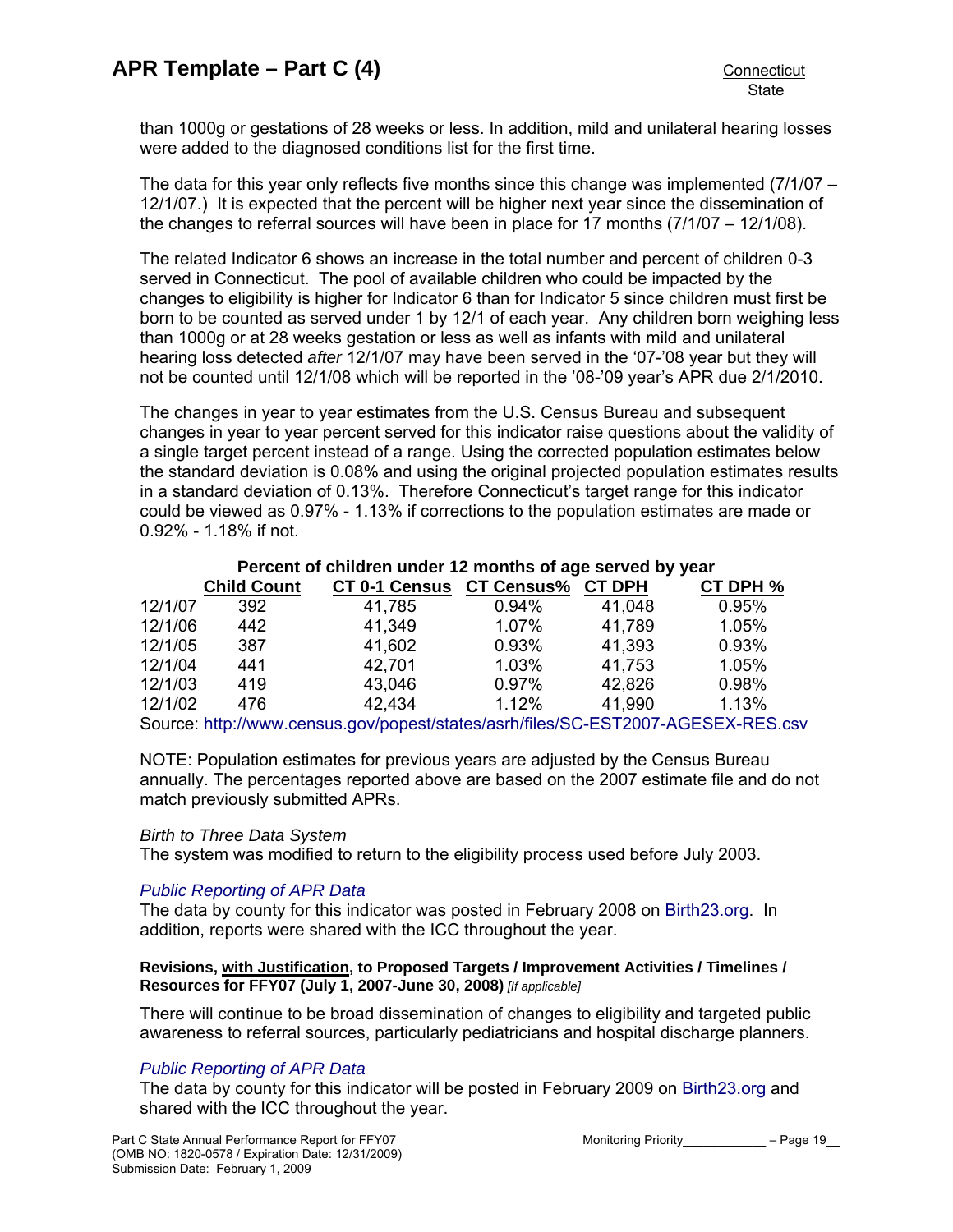than 1000g or gestations of 28 weeks or less. In addition, mild and unilateral hearing losses were added to the diagnosed conditions list for the first time.

The data for this year only reflects five months since this change was implemented (7/1/07 – 12/1/07.) It is expected that the percent will be higher next year since the dissemination of the changes to referral sources will have been in place for 17 months (7/1/07 – 12/1/08).

The related Indicator 6 shows an increase in the total number and percent of children 0-3 served in Connecticut. The pool of available children who could be impacted by the changes to eligibility is higher for Indicator 6 than for Indicator 5 since children must first be born to be counted as served under 1 by 12/1 of each year. Any children born weighing less than 1000g or at 28 weeks gestation or less as well as infants with mild and unilateral hearing loss detected *after* 12/1/07 may have been served in the '07-'08 year but they will not be counted until 12/1/08 which will be reported in the '08-'09 year's APR due 2/1/2010.

The changes in year to year estimates from the U.S. Census Bureau and subsequent changes in year to year percent served for this indicator raise questions about the validity of a single target percent instead of a range. Using the corrected population estimates below the standard deviation is 0.08% and using the original projected population estimates results in a standard deviation of 0.13%. Therefore Connecticut's target range for this indicator could be viewed as 0.97% - 1.13% if corrections to the population estimates are made or 0.92% - 1.18% if not.

**Percent of children under 12 months of age served by year**

| | Child Count | CT 0-1 Census | CT Census% | CT DPH | CT DPH % |
|---|---|---|---|---|---|
| 12/1/07 | 392 | 41,785 | 0.94% | 41,048 | 0.95% |
| 12/1/06 | 442 | 41,349 | 1.07% | 41,789 | 1.05% |
| 12/1/05 | 387 | 41,602 | 0.93% | 41,393 | 0.93% |
| 12/1/04 | 441 | 42,701 | 1.03% | 41,753 | 1.05% |
| 12/1/03 | 419 | 43,046 | 0.97% | 42,826 | 0.98% |
| 12/1/02 | 476 | 42,434 | 1.12% | 41,990 | 1.13% |

Source: http://www.census.gov/popest/states/asrh/files/SC-EST2007-AGESEX-RES.csv

NOTE: Population estimates for previous years are adjusted by the Census Bureau annually. The percentages reported above are based on the 2007 estimate file and do not match previously submitted APRs.

*Birth to Three Data System*

The system was modified to return to the eligibility process used before July 2003.

*Public Reporting of APR Data*

The data by county for this indicator was posted in February 2008 on Birth23.org. In addition, reports were shared with the ICC throughout the year.

**Revisions, with Justification, to Proposed Targets / Improvement Activities / Timelines / Resources for FFY07 (July 1, 2007-June 30, 2008)** *[If applicable]*

There will continue to be broad dissemination of changes to eligibility and targeted public awareness to referral sources, particularly pediatricians and hospital discharge planners.

*Public Reporting of APR Data*

The data by county for this indicator will be posted in February 2009 on Birth23.org and shared with the ICC throughout the year.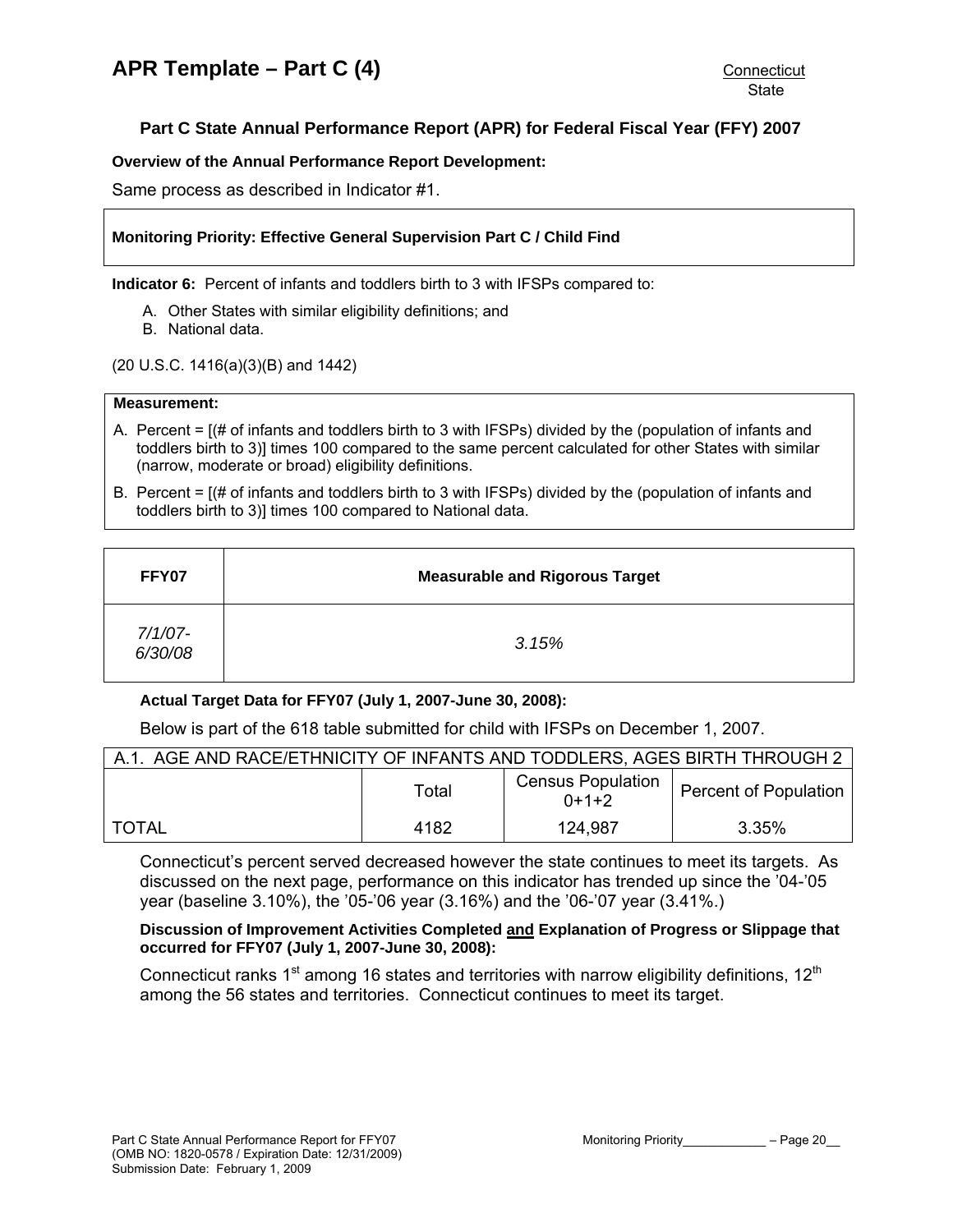## APR Template – Part C (4)

Connecticut
State

### Part C State Annual Performance Report (APR) for Federal Fiscal Year (FFY) 2007

**Overview of the Annual Performance Report Development:**

Same process as described in Indicator #1.

**Monitoring Priority: Effective General Supervision Part C / Child Find**

**Indicator 6:** Percent of infants and toddlers birth to 3 with IFSPs compared to:

A. Other States with similar eligibility definitions; and
B. National data.

(20 U.S.C. 1416(a)(3)(B) and 1442)

**Measurement:**

A. Percent = [(# of infants and toddlers birth to 3 with IFSPs) divided by the (population of infants and toddlers birth to 3)] times 100 compared to the same percent calculated for other States with similar (narrow, moderate or broad) eligibility definitions.

B. Percent = [(# of infants and toddlers birth to 3 with IFSPs) divided by the (population of infants and toddlers birth to 3)] times 100 compared to National data.

| FFY07 | Measurable and Rigorous Target |
|---|---|
| *7/1/07-6/30/08* | *3.15%* |

**Actual Target Data for FFY07 (July 1, 2007-June 30, 2008):**

Below is part of the 618 table submitted for child with IFSPs on December 1, 2007.

| A.1. AGE AND RACE/ETHNICITY OF INFANTS AND TODDLERS, AGES BIRTH THROUGH 2 | | | |
|---|---|---|---|
| | Total | Census Population 0+1+2 | Percent of Population |
| TOTAL | 4182 | 124,987 | 3.35% |

Connecticut's percent served decreased however the state continues to meet its targets. As discussed on the next page, performance on this indicator has trended up since the '04-'05 year (baseline 3.10%), the '05-'06 year (3.16%) and the '06-'07 year (3.41%.)

**Discussion of Improvement Activities Completed <u>and</u> Explanation of Progress or Slippage that occurred for FFY07 (July 1, 2007-June 30, 2008):**

Connecticut ranks 1st among 16 states and territories with narrow eligibility definitions, 12th among the 56 states and territories. Connecticut continues to meet its target.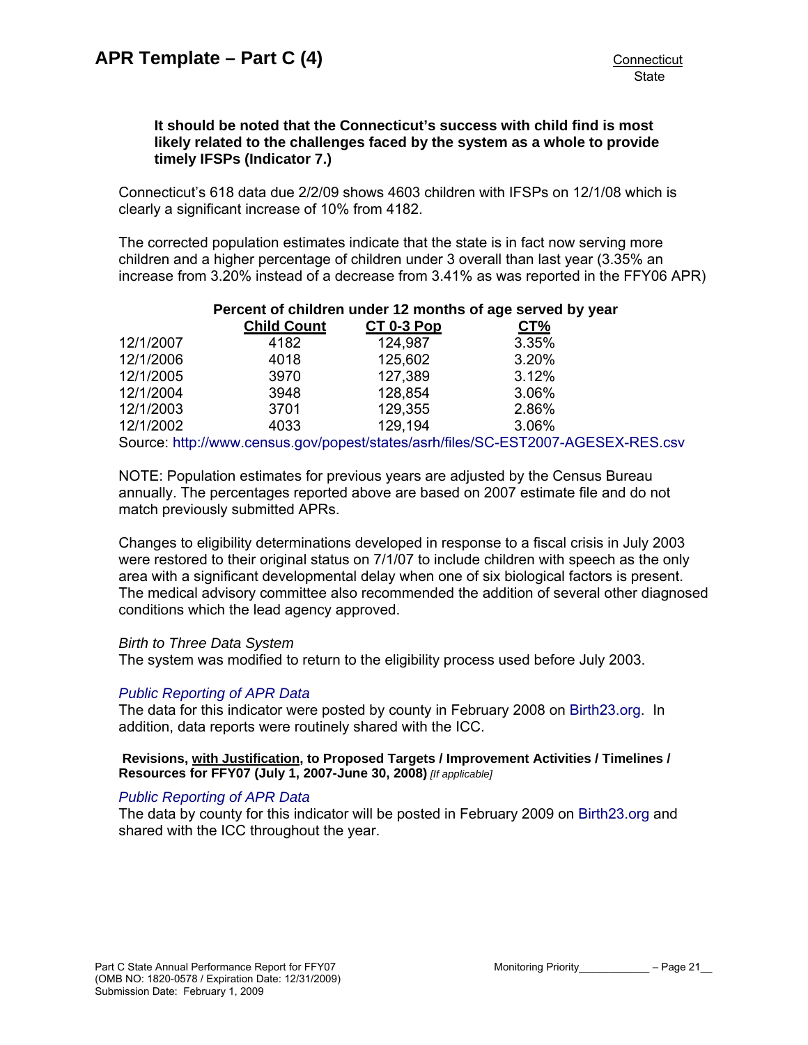**It should be noted that the Connecticut's success with child find is most likely related to the challenges faced by the system as a whole to provide timely IFSPs (Indicator 7.)**

Connecticut's 618 data due 2/2/09 shows 4603 children with IFSPs on 12/1/08 which is clearly a significant increase of 10% from 4182.

The corrected population estimates indicate that the state is in fact now serving more children and a higher percentage of children under 3 overall than last year (3.35% an increase from 3.20% instead of a decrease from 3.41% as was reported in the FFY06 APR)

**Percent of children under 12 months of age served by year**

| | Child Count | CT 0-3 Pop | CT% |
|---|---|---|---|
| 12/1/2007 | 4182 | 124,987 | 3.35% |
| 12/1/2006 | 4018 | 125,602 | 3.20% |
| 12/1/2005 | 3970 | 127,389 | 3.12% |
| 12/1/2004 | 3948 | 128,854 | 3.06% |
| 12/1/2003 | 3701 | 129,355 | 2.86% |
| 12/1/2002 | 4033 | 129,194 | 3.06% |

Source: http://www.census.gov/popest/states/asrh/files/SC-EST2007-AGESEX-RES.csv

NOTE: Population estimates for previous years are adjusted by the Census Bureau annually. The percentages reported above are based on 2007 estimate file and do not match previously submitted APRs.

Changes to eligibility determinations developed in response to a fiscal crisis in July 2003 were restored to their original status on 7/1/07 to include children with speech as the only area with a significant developmental delay when one of six biological factors is present. The medical advisory committee also recommended the addition of several other diagnosed conditions which the lead agency approved.

*Birth to Three Data System*

The system was modified to return to the eligibility process used before July 2003.

*Public Reporting of APR Data*

The data for this indicator were posted by county in February 2008 on Birth23.org. In addition, data reports were routinely shared with the ICC.

**Revisions, with Justification, to Proposed Targets / Improvement Activities / Timelines / Resources for FFY07 (July 1, 2007-June 30, 2008)** *[If applicable]*

*Public Reporting of APR Data*

The data by county for this indicator will be posted in February 2009 on Birth23.org and shared with the ICC throughout the year.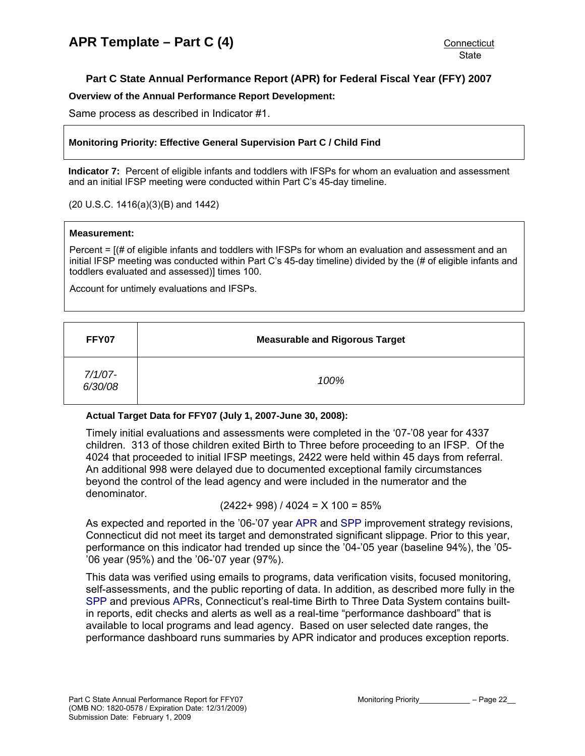## APR Template – Part C (4)

Connecticut
State

### Part C State Annual Performance Report (APR) for Federal Fiscal Year (FFY) 2007

**Overview of the Annual Performance Report Development:**

Same process as described in Indicator #1.

**Monitoring Priority: Effective General Supervision Part C / Child Find**

**Indicator 7:** Percent of eligible infants and toddlers with IFSPs for whom an evaluation and assessment and an initial IFSP meeting were conducted within Part C's 45-day timeline.

(20 U.S.C. 1416(a)(3)(B) and 1442)

**Measurement:**

Percent = [(# of eligible infants and toddlers with IFSPs for whom an evaluation and assessment and an initial IFSP meeting was conducted within Part C's 45-day timeline) divided by the (# of eligible infants and toddlers evaluated and assessed)] times 100.

Account for untimely evaluations and IFSPs.

| FFY07 | Measurable and Rigorous Target |
|---|---|
| *7/1/07-6/30/08* | *100%* |

**Actual Target Data for FFY07 (July 1, 2007-June 30, 2008):**

Timely initial evaluations and assessments were completed in the '07-'08 year for 4337 children. 313 of those children exited Birth to Three before proceeding to an IFSP. Of the 4024 that proceeded to initial IFSP meetings, 2422 were held within 45 days from referral. An additional 998 were delayed due to documented exceptional family circumstances beyond the control of the lead agency and were included in the numerator and the denominator.

$$(2422+ 998) / 4024 = X\ 100 = 85\%$$

As expected and reported in the '06-'07 year APR and SPP improvement strategy revisions, Connecticut did not meet its target and demonstrated significant slippage. Prior to this year, performance on this indicator had trended up since the '04-'05 year (baseline 94%), the '05-'06 year (95%) and the '06-'07 year (97%).

This data was verified using emails to programs, data verification visits, focused monitoring, self-assessments, and the public reporting of data. In addition, as described more fully in the SPP and previous APRs, Connecticut's real-time Birth to Three Data System contains built-in reports, edit checks and alerts as well as a real-time "performance dashboard" that is available to local programs and lead agency. Based on user selected date ranges, the performance dashboard runs summaries by APR indicator and produces exception reports.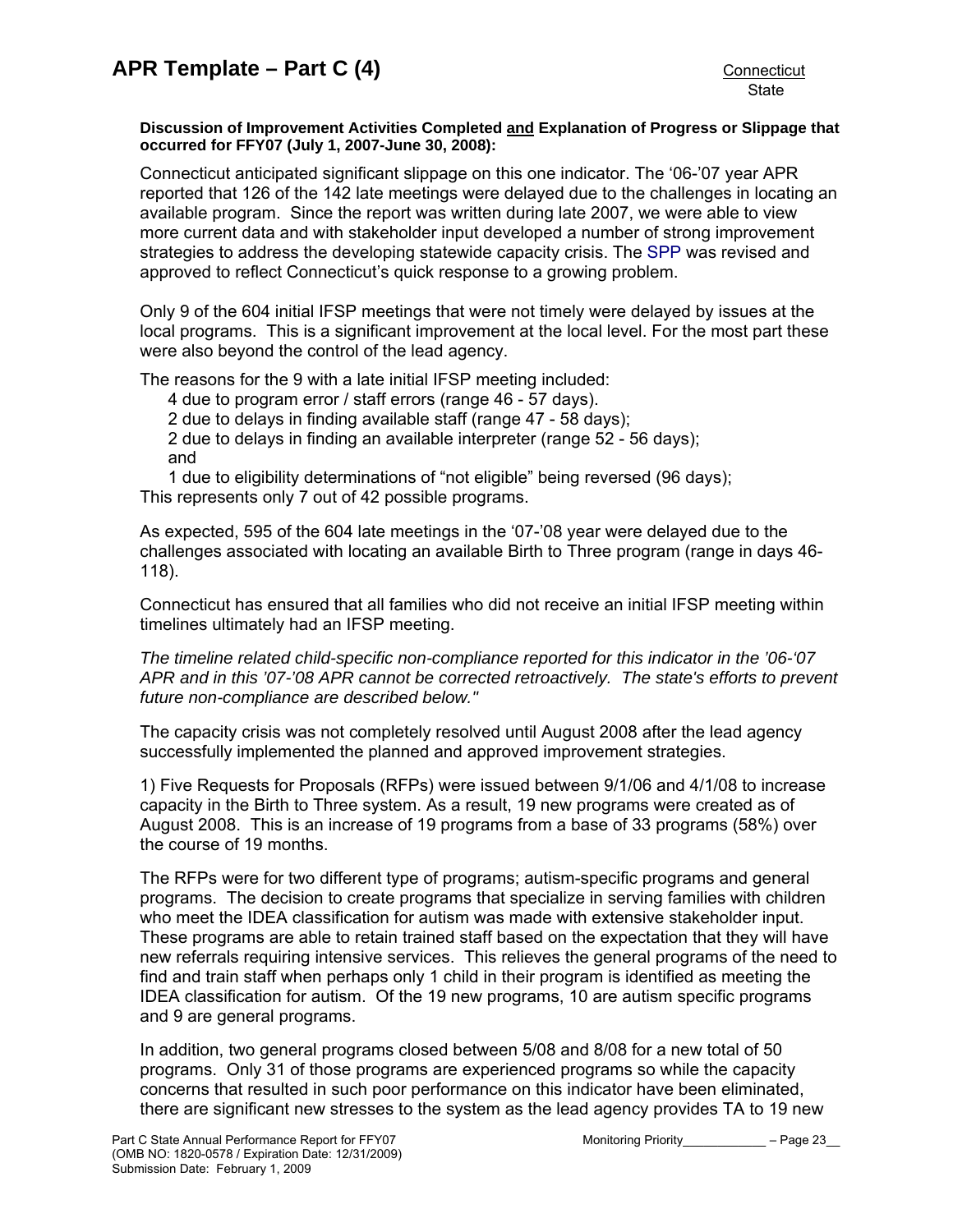**Discussion of Improvement Activities Completed and Explanation of Progress or Slippage that occurred for FFY07 (July 1, 2007-June 30, 2008):**

Connecticut anticipated significant slippage on this one indicator. The '06-'07 year APR reported that 126 of the 142 late meetings were delayed due to the challenges in locating an available program. Since the report was written during late 2007, we were able to view more current data and with stakeholder input developed a number of strong improvement strategies to address the developing statewide capacity crisis. The SPP was revised and approved to reflect Connecticut's quick response to a growing problem.

Only 9 of the 604 initial IFSP meetings that were not timely were delayed by issues at the local programs. This is a significant improvement at the local level. For the most part these were also beyond the control of the lead agency.

The reasons for the 9 with a late initial IFSP meeting included:

- 4 due to program error / staff errors (range 46 - 57 days).
- 2 due to delays in finding available staff (range 47 - 58 days);
- 2 due to delays in finding an available interpreter (range 52 - 56 days); and
- 1 due to eligibility determinations of "not eligible" being reversed (96 days);

This represents only 7 out of 42 possible programs.

As expected, 595 of the 604 late meetings in the '07-'08 year were delayed due to the challenges associated with locating an available Birth to Three program (range in days 46-118).

Connecticut has ensured that all families who did not receive an initial IFSP meeting within timelines ultimately had an IFSP meeting.

*The timeline related child-specific non-compliance reported for this indicator in the '06-'07 APR and in this '07-'08 APR cannot be corrected retroactively. The state's efforts to prevent future non-compliance are described below."*

The capacity crisis was not completely resolved until August 2008 after the lead agency successfully implemented the planned and approved improvement strategies.

1) Five Requests for Proposals (RFPs) were issued between 9/1/06 and 4/1/08 to increase capacity in the Birth to Three system. As a result, 19 new programs were created as of August 2008. This is an increase of 19 programs from a base of 33 programs (58%) over the course of 19 months.

The RFPs were for two different type of programs; autism-specific programs and general programs. The decision to create programs that specialize in serving families with children who meet the IDEA classification for autism was made with extensive stakeholder input. These programs are able to retain trained staff based on the expectation that they will have new referrals requiring intensive services. This relieves the general programs of the need to find and train staff when perhaps only 1 child in their program is identified as meeting the IDEA classification for autism. Of the 19 new programs, 10 are autism specific programs and 9 are general programs.

In addition, two general programs closed between 5/08 and 8/08 for a new total of 50 programs. Only 31 of those programs are experienced programs so while the capacity concerns that resulted in such poor performance on this indicator have been eliminated, there are significant new stresses to the system as the lead agency provides TA to 19 new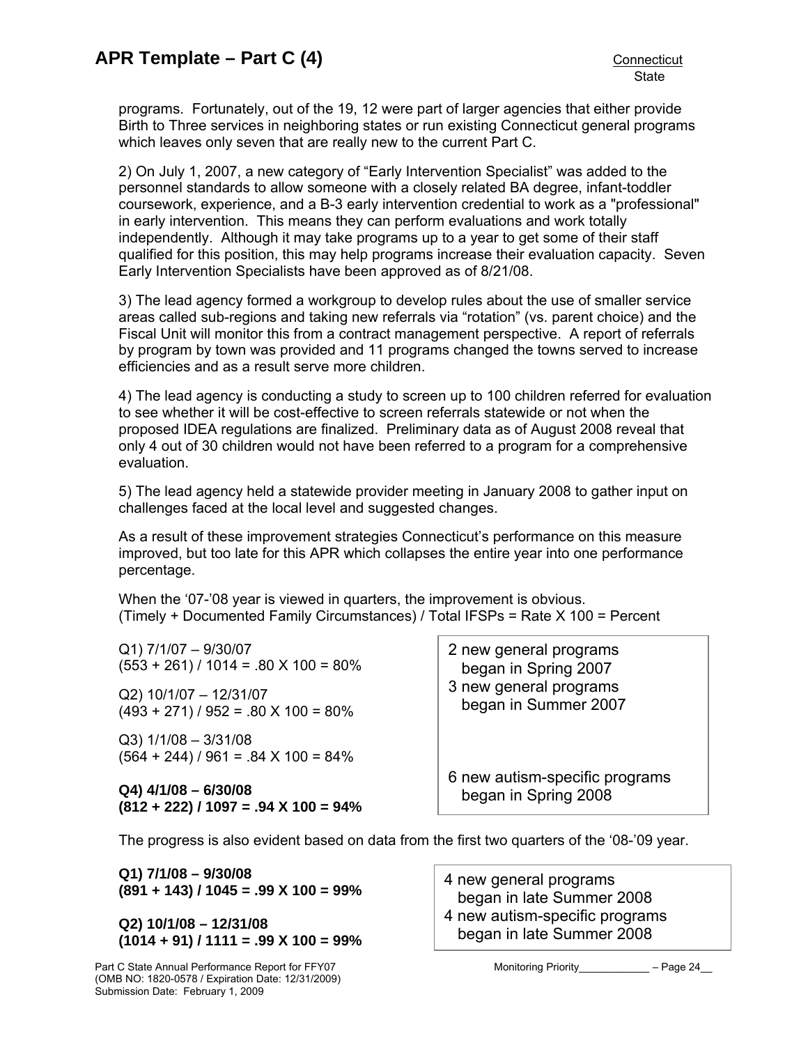programs. Fortunately, out of the 19, 12 were part of larger agencies that either provide Birth to Three services in neighboring states or run existing Connecticut general programs which leaves only seven that are really new to the current Part C.

2) On July 1, 2007, a new category of "Early Intervention Specialist" was added to the personnel standards to allow someone with a closely related BA degree, infant-toddler coursework, experience, and a B-3 early intervention credential to work as a "professional" in early intervention. This means they can perform evaluations and work totally independently. Although it may take programs up to a year to get some of their staff qualified for this position, this may help programs increase their evaluation capacity. Seven Early Intervention Specialists have been approved as of 8/21/08.

3) The lead agency formed a workgroup to develop rules about the use of smaller service areas called sub-regions and taking new referrals via "rotation" (vs. parent choice) and the Fiscal Unit will monitor this from a contract management perspective. A report of referrals by program by town was provided and 11 programs changed the towns served to increase efficiencies and as a result serve more children.

4) The lead agency is conducting a study to screen up to 100 children referred for evaluation to see whether it will be cost-effective to screen referrals statewide or not when the proposed IDEA regulations are finalized. Preliminary data as of August 2008 reveal that only 4 out of 30 children would not have been referred to a program for a comprehensive evaluation.

5) The lead agency held a statewide provider meeting in January 2008 to gather input on challenges faced at the local level and suggested changes.

As a result of these improvement strategies Connecticut's performance on this measure improved, but too late for this APR which collapses the entire year into one performance percentage.

When the '07-'08 year is viewed in quarters, the improvement is obvious.
(Timely + Documented Family Circumstances) / Total IFSPs = Rate X 100 = Percent

Q1) 7/1/07 – 9/30/07
(553 + 261) / 1014 = .80 X 100 = 80%

Q2) 10/1/07 – 12/31/07
(493 + 271) / 952 = .80 X 100 = 80%

Q3) 1/1/08 – 3/31/08
(564 + 244) / 961 = .84 X 100 = 84%

**Q4) 4/1/08 – 6/30/08**
**(812 + 222) / 1097 = .94 X 100 = 94%**

> 2 new general programs began in Spring 2007
> 3 new general programs began in Summer 2007
>
> 6 new autism-specific programs began in Spring 2008

The progress is also evident based on data from the first two quarters of the '08-'09 year.

**Q1) 7/1/08 – 9/30/08**
**(891 + 143) / 1045 = .99 X 100 = 99%**

**Q2) 10/1/08 – 12/31/08**
**(1014 + 91) / 1111 = .99 X 100 = 99%**

> 4 new general programs began in late Summer 2008
> 4 new autism-specific programs began in late Summer 2008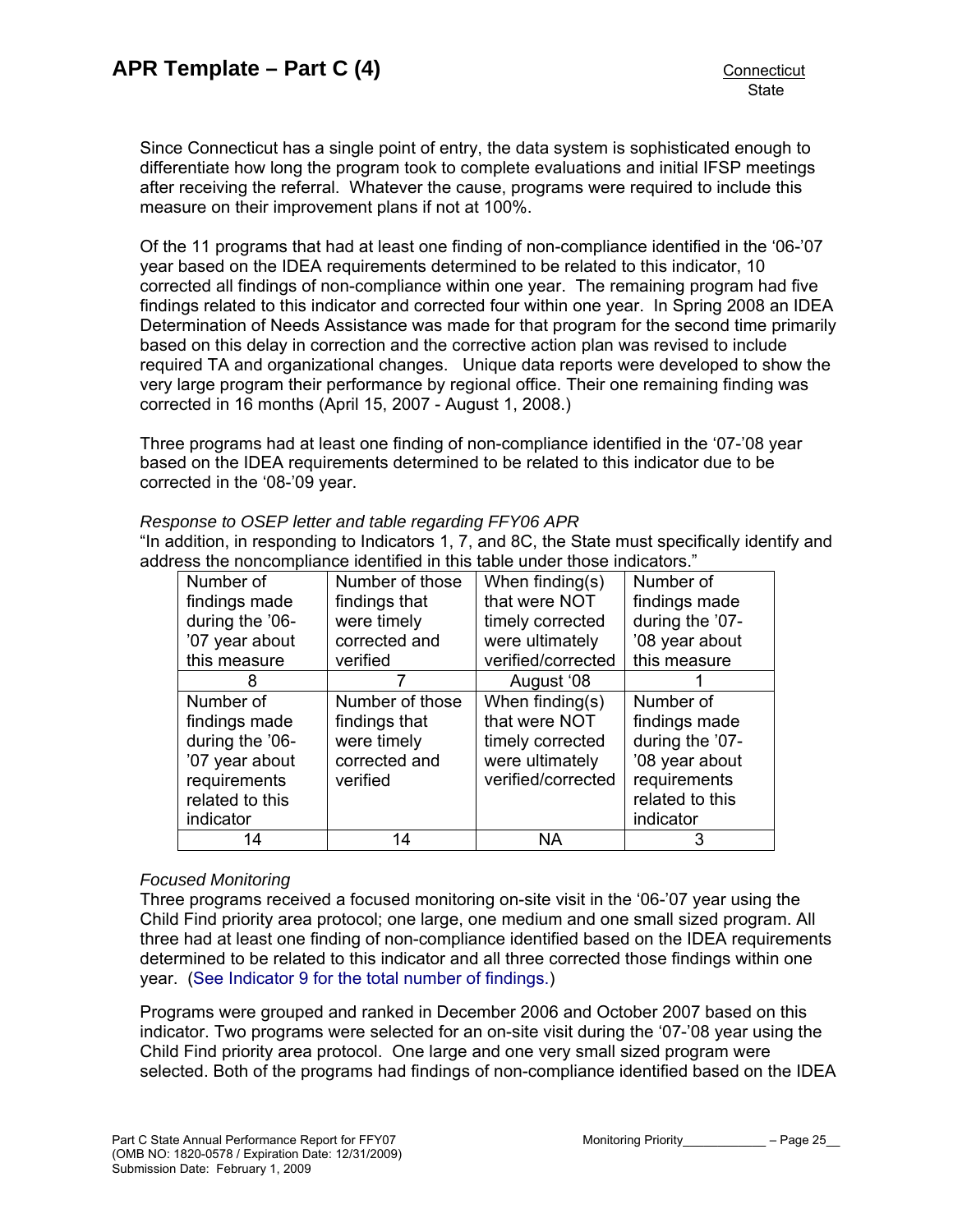Since Connecticut has a single point of entry, the data system is sophisticated enough to differentiate how long the program took to complete evaluations and initial IFSP meetings after receiving the referral. Whatever the cause, programs were required to include this measure on their improvement plans if not at 100%.

Of the 11 programs that had at least one finding of non-compliance identified in the '06-'07 year based on the IDEA requirements determined to be related to this indicator, 10 corrected all findings of non-compliance within one year. The remaining program had five findings related to this indicator and corrected four within one year. In Spring 2008 an IDEA Determination of Needs Assistance was made for that program for the second time primarily based on this delay in correction and the corrective action plan was revised to include required TA and organizational changes. Unique data reports were developed to show the very large program their performance by regional office. Their one remaining finding was corrected in 16 months (April 15, 2007 - August 1, 2008.)

Three programs had at least one finding of non-compliance identified in the '07-'08 year based on the IDEA requirements determined to be related to this indicator due to be corrected in the '08-'09 year.

*Response to OSEP letter and table regarding FFY06 APR*

"In addition, in responding to Indicators 1, 7, and 8C, the State must specifically identify and address the noncompliance identified in this table under those indicators."

| Number of findings made during the '06-'07 year about this measure | Number of those findings that were timely corrected and verified | When finding(s) that were NOT timely corrected were ultimately verified/corrected | Number of findings made during the '07-'08 year about this measure |
|---|---|---|---|
| 8 | 7 | August '08 | 1 |
| Number of findings made during the '06-'07 year about requirements related to this indicator | Number of those findings that were timely corrected and verified | When finding(s) that were NOT timely corrected were ultimately verified/corrected | Number of findings made during the '07-'08 year about requirements related to this indicator |
| 14 | 14 | NA | 3 |

*Focused Monitoring*

Three programs received a focused monitoring on-site visit in the '06-'07 year using the Child Find priority area protocol; one large, one medium and one small sized program. All three had at least one finding of non-compliance identified based on the IDEA requirements determined to be related to this indicator and all three corrected those findings within one year. (See Indicator 9 for the total number of findings.)

Programs were grouped and ranked in December 2006 and October 2007 based on this indicator. Two programs were selected for an on-site visit during the '07-'08 year using the Child Find priority area protocol. One large and one very small sized program were selected. Both of the programs had findings of non-compliance identified based on the IDEA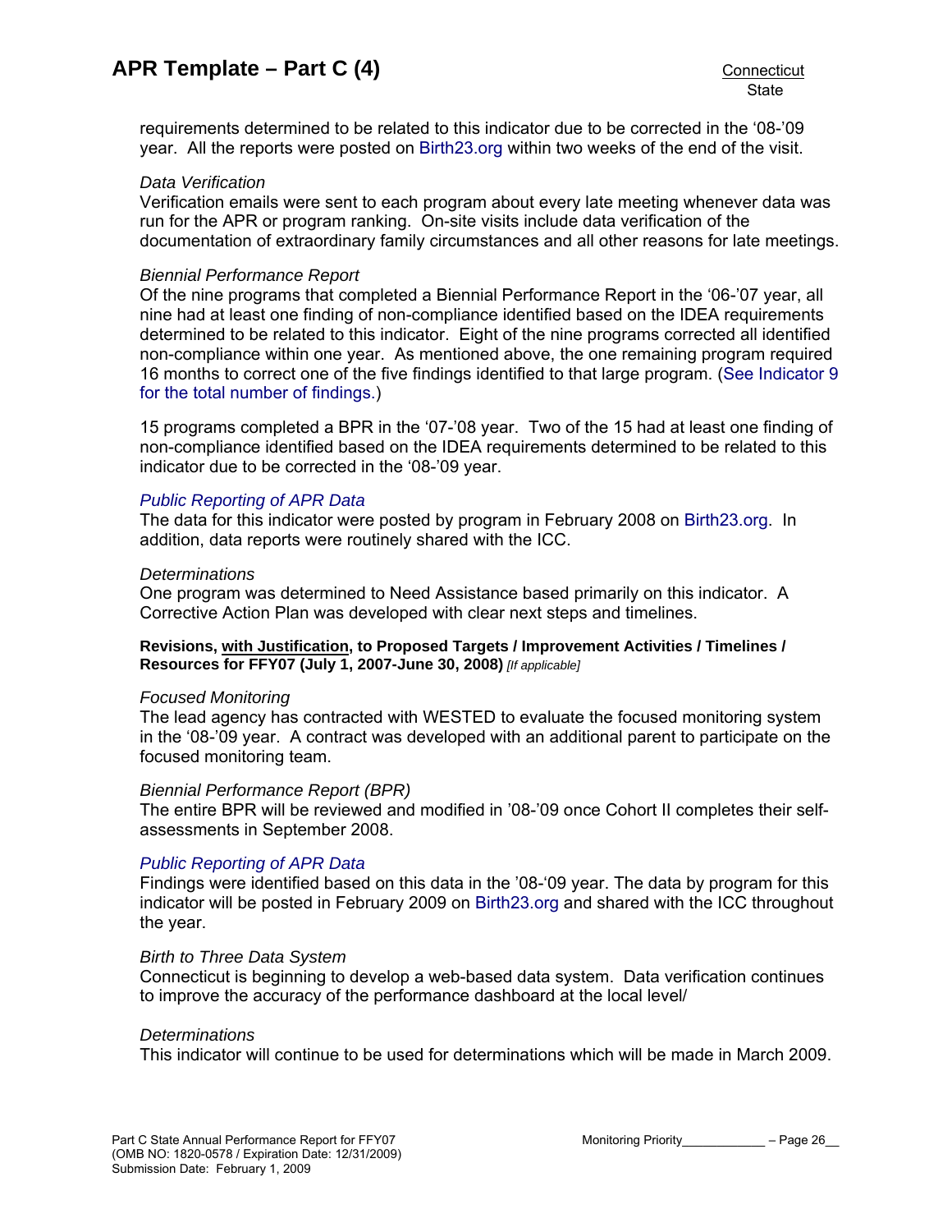requirements determined to be related to this indicator due to be corrected in the '08-'09 year. All the reports were posted on Birth23.org within two weeks of the end of the visit.

*Data Verification*
Verification emails were sent to each program about every late meeting whenever data was run for the APR or program ranking. On-site visits include data verification of the documentation of extraordinary family circumstances and all other reasons for late meetings.

*Biennial Performance Report*
Of the nine programs that completed a Biennial Performance Report in the '06-'07 year, all nine had at least one finding of non-compliance identified based on the IDEA requirements determined to be related to this indicator. Eight of the nine programs corrected all identified non-compliance within one year. As mentioned above, the one remaining program required 16 months to correct one of the five findings identified to that large program. (See Indicator 9 for the total number of findings.)

15 programs completed a BPR in the '07-'08 year. Two of the 15 had at least one finding of non-compliance identified based on the IDEA requirements determined to be related to this indicator due to be corrected in the '08-'09 year.

*Public Reporting of APR Data*
The data for this indicator were posted by program in February 2008 on Birth23.org. In addition, data reports were routinely shared with the ICC.

*Determinations*
One program was determined to Need Assistance based primarily on this indicator. A Corrective Action Plan was developed with clear next steps and timelines.

**Revisions, with Justification, to Proposed Targets / Improvement Activities / Timelines / Resources for FFY07 (July 1, 2007-June 30, 2008)** *[If applicable]*

*Focused Monitoring*
The lead agency has contracted with WESTED to evaluate the focused monitoring system in the '08-'09 year. A contract was developed with an additional parent to participate on the focused monitoring team.

*Biennial Performance Report (BPR)*
The entire BPR will be reviewed and modified in '08-'09 once Cohort II completes their self-assessments in September 2008.

*Public Reporting of APR Data*
Findings were identified based on this data in the '08-'09 year. The data by program for this indicator will be posted in February 2009 on Birth23.org and shared with the ICC throughout the year.

*Birth to Three Data System*
Connecticut is beginning to develop a web-based data system. Data verification continues to improve the accuracy of the performance dashboard at the local level/

*Determinations*
This indicator will continue to be used for determinations which will be made in March 2009.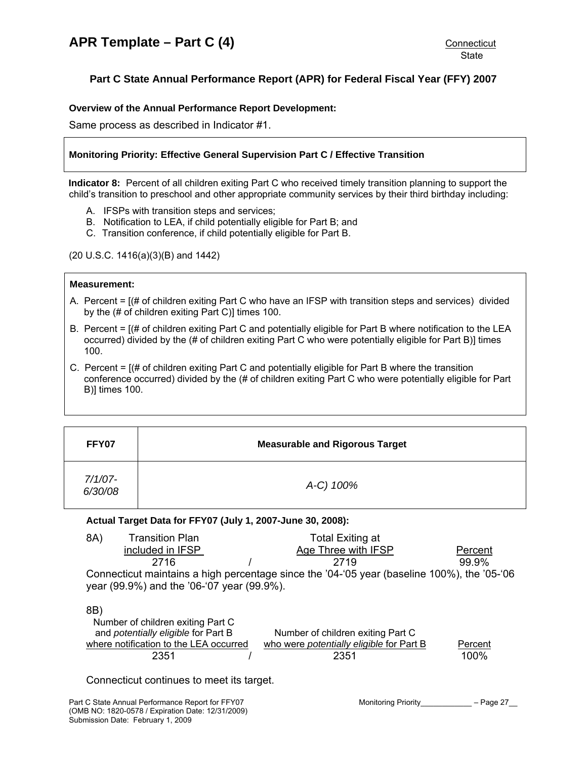# APR Template – Part C (4)

Connecticut
State

## Part C State Annual Performance Report (APR) for Federal Fiscal Year (FFY) 2007

**Overview of the Annual Performance Report Development:**

Same process as described in Indicator #1.

**Monitoring Priority: Effective General Supervision Part C / Effective Transition**

**Indicator 8:** Percent of all children exiting Part C who received timely transition planning to support the child's transition to preschool and other appropriate community services by their third birthday including:

A. IFSPs with transition steps and services;
B. Notification to LEA, if child potentially eligible for Part B; and
C. Transition conference, if child potentially eligible for Part B.

(20 U.S.C. 1416(a)(3)(B) and 1442)

**Measurement:**

A. Percent = [(# of children exiting Part C who have an IFSP with transition steps and services) divided by the (# of children exiting Part C)] times 100.

B. Percent = [(# of children exiting Part C and potentially eligible for Part B where notification to the LEA occurred) divided by the (# of children exiting Part C who were potentially eligible for Part B)] times 100.

C. Percent = [(# of children exiting Part C and potentially eligible for Part B where the transition conference occurred) divided by the (# of children exiting Part C who were potentially eligible for Part B)] times 100.

| FFY07 | Measurable and Rigorous Target |
|---|---|
| *7/1/07-6/30/08* | *A-C) 100%* |

**Actual Target Data for FFY07 (July 1, 2007-June 30, 2008):**

8A)

| Transition Plan included in IFSP | | Total Exiting at Age Three with IFSP | Percent |
|---|---|---|---|
| 2716 | / | 2719 | 99.9% |

Connecticut maintains a high percentage since the '04-'05 year (baseline 100%), the '05-'06 year (99.9%) and the '06-'07 year (99.9%).

8B)

| Number of children exiting Part C and *potentially eligible* for Part B where notification to the LEA occurred | | Number of children exiting Part C who were *potentially eligible* for Part B | Percent |
|---|---|---|---|
| 2351 | / | 2351 | 100% |

Connecticut continues to meet its target.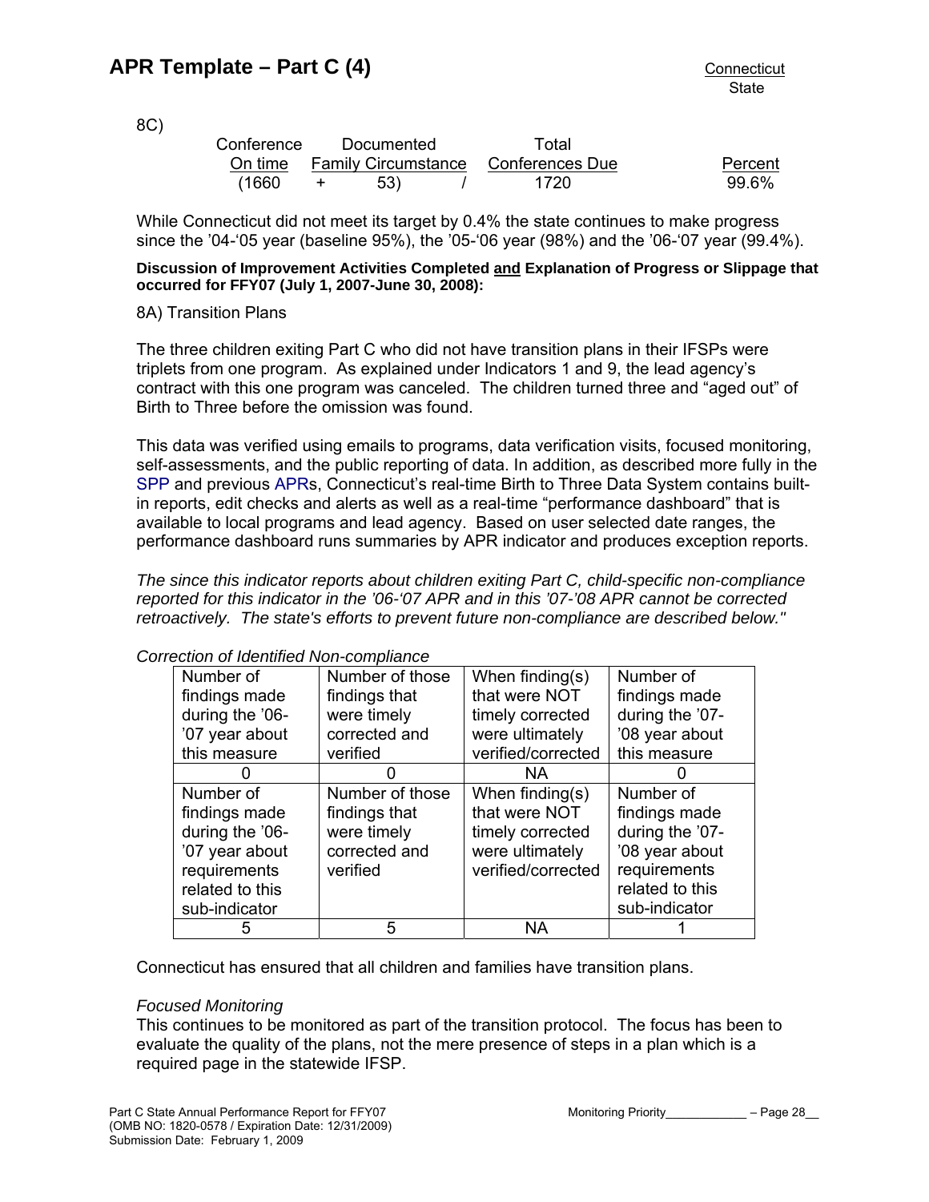8C)

| Conference On time | | Documented Family Circumstance | | Total Conferences Due | Percent |
|---|---|---|---|---|---|
| (1660 | + | 53) | / | 1720 | 99.6% |

While Connecticut did not meet its target by 0.4% the state continues to make progress since the '04-'05 year (baseline 95%), the '05-'06 year (98%) and the '06-'07 year (99.4%).

**Discussion of Improvement Activities Completed and Explanation of Progress or Slippage that occurred for FFY07 (July 1, 2007-June 30, 2008):**

8A) Transition Plans

The three children exiting Part C who did not have transition plans in their IFSPs were triplets from one program. As explained under Indicators 1 and 9, the lead agency's contract with this one program was canceled. The children turned three and "aged out" of Birth to Three before the omission was found.

This data was verified using emails to programs, data verification visits, focused monitoring, self-assessments, and the public reporting of data. In addition, as described more fully in the SPP and previous APRs, Connecticut's real-time Birth to Three Data System contains built-in reports, edit checks and alerts as well as a real-time "performance dashboard" that is available to local programs and lead agency. Based on user selected date ranges, the performance dashboard runs summaries by APR indicator and produces exception reports.

*The since this indicator reports about children exiting Part C, child-specific non-compliance reported for this indicator in the '06-'07 APR and in this '07-'08 APR cannot be corrected retroactively. The state's efforts to prevent future non-compliance are described below."*

*Correction of Identified Non-compliance*

| Number of findings made during the '06-'07 year about this measure | Number of those findings that were timely corrected and verified | When finding(s) that were NOT timely corrected were ultimately verified/corrected | Number of findings made during the '07-'08 year about this measure |
|---|---|---|---|
| 0 | 0 | NA | 0 |
| Number of findings made during the '06-'07 year about requirements related to this sub-indicator | Number of those findings that were timely corrected and verified | When finding(s) that were NOT timely corrected were ultimately verified/corrected | Number of findings made during the '07-'08 year about requirements related to this sub-indicator |
| 5 | 5 | NA | 1 |

Connecticut has ensured that all children and families have transition plans.

*Focused Monitoring*
This continues to be monitored as part of the transition protocol. The focus has been to evaluate the quality of the plans, not the mere presence of steps in a plan which is a required page in the statewide IFSP.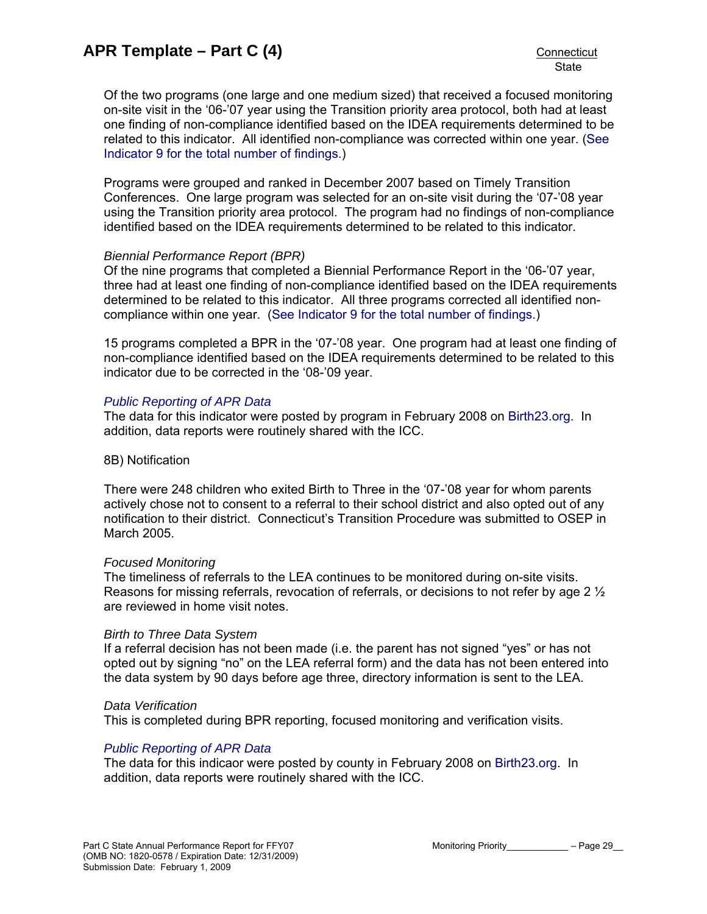Of the two programs (one large and one medium sized) that received a focused monitoring on-site visit in the '06-'07 year using the Transition priority area protocol, both had at least one finding of non-compliance identified based on the IDEA requirements determined to be related to this indicator. All identified non-compliance was corrected within one year. (See Indicator 9 for the total number of findings.)

Programs were grouped and ranked in December 2007 based on Timely Transition Conferences. One large program was selected for an on-site visit during the '07-'08 year using the Transition priority area protocol. The program had no findings of non-compliance identified based on the IDEA requirements determined to be related to this indicator.

*Biennial Performance Report (BPR)*
Of the nine programs that completed a Biennial Performance Report in the '06-'07 year, three had at least one finding of non-compliance identified based on the IDEA requirements determined to be related to this indicator. All three programs corrected all identified non-compliance within one year. (See Indicator 9 for the total number of findings.)

15 programs completed a BPR in the '07-'08 year. One program had at least one finding of non-compliance identified based on the IDEA requirements determined to be related to this indicator due to be corrected in the '08-'09 year.

*Public Reporting of APR Data*
The data for this indicator were posted by program in February 2008 on Birth23.org. In addition, data reports were routinely shared with the ICC.

8B) Notification

There were 248 children who exited Birth to Three in the '07-'08 year for whom parents actively chose not to consent to a referral to their school district and also opted out of any notification to their district. Connecticut's Transition Procedure was submitted to OSEP in March 2005.

*Focused Monitoring*
The timeliness of referrals to the LEA continues to be monitored during on-site visits. Reasons for missing referrals, revocation of referrals, or decisions to not refer by age 2 ½ are reviewed in home visit notes.

*Birth to Three Data System*
If a referral decision has not been made (i.e. the parent has not signed "yes" or has not opted out by signing "no" on the LEA referral form) and the data has not been entered into the data system by 90 days before age three, directory information is sent to the LEA.

*Data Verification*
This is completed during BPR reporting, focused monitoring and verification visits.

*Public Reporting of APR Data*
The data for this indicaor were posted by county in February 2008 on Birth23.org. In addition, data reports were routinely shared with the ICC.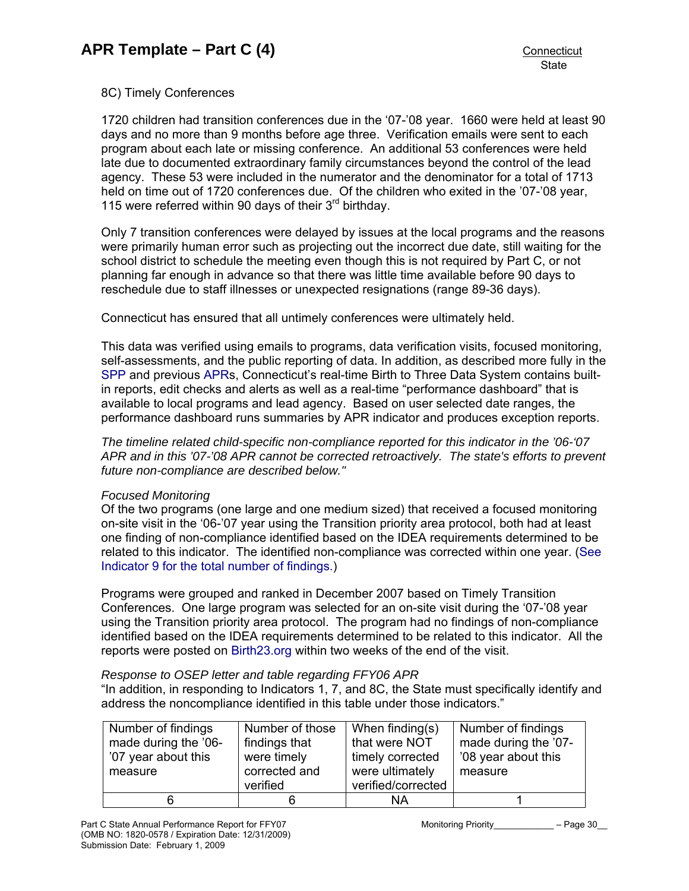8C) Timely Conferences

1720 children had transition conferences due in the '07-'08 year. 1660 were held at least 90 days and no more than 9 months before age three. Verification emails were sent to each program about each late or missing conference. An additional 53 conferences were held late due to documented extraordinary family circumstances beyond the control of the lead agency. These 53 were included in the numerator and the denominator for a total of 1713 held on time out of 1720 conferences due. Of the children who exited in the '07-'08 year, 115 were referred within 90 days of their 3rd birthday.

Only 7 transition conferences were delayed by issues at the local programs and the reasons were primarily human error such as projecting out the incorrect due date, still waiting for the school district to schedule the meeting even though this is not required by Part C, or not planning far enough in advance so that there was little time available before 90 days to reschedule due to staff illnesses or unexpected resignations (range 89-36 days).

Connecticut has ensured that all untimely conferences were ultimately held.

This data was verified using emails to programs, data verification visits, focused monitoring, self-assessments, and the public reporting of data. In addition, as described more fully in the SPP and previous APRs, Connecticut's real-time Birth to Three Data System contains built-in reports, edit checks and alerts as well as a real-time "performance dashboard" that is available to local programs and lead agency. Based on user selected date ranges, the performance dashboard runs summaries by APR indicator and produces exception reports.

*The timeline related child-specific non-compliance reported for this indicator in the '06-'07 APR and in this '07-'08 APR cannot be corrected retroactively. The state's efforts to prevent future non-compliance are described below."*

*Focused Monitoring*

Of the two programs (one large and one medium sized) that received a focused monitoring on-site visit in the '06-'07 year using the Transition priority area protocol, both had at least one finding of non-compliance identified based on the IDEA requirements determined to be related to this indicator. The identified non-compliance was corrected within one year. (See Indicator 9 for the total number of findings.)

Programs were grouped and ranked in December 2007 based on Timely Transition Conferences. One large program was selected for an on-site visit during the '07-'08 year using the Transition priority area protocol. The program had no findings of non-compliance identified based on the IDEA requirements determined to be related to this indicator. All the reports were posted on Birth23.org within two weeks of the end of the visit.

*Response to OSEP letter and table regarding FFY06 APR*

"In addition, in responding to Indicators 1, 7, and 8C, the State must specifically identify and address the noncompliance identified in this table under those indicators."

| Number of findings made during the '06-'07 year about this measure | Number of those findings that were timely corrected and verified | When finding(s) that were NOT timely corrected were ultimately verified/corrected | Number of findings made during the '07-'08 year about this measure |
|---|---|---|---|
| 6 | 6 | NA | 1 |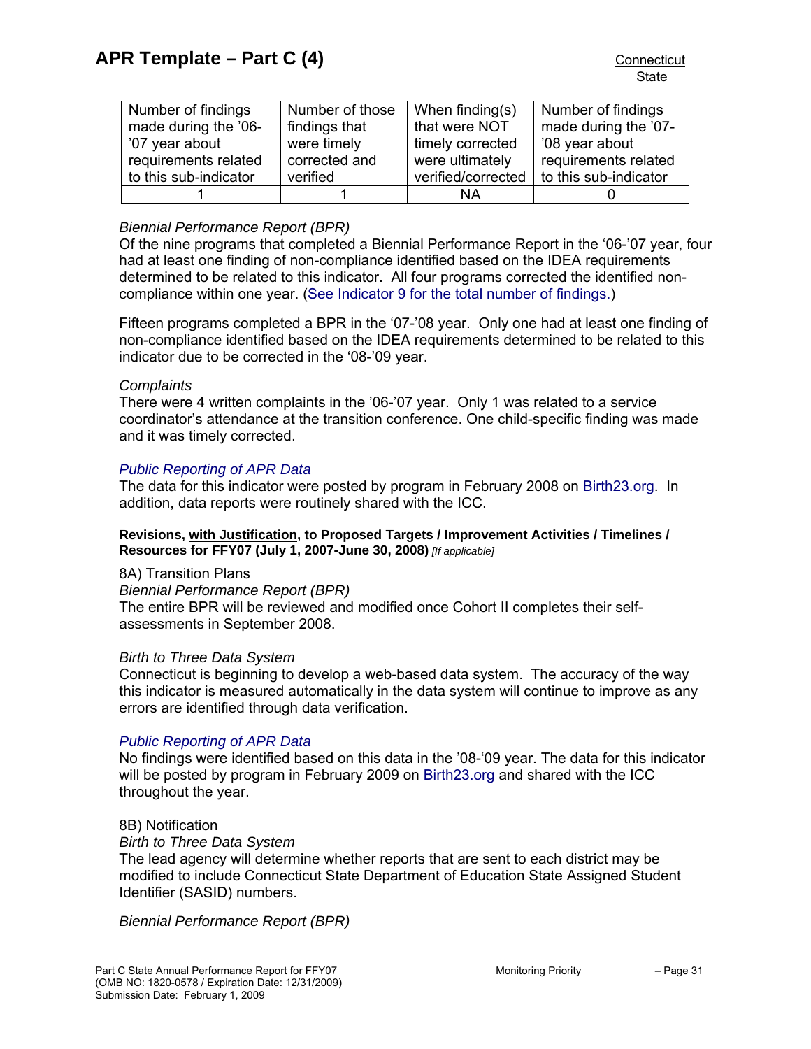| Number of findings made during the '06-'07 year about requirements related to this sub-indicator | Number of those findings that were timely corrected and verified | When finding(s) that were NOT timely corrected were ultimately verified/corrected | Number of findings made during the '07-'08 year about requirements related to this sub-indicator |
|---|---|---|---|
| 1 | 1 | NA | 0 |

*Biennial Performance Report (BPR)*

Of the nine programs that completed a Biennial Performance Report in the '06-'07 year, four had at least one finding of non-compliance identified based on the IDEA requirements determined to be related to this indicator. All four programs corrected the identified non-compliance within one year. (See Indicator 9 for the total number of findings.)

Fifteen programs completed a BPR in the '07-'08 year. Only one had at least one finding of non-compliance identified based on the IDEA requirements determined to be related to this indicator due to be corrected in the '08-'09 year.

*Complaints*

There were 4 written complaints in the '06-'07 year. Only 1 was related to a service coordinator's attendance at the transition conference. One child-specific finding was made and it was timely corrected.

*Public Reporting of APR Data*

The data for this indicator were posted by program in February 2008 on Birth23.org. In addition, data reports were routinely shared with the ICC.

**Revisions, with Justification, to Proposed Targets / Improvement Activities / Timelines / Resources for FFY07 (July 1, 2007-June 30, 2008)** *[If applicable]*

8A) Transition Plans

*Biennial Performance Report (BPR)*

The entire BPR will be reviewed and modified once Cohort II completes their self-assessments in September 2008.

*Birth to Three Data System*

Connecticut is beginning to develop a web-based data system. The accuracy of the way this indicator is measured automatically in the data system will continue to improve as any errors are identified through data verification.

*Public Reporting of APR Data*

No findings were identified based on this data in the '08-'09 year. The data for this indicator will be posted by program in February 2009 on Birth23.org and shared with the ICC throughout the year.

8B) Notification

*Birth to Three Data System*

The lead agency will determine whether reports that are sent to each district may be modified to include Connecticut State Department of Education State Assigned Student Identifier (SASID) numbers.

*Biennial Performance Report (BPR)*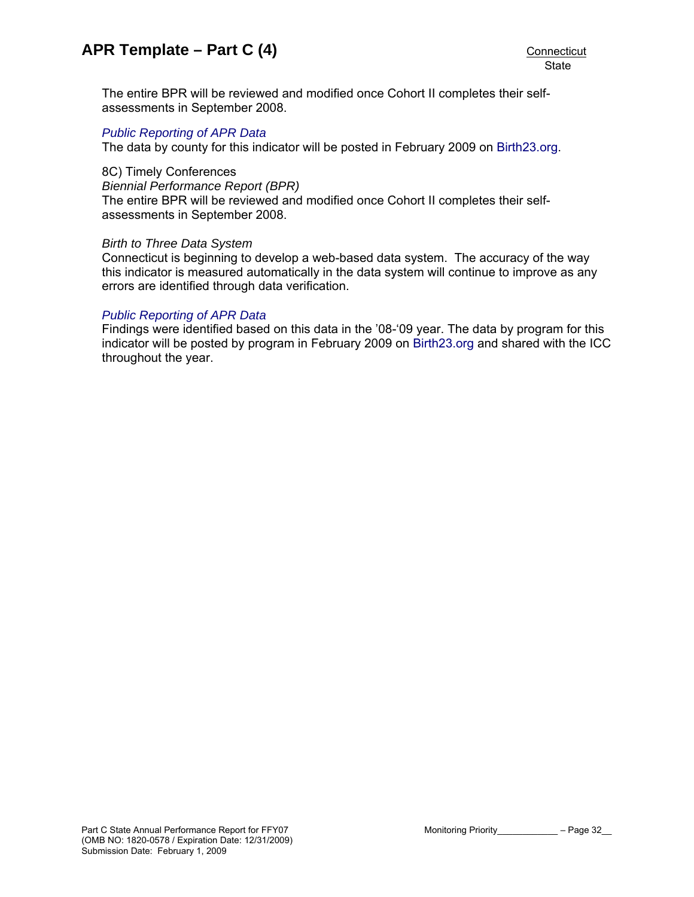The entire BPR will be reviewed and modified once Cohort II completes their self-assessments in September 2008.

*Public Reporting of APR Data*
The data by county for this indicator will be posted in February 2009 on Birth23.org.

8C) Timely Conferences
*Biennial Performance Report (BPR)*
The entire BPR will be reviewed and modified once Cohort II completes their self-assessments in September 2008.

*Birth to Three Data System*
Connecticut is beginning to develop a web-based data system. The accuracy of the way this indicator is measured automatically in the data system will continue to improve as any errors are identified through data verification.

*Public Reporting of APR Data*
Findings were identified based on this data in the '08-'09 year. The data by program for this indicator will be posted by program in February 2009 on Birth23.org and shared with the ICC throughout the year.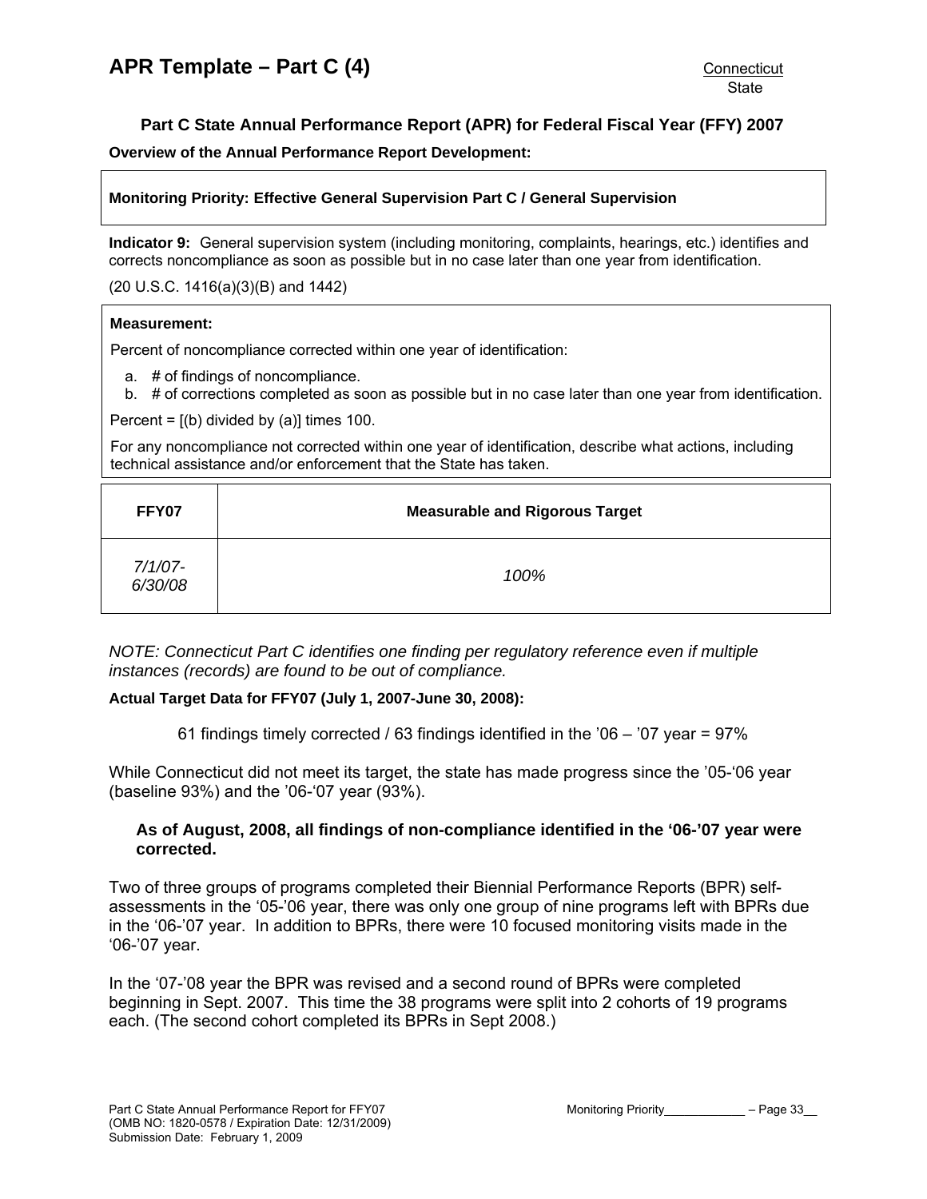# APR Template – Part C (4)

Connecticut
State

## Part C State Annual Performance Report (APR) for Federal Fiscal Year (FFY) 2007

**Overview of the Annual Performance Report Development:**

**Monitoring Priority: Effective General Supervision Part C / General Supervision**

**Indicator 9:** General supervision system (including monitoring, complaints, hearings, etc.) identifies and corrects noncompliance as soon as possible but in no case later than one year from identification.

(20 U.S.C. 1416(a)(3)(B) and 1442)

**Measurement:**

Percent of noncompliance corrected within one year of identification:

a. # of findings of noncompliance.
b. # of corrections completed as soon as possible but in no case later than one year from identification.

Percent = [(b) divided by (a)] times 100.

For any noncompliance not corrected within one year of identification, describe what actions, including technical assistance and/or enforcement that the State has taken.

| FFY07 | Measurable and Rigorous Target |
|---|---|
| *7/1/07-6/30/08* | *100%* |

*NOTE: Connecticut Part C identifies one finding per regulatory reference even if multiple instances (records) are found to be out of compliance.*

**Actual Target Data for FFY07 (July 1, 2007-June 30, 2008):**

61 findings timely corrected / 63 findings identified in the '06 – '07 year = 97%

While Connecticut did not meet its target, the state has made progress since the '05-'06 year (baseline 93%) and the '06-'07 year (93%).

**As of August, 2008, all findings of non-compliance identified in the '06-'07 year were corrected.**

Two of three groups of programs completed their Biennial Performance Reports (BPR) self-assessments in the '05-'06 year, there was only one group of nine programs left with BPRs due in the '06-'07 year. In addition to BPRs, there were 10 focused monitoring visits made in the '06-'07 year.

In the '07-'08 year the BPR was revised and a second round of BPRs were completed beginning in Sept. 2007. This time the 38 programs were split into 2 cohorts of 19 programs each. (The second cohort completed its BPRs in Sept 2008.)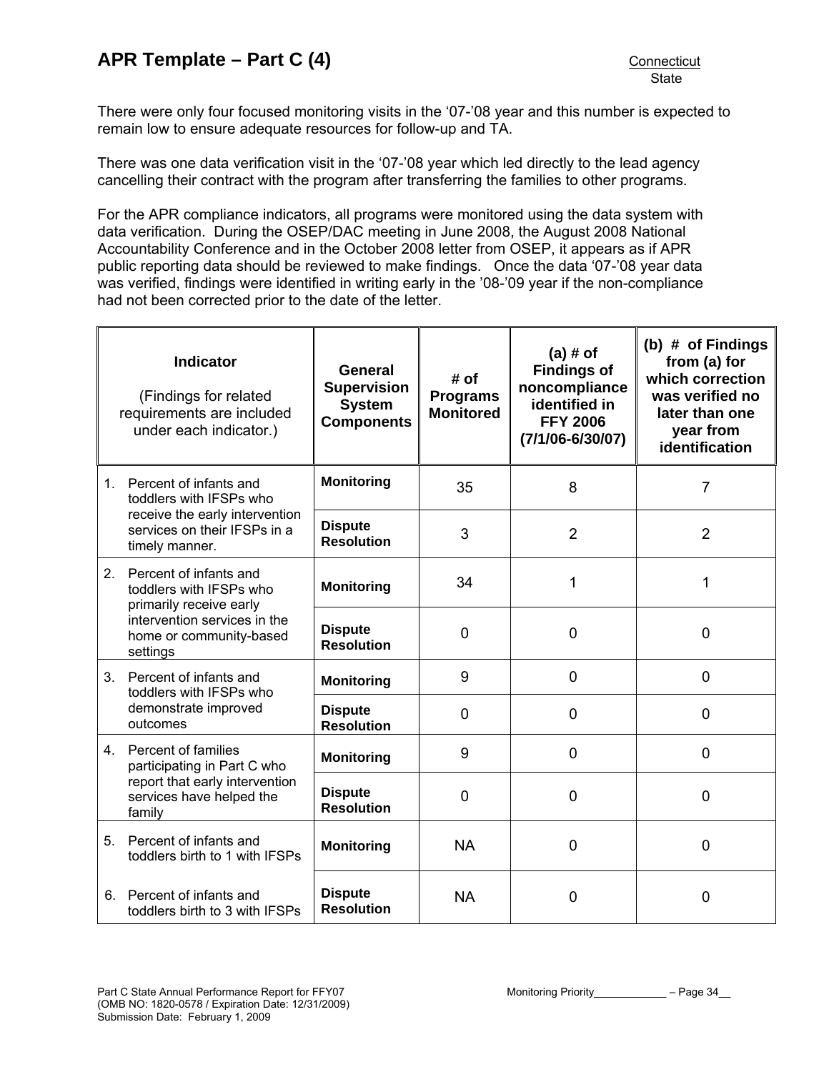There were only four focused monitoring visits in the '07-'08 year and this number is expected to remain low to ensure adequate resources for follow-up and TA.

There was one data verification visit in the '07-'08 year which led directly to the lead agency cancelling their contract with the program after transferring the families to other programs.

For the APR compliance indicators, all programs were monitored using the data system with data verification. During the OSEP/DAC meeting in June 2008, the August 2008 National Accountability Conference and in the October 2008 letter from OSEP, it appears as if APR public reporting data should be reviewed to make findings. Once the data '07-'08 year data was verified, findings were identified in writing early in the '08-'09 year if the non-compliance had not been corrected prior to the date of the letter.

| **Indicator** (Findings for related requirements are included under each indicator.) | **General Supervision System Components** | **# of Programs Monitored** | **(a) # of Findings of noncompliance identified in FFY 2006 (7/1/06-6/30/07)** | **(b) # of Findings from (a) for which correction was verified no later than one year from identification** |
|---|---|---|---|---|
| 1. Percent of infants and toddlers with IFSPs who receive the early intervention services on their IFSPs in a timely manner. | **Monitoring** | 35 | 8 | 7 |
| | **Dispute Resolution** | 3 | 2 | 2 |
| 2. Percent of infants and toddlers with IFSPs who primarily receive early intervention services in the home or community-based settings | **Monitoring** | 34 | 1 | 1 |
| | **Dispute Resolution** | 0 | 0 | 0 |
| 3. Percent of infants and toddlers with IFSPs who demonstrate improved outcomes | **Monitoring** | 9 | 0 | 0 |
| | **Dispute Resolution** | 0 | 0 | 0 |
| 4. Percent of families participating in Part C who report that early intervention services have helped the family | **Monitoring** | 9 | 0 | 0 |
| | **Dispute Resolution** | 0 | 0 | 0 |
| 5. Percent of infants and toddlers birth to 1 with IFSPs | **Monitoring** | NA | 0 | 0 |
| 6. Percent of infants and toddlers birth to 3 with IFSPs | **Dispute Resolution** | NA | 0 | 0 |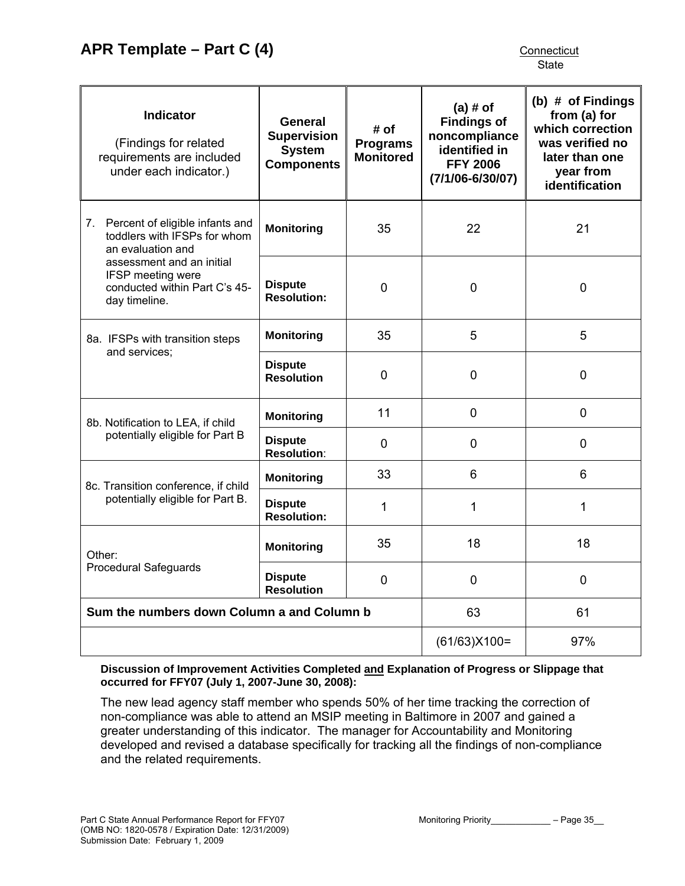## APR Template – Part C (4)

Connecticut
State

| Indicator (Findings for related requirements are included under each indicator.) | General Supervision System Components | # of Programs Monitored | (a) # of Findings of noncompliance identified in FFY 2006 (7/1/06-6/30/07) | (b) # of Findings from (a) for which correction was verified no later than one year from identification |
|---|---|---|---|---|
| 7. Percent of eligible infants and toddlers with IFSPs for whom an evaluation and assessment and an initial IFSP meeting were conducted within Part C's 45-day timeline. | **Monitoring** | 35 | 22 | 21 |
| | **Dispute Resolution:** | 0 | 0 | 0 |
| 8a. IFSPs with transition steps and services; | **Monitoring** | 35 | 5 | 5 |
| | **Dispute Resolution** | 0 | 0 | 0 |
| 8b. Notification to LEA, if child potentially eligible for Part B | **Monitoring** | 11 | 0 | 0 |
| | **Dispute Resolution**: | 0 | 0 | 0 |
| 8c. Transition conference, if child potentially eligible for Part B. | **Monitoring** | 33 | 6 | 6 |
| | **Dispute Resolution:** | 1 | 1 | 1 |
| Other: Procedural Safeguards | **Monitoring** | 35 | 18 | 18 |
| | **Dispute Resolution** | 0 | 0 | 0 |
| **Sum the numbers down Column a and Column b** | | | 63 | 61 |
| | | | (61/63)X100= | 97% |

**Discussion of Improvement Activities Completed and Explanation of Progress or Slippage that occurred for FFY07 (July 1, 2007-June 30, 2008):**

The new lead agency staff member who spends 50% of her time tracking the correction of non-compliance was able to attend an MSIP meeting in Baltimore in 2007 and gained a greater understanding of this indicator. The manager for Accountability and Monitoring developed and revised a database specifically for tracking all the findings of non-compliance and the related requirements.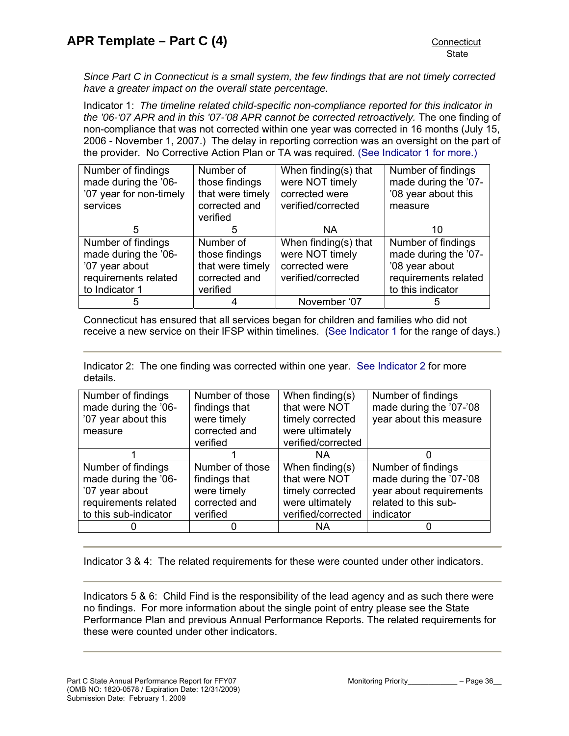*Since Part C in Connecticut is a small system, the few findings that are not timely corrected have a greater impact on the overall state percentage.*

Indicator 1: *The timeline related child-specific non-compliance reported for this indicator in the '06-'07 APR and in this '07-'08 APR cannot be corrected retroactively.* The one finding of non-compliance that was not corrected within one year was corrected in 16 months (July 15, 2006 - November 1, 2007.) The delay in reporting correction was an oversight on the part of the provider. No Corrective Action Plan or TA was required. (See Indicator 1 for more.)

| Number of findings made during the '06-'07 year for non-timely services | Number of those findings that were timely corrected and verified | When finding(s) that were NOT timely corrected were verified/corrected | Number of findings made during the '07-'08 year about this measure |
|---|---|---|---|
| 5 | 5 | NA | 10 |
| Number of findings made during the '06-'07 year about requirements related to Indicator 1 | Number of those findings that were timely corrected and verified | When finding(s) that were NOT timely corrected were verified/corrected | Number of findings made during the '07-'08 year about requirements related to this indicator |
| 5 | 4 | November '07 | 5 |

Connecticut has ensured that all services began for children and families who did not receive a new service on their IFSP within timelines. (See Indicator 1 for the range of days.)

---

Indicator 2: The one finding was corrected within one year. See Indicator 2 for more details.

| Number of findings made during the '06-'07 year about this measure | Number of those findings that were timely corrected and verified | When finding(s) that were NOT timely corrected were ultimately verified/corrected | Number of findings made during the '07-'08 year about this measure |
|---|---|---|---|
| 1 | 1 | NA | 0 |
| Number of findings made during the '06-'07 year about requirements related to this sub-indicator | Number of those findings that were timely corrected and verified | When finding(s) that were NOT timely corrected were ultimately verified/corrected | Number of findings made during the '07-'08 year about requirements related to this sub-indicator |
| 0 | 0 | NA | 0 |

---

Indicator 3 & 4: The related requirements for these were counted under other indicators.

---

Indicators 5 & 6: Child Find is the responsibility of the lead agency and as such there were no findings. For more information about the single point of entry please see the State Performance Plan and previous Annual Performance Reports. The related requirements for these were counted under other indicators.

---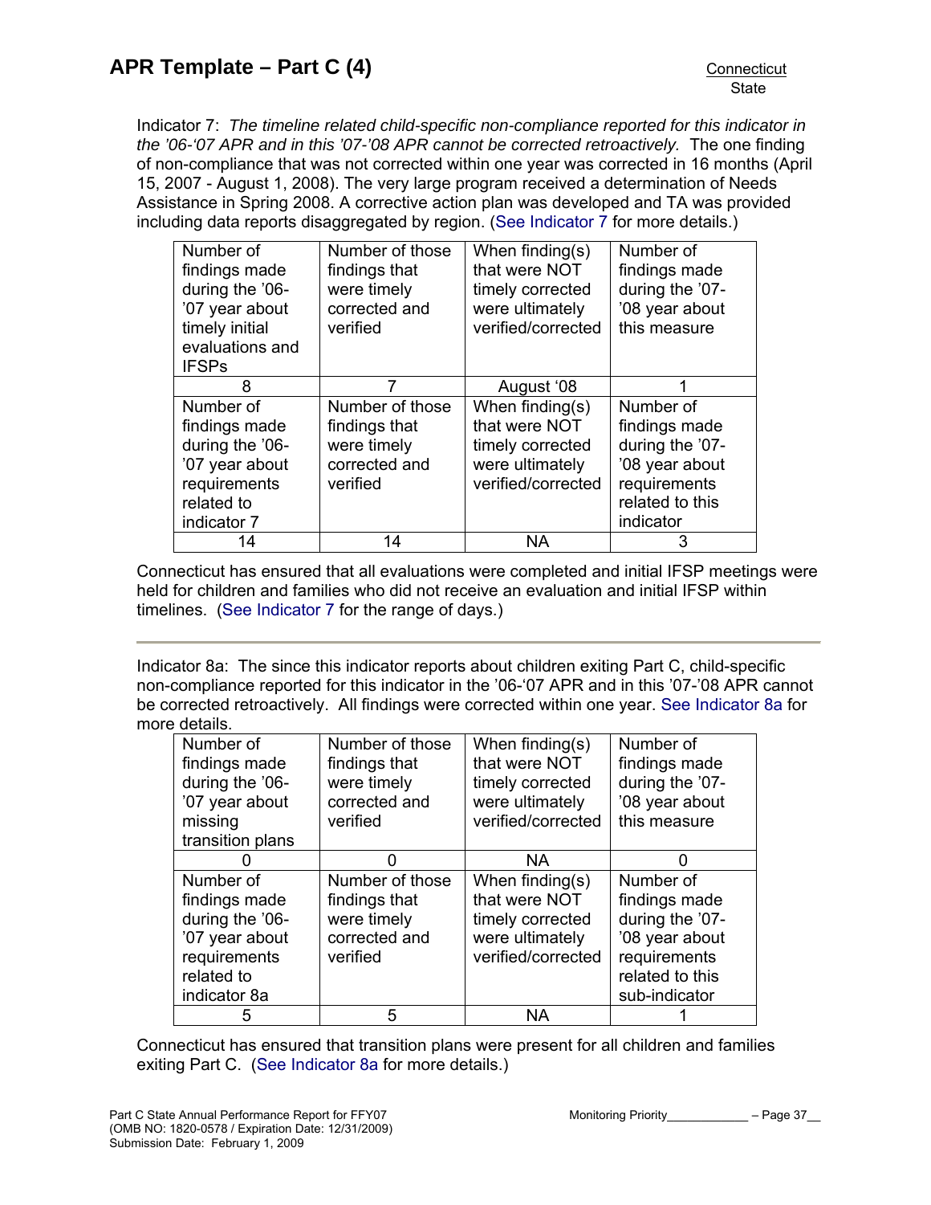Indicator 7: *The timeline related child-specific non-compliance reported for this indicator in the '06-'07 APR and in this '07-'08 APR cannot be corrected retroactively.* The one finding of non-compliance that was not corrected within one year was corrected in 16 months (April 15, 2007 - August 1, 2008). The very large program received a determination of Needs Assistance in Spring 2008. A corrective action plan was developed and TA was provided including data reports disaggregated by region. (See Indicator 7 for more details.)

| Number of findings made during the '06-'07 year about timely initial evaluations and IFSPs | Number of those findings that were timely corrected and verified | When finding(s) that were NOT timely corrected were ultimately verified/corrected | Number of findings made during the '07-'08 year about this measure |
|---|---|---|---|
| 8 | 7 | August '08 | 1 |
| Number of findings made during the '06-'07 year about requirements related to indicator 7 | Number of those findings that were timely corrected and verified | When finding(s) that were NOT timely corrected were ultimately verified/corrected | Number of findings made during the '07-'08 year about requirements related to this indicator |
| 14 | 14 | NA | 3 |

Connecticut has ensured that all evaluations were completed and initial IFSP meetings were held for children and families who did not receive an evaluation and initial IFSP within timelines. (See Indicator 7 for the range of days.)

---

Indicator 8a: The since this indicator reports about children exiting Part C, child-specific non-compliance reported for this indicator in the '06-'07 APR and in this '07-'08 APR cannot be corrected retroactively. All findings were corrected within one year. See Indicator 8a for more details.

| Number of findings made during the '06-'07 year about missing transition plans | Number of those findings that were timely corrected and verified | When finding(s) that were NOT timely corrected were ultimately verified/corrected | Number of findings made during the '07-'08 year about this measure |
|---|---|---|---|
| 0 | 0 | NA | 0 |
| Number of findings made during the '06-'07 year about requirements related to indicator 8a | Number of those findings that were timely corrected and verified | When finding(s) that were NOT timely corrected were ultimately verified/corrected | Number of findings made during the '07-'08 year about requirements related to this sub-indicator |
| 5 | 5 | NA | 1 |

Connecticut has ensured that transition plans were present for all children and families exiting Part C. (See Indicator 8a for more details.)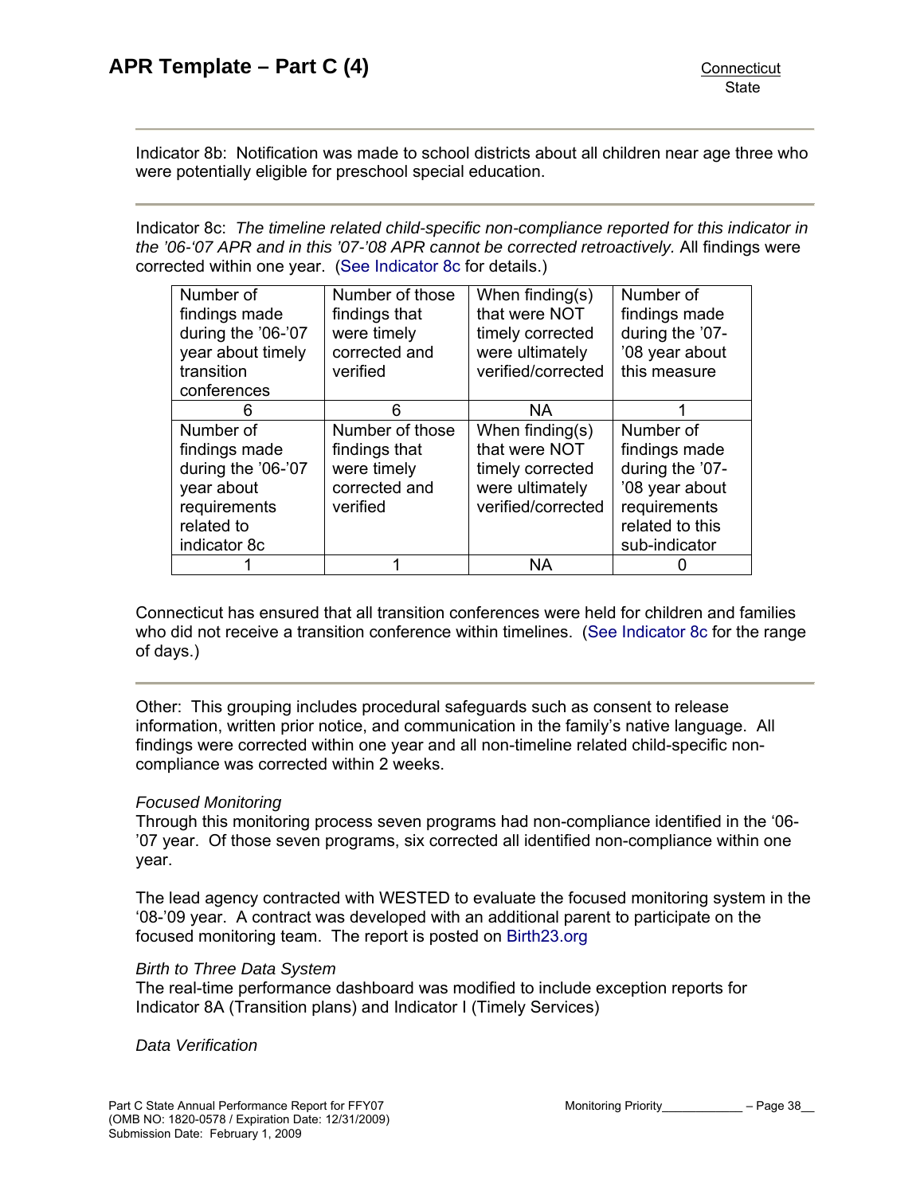Indicator 8b: Notification was made to school districts about all children near age three who were potentially eligible for preschool special education.

Indicator 8c: *The timeline related child-specific non-compliance reported for this indicator in the '06-'07 APR and in this '07-'08 APR cannot be corrected retroactively.* All findings were corrected within one year. (See Indicator 8c for details.)

| Number of findings made during the '06-'07 year about timely transition conferences | Number of those findings that were timely corrected and verified | When finding(s) that were NOT timely corrected were ultimately verified/corrected | Number of findings made during the '07-'08 year about this measure |
|---|---|---|---|
| 6 | 6 | NA | 1 |
| Number of findings made during the '06-'07 year about requirements related to indicator 8c | Number of those findings that were timely corrected and verified | When finding(s) that were NOT timely corrected were ultimately verified/corrected | Number of findings made during the '07-'08 year about requirements related to this sub-indicator |
| 1 | 1 | NA | 0 |

Connecticut has ensured that all transition conferences were held for children and families who did not receive a transition conference within timelines. (See Indicator 8c for the range of days.)

Other: This grouping includes procedural safeguards such as consent to release information, written prior notice, and communication in the family's native language. All findings were corrected within one year and all non-timeline related child-specific non-compliance was corrected within 2 weeks.

*Focused Monitoring*
Through this monitoring process seven programs had non-compliance identified in the '06-'07 year. Of those seven programs, six corrected all identified non-compliance within one year.

The lead agency contracted with WESTED to evaluate the focused monitoring system in the '08-'09 year. A contract was developed with an additional parent to participate on the focused monitoring team. The report is posted on Birth23.org

*Birth to Three Data System*
The real-time performance dashboard was modified to include exception reports for Indicator 8A (Transition plans) and Indicator I (Timely Services)

*Data Verification*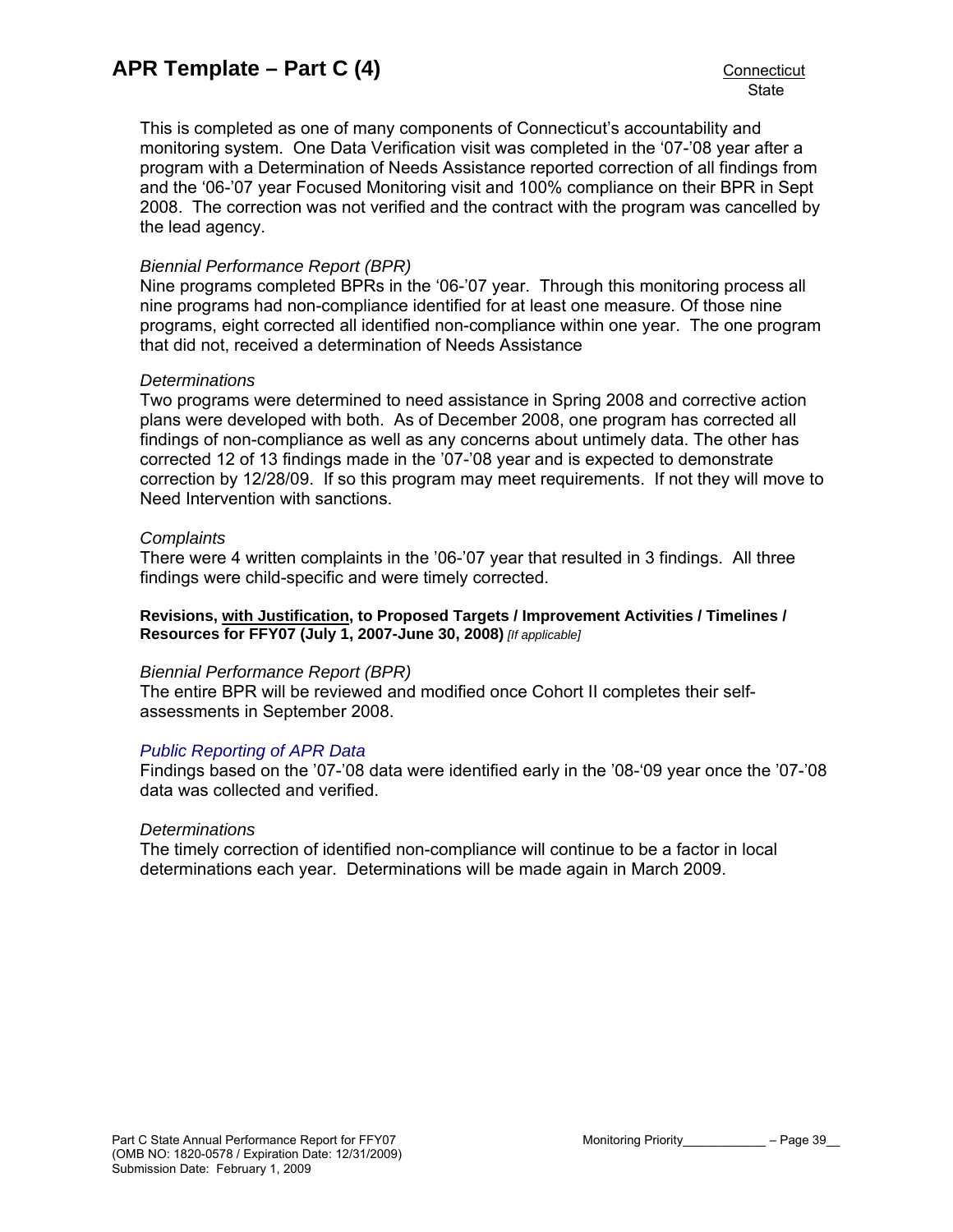This is completed as one of many components of Connecticut's accountability and monitoring system. One Data Verification visit was completed in the '07-'08 year after a program with a Determination of Needs Assistance reported correction of all findings from and the '06-'07 year Focused Monitoring visit and 100% compliance on their BPR in Sept 2008. The correction was not verified and the contract with the program was cancelled by the lead agency.

*Biennial Performance Report (BPR)*

Nine programs completed BPRs in the '06-'07 year. Through this monitoring process all nine programs had non-compliance identified for at least one measure. Of those nine programs, eight corrected all identified non-compliance within one year. The one program that did not, received a determination of Needs Assistance

*Determinations*

Two programs were determined to need assistance in Spring 2008 and corrective action plans were developed with both. As of December 2008, one program has corrected all findings of non-compliance as well as any concerns about untimely data. The other has corrected 12 of 13 findings made in the '07-'08 year and is expected to demonstrate correction by 12/28/09. If so this program may meet requirements. If not they will move to Need Intervention with sanctions.

*Complaints*

There were 4 written complaints in the '06-'07 year that resulted in 3 findings. All three findings were child-specific and were timely corrected.

**Revisions, with Justification, to Proposed Targets / Improvement Activities / Timelines / Resources for FFY07 (July 1, 2007-June 30, 2008)** *[If applicable]*

*Biennial Performance Report (BPR)*

The entire BPR will be reviewed and modified once Cohort II completes their self-assessments in September 2008.

*Public Reporting of APR Data*

Findings based on the '07-'08 data were identified early in the '08-'09 year once the '07-'08 data was collected and verified.

*Determinations*

The timely correction of identified non-compliance will continue to be a factor in local determinations each year. Determinations will be made again in March 2009.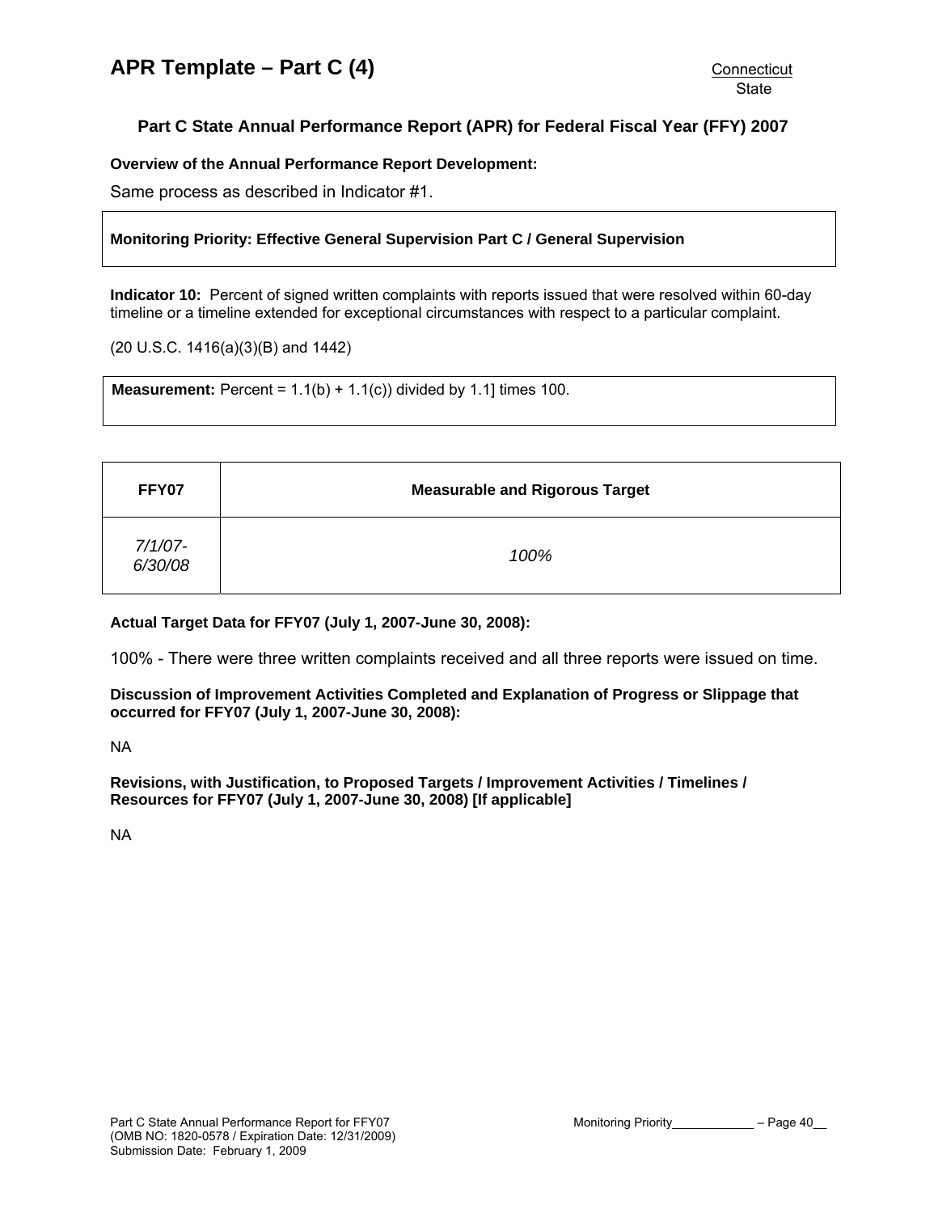# APR Template – Part C (4)

Connecticut
State

### Part C State Annual Performance Report (APR) for Federal Fiscal Year (FFY) 2007

**Overview of the Annual Performance Report Development:**

Same process as described in Indicator #1.

**Monitoring Priority: Effective General Supervision Part C / General Supervision**

**Indicator 10:** Percent of signed written complaints with reports issued that were resolved within 60-day timeline or a timeline extended for exceptional circumstances with respect to a particular complaint.

(20 U.S.C. 1416(a)(3)(B) and 1442)

**Measurement:** Percent = 1.1(b) + 1.1(c)) divided by 1.1] times 100.

| FFY07 | Measurable and Rigorous Target |
|---|---|
| *7/1/07-6/30/08* | *100%* |

**Actual Target Data for FFY07 (July 1, 2007-June 30, 2008):**

100% - There were three written complaints received and all three reports were issued on time.

**Discussion of Improvement Activities Completed and Explanation of Progress or Slippage that occurred for FFY07 (July 1, 2007-June 30, 2008):**

NA

**Revisions, with Justification, to Proposed Targets / Improvement Activities / Timelines / Resources for FFY07 (July 1, 2007-June 30, 2008) [If applicable]**

NA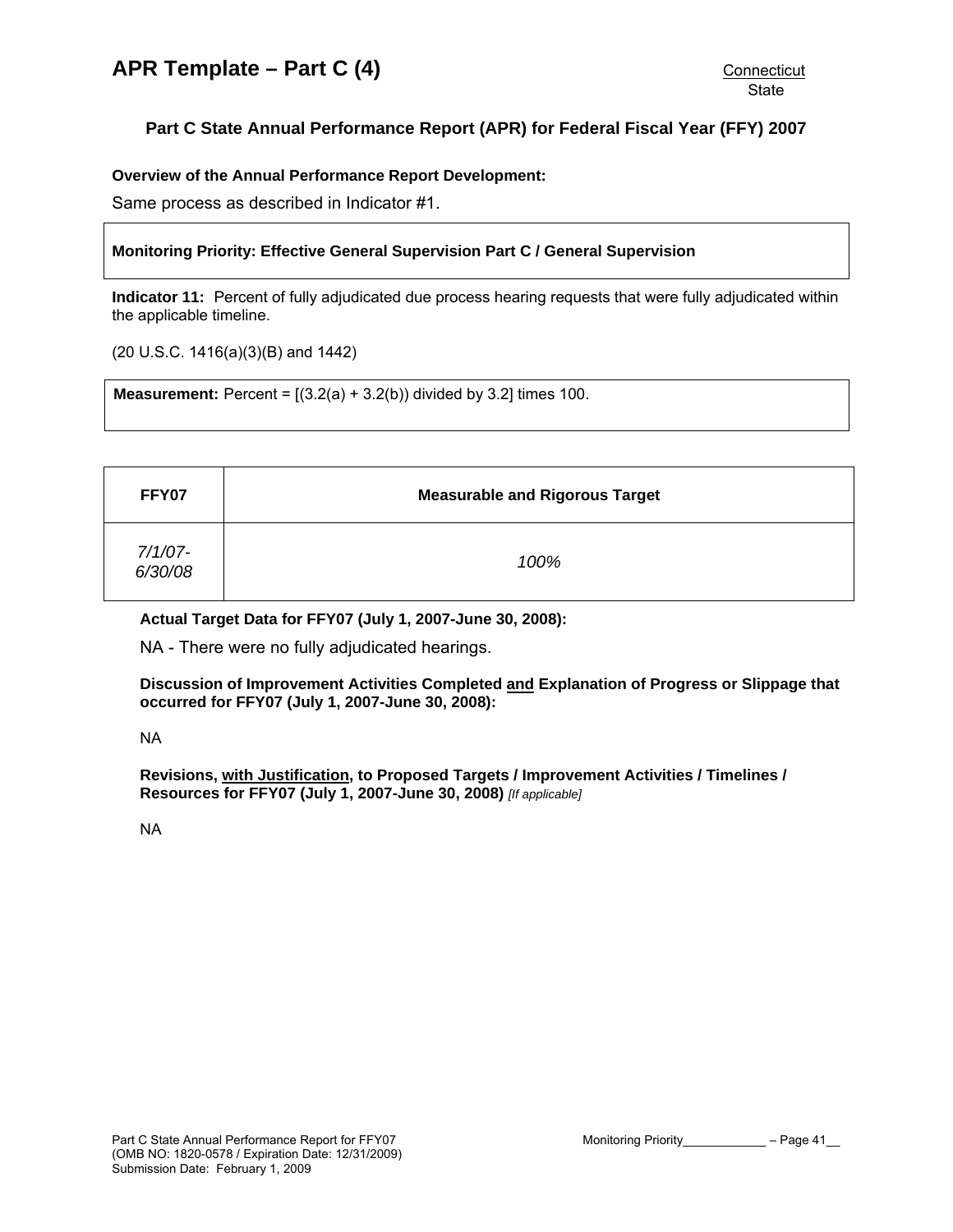# APR Template – Part C (4)

Connecticut
State

## Part C State Annual Performance Report (APR) for Federal Fiscal Year (FFY) 2007

**Overview of the Annual Performance Report Development:**

Same process as described in Indicator #1.

**Monitoring Priority: Effective General Supervision Part C / General Supervision**

**Indicator 11:** Percent of fully adjudicated due process hearing requests that were fully adjudicated within the applicable timeline.

(20 U.S.C. 1416(a)(3)(B) and 1442)

**Measurement:** Percent = [(3.2(a) + 3.2(b)) divided by 3.2] times 100.

| FFY07 | Measurable and Rigorous Target |
|---|---|
| *7/1/07-6/30/08* | *100%* |

**Actual Target Data for FFY07 (July 1, 2007-June 30, 2008):**

NA - There were no fully adjudicated hearings.

**Discussion of Improvement Activities Completed and Explanation of Progress or Slippage that occurred for FFY07 (July 1, 2007-June 30, 2008):**

NA

**Revisions, with Justification, to Proposed Targets / Improvement Activities / Timelines / Resources for FFY07 (July 1, 2007-June 30, 2008)** *[If applicable]*

NA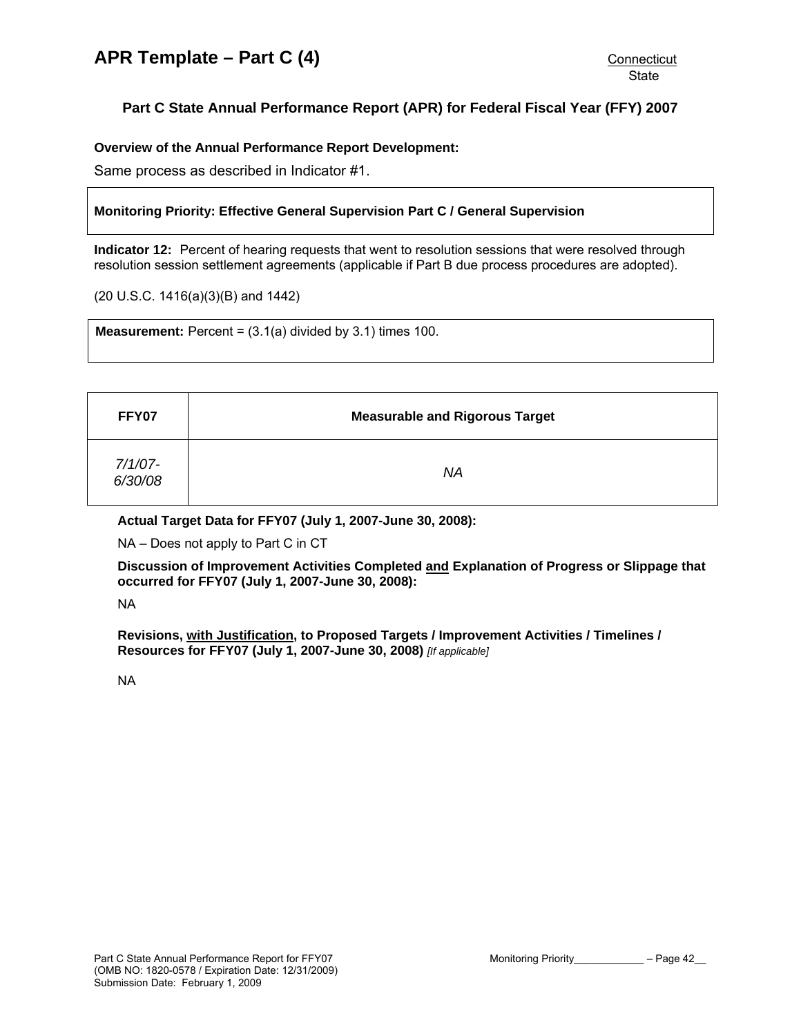# APR Template – Part C (4)

Connecticut
State

## Part C State Annual Performance Report (APR) for Federal Fiscal Year (FFY) 2007

**Overview of the Annual Performance Report Development:**

Same process as described in Indicator #1.

**Monitoring Priority: Effective General Supervision Part C / General Supervision**

**Indicator 12:** Percent of hearing requests that went to resolution sessions that were resolved through resolution session settlement agreements (applicable if Part B due process procedures are adopted).

(20 U.S.C. 1416(a)(3)(B) and 1442)

**Measurement:** Percent = (3.1(a) divided by 3.1) times 100.

| FFY07 | Measurable and Rigorous Target |
| --- | --- |
| *7/1/07-6/30/08* | *NA* |

**Actual Target Data for FFY07 (July 1, 2007-June 30, 2008):**

NA – Does not apply to Part C in CT

**Discussion of Improvement Activities Completed and Explanation of Progress or Slippage that occurred for FFY07 (July 1, 2007-June 30, 2008):**

NA

**Revisions, with Justification, to Proposed Targets / Improvement Activities / Timelines / Resources for FFY07 (July 1, 2007-June 30, 2008)** *[If applicable]*

NA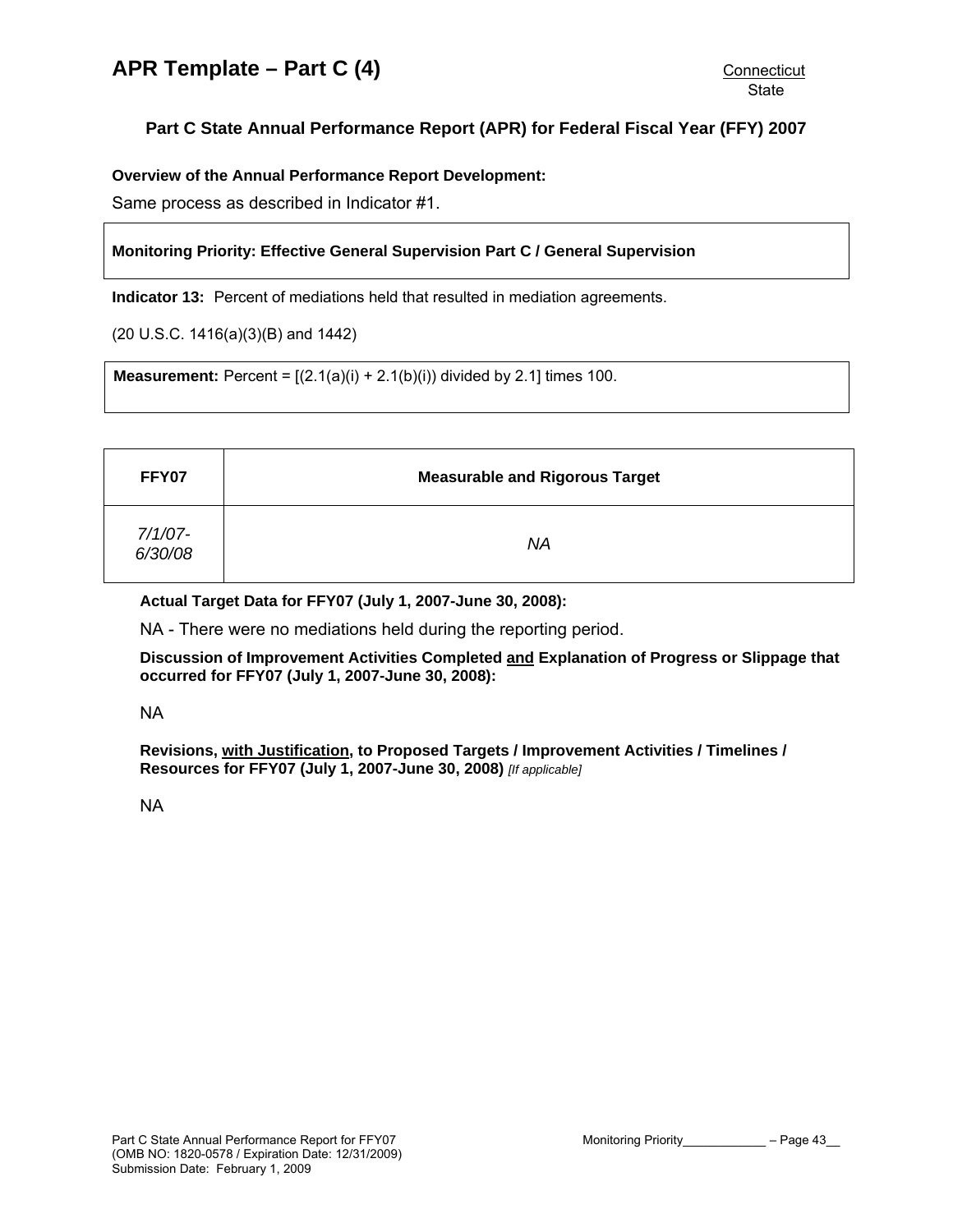# APR Template – Part C (4)

Connecticut
State

## Part C State Annual Performance Report (APR) for Federal Fiscal Year (FFY) 2007

**Overview of the Annual Performance Report Development:**

Same process as described in Indicator #1.

**Monitoring Priority: Effective General Supervision Part C / General Supervision**

**Indicator 13:** Percent of mediations held that resulted in mediation agreements.

(20 U.S.C. 1416(a)(3)(B) and 1442)

**Measurement:** Percent = [(2.1(a)(i) + 2.1(b)(i)) divided by 2.1] times 100.

| FFY07 | Measurable and Rigorous Target |
|---|---|
| *7/1/07-6/30/08* | *NA* |

**Actual Target Data for FFY07 (July 1, 2007-June 30, 2008):**

NA - There were no mediations held during the reporting period.

**Discussion of Improvement Activities Completed <u>and</u> Explanation of Progress or Slippage that occurred for FFY07 (July 1, 2007-June 30, 2008):**

NA

**Revisions, <u>with Justification</u>, to Proposed Targets / Improvement Activities / Timelines / Resources for FFY07 (July 1, 2007-June 30, 2008)** *[If applicable]*

NA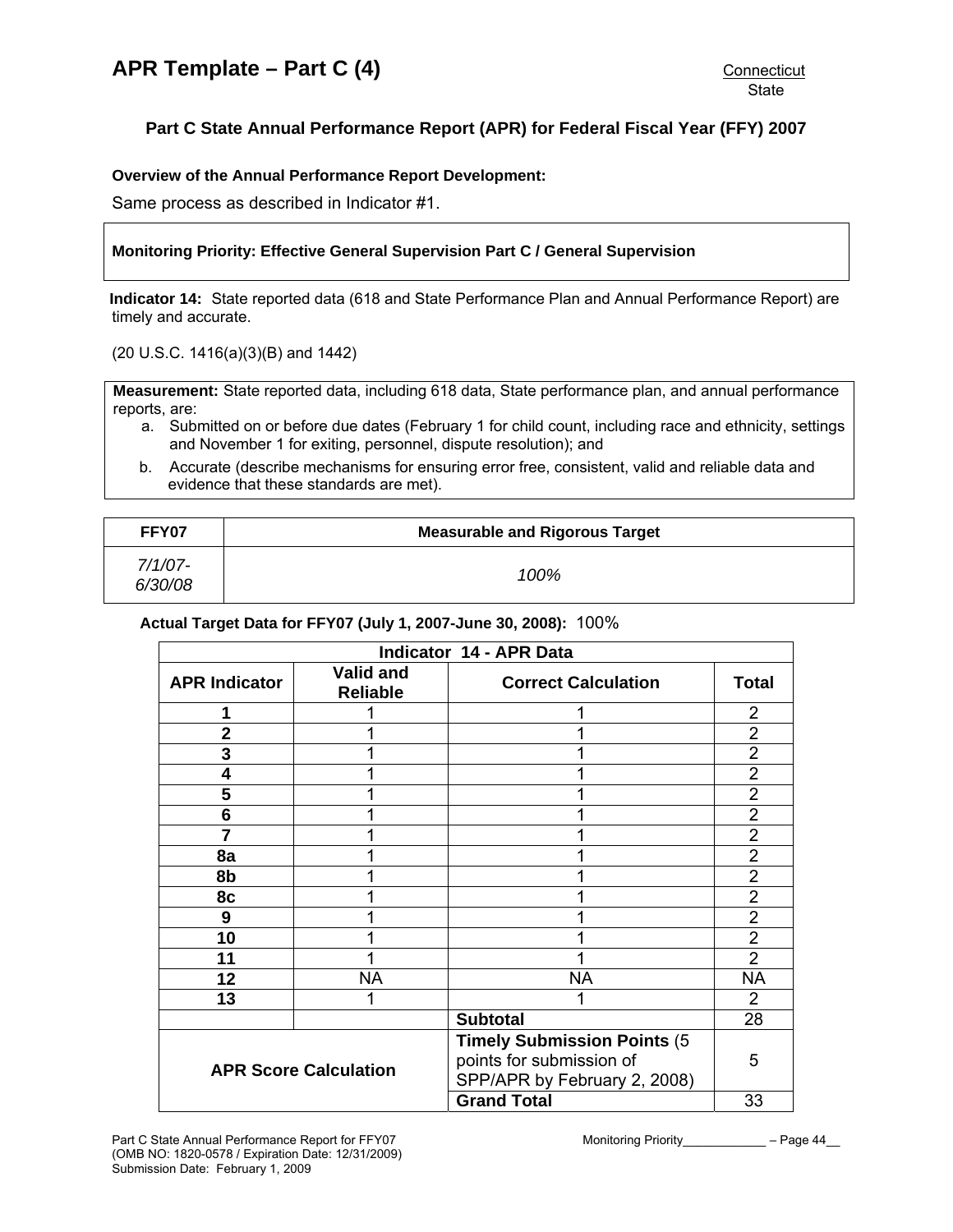# APR Template – Part C (4)

Connecticut
State

## Part C State Annual Performance Report (APR) for Federal Fiscal Year (FFY) 2007

**Overview of the Annual Performance Report Development:**

Same process as described in Indicator #1.

**Monitoring Priority: Effective General Supervision Part C / General Supervision**

**Indicator 14:** State reported data (618 and State Performance Plan and Annual Performance Report) are timely and accurate.

(20 U.S.C. 1416(a)(3)(B) and 1442)

**Measurement:** State reported data, including 618 data, State performance plan, and annual performance reports, are:

a. Submitted on or before due dates (February 1 for child count, including race and ethnicity, settings and November 1 for exiting, personnel, dispute resolution); and

b. Accurate (describe mechanisms for ensuring error free, consistent, valid and reliable data and evidence that these standards are met).

| FFY07 | Measurable and Rigorous Target |
|---|---|
| *7/1/07-6/30/08* | *100%* |

**Actual Target Data for FFY07 (July 1, 2007-June 30, 2008):** 100%

| Indicator 14 - APR Data | | | |
|---|---|---|---|
| **APR Indicator** | **Valid and Reliable** | **Correct Calculation** | **Total** |
| **1** | 1 | 1 | 2 |
| **2** | 1 | 1 | 2 |
| **3** | 1 | 1 | 2 |
| **4** | 1 | 1 | 2 |
| **5** | 1 | 1 | 2 |
| **6** | 1 | 1 | 2 |
| **7** | 1 | 1 | 2 |
| **8a** | 1 | 1 | 2 |
| **8b** | 1 | 1 | 2 |
| **8c** | 1 | 1 | 2 |
| **9** | 1 | 1 | 2 |
| **10** | 1 | 1 | 2 |
| **11** | 1 | 1 | 2 |
| **12** | NA | NA | NA |
| **13** | 1 | 1 | 2 |
| | | **Subtotal** | 28 |
| **APR Score Calculation** | | **Timely Submission Points** (5 points for submission of SPP/APR by February 2, 2008) | 5 |
| | | **Grand Total** | 33 |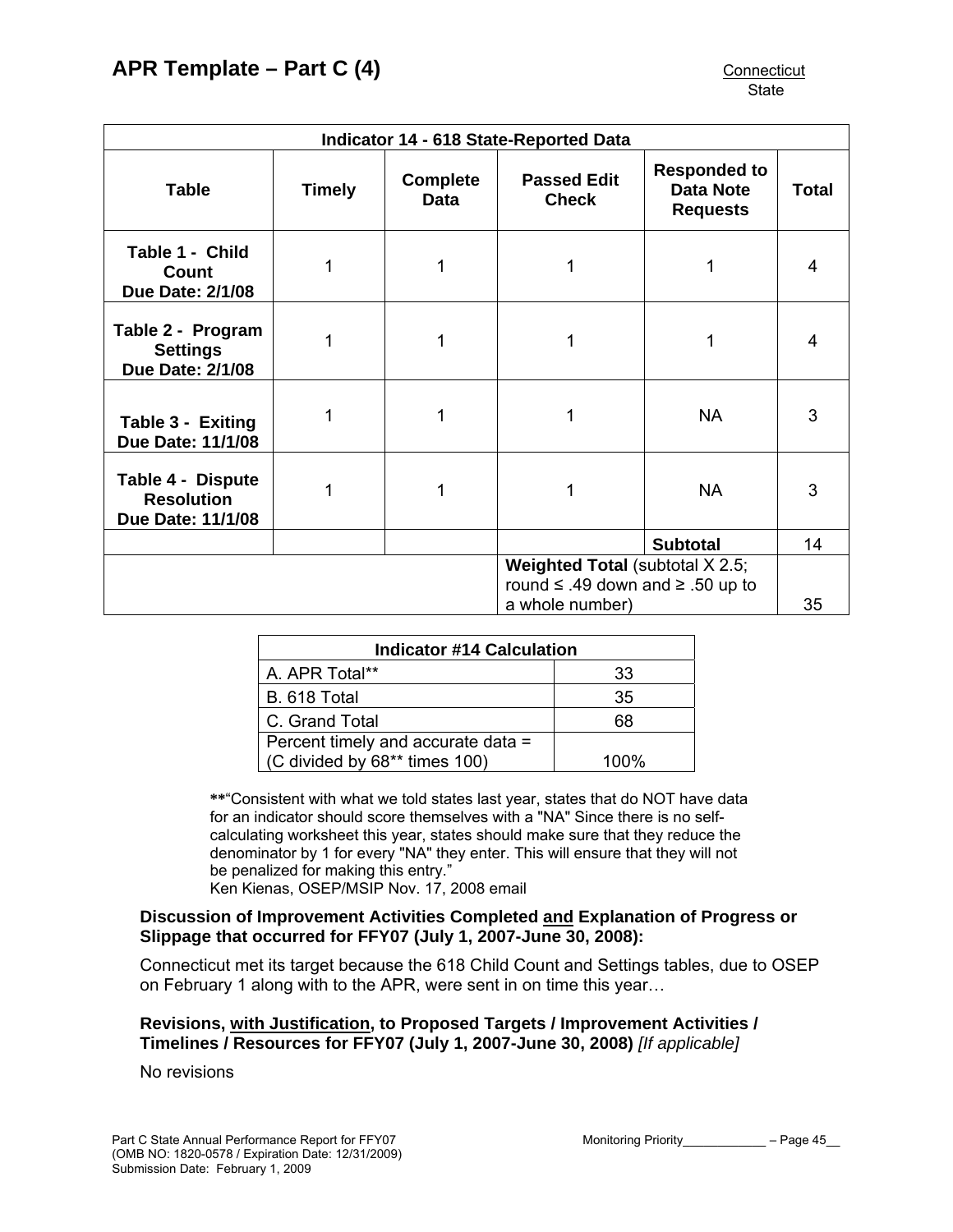## APR Template – Part C (4)

Connecticut
State

| Indicator 14 - 618 State-Reported Data | | | | | |
|---|---|---|---|---|---|
| **Table** | **Timely** | **Complete Data** | **Passed Edit Check** | **Responded to Data Note Requests** | **Total** |
| **Table 1 - Child Count Due Date: 2/1/08** | 1 | 1 | 1 | 1 | 4 |
| **Table 2 - Program Settings Due Date: 2/1/08** | 1 | 1 | 1 | 1 | 4 |
| **Table 3 - Exiting Due Date: 11/1/08** | 1 | 1 | 1 | NA | 3 |
| **Table 4 - Dispute Resolution Due Date: 11/1/08** | 1 | 1 | 1 | NA | 3 |
| | | | | **Subtotal** | 14 |
| | | | **Weighted Total** (subtotal X 2.5; round ≤ .49 down and ≥ .50 up to a whole number) | | 35 |

| Indicator #14 Calculation | |
|---|---|
| A. APR Total** | 33 |
| B. 618 Total | 35 |
| C. Grand Total | 68 |
| Percent timely and accurate data = (C divided by 68** times 100) | 100% |

**"Consistent with what we told states last year, states that do NOT have data for an indicator should score themselves with a "NA" Since there is no self-calculating worksheet this year, states should make sure that they reduce the denominator by 1 for every "NA" they enter. This will ensure that they will not be penalized for making this entry."
Ken Kienas, OSEP/MSIP Nov. 17, 2008 email

**Discussion of Improvement Activities Completed and Explanation of Progress or Slippage that occurred for FFY07 (July 1, 2007-June 30, 2008):**

Connecticut met its target because the 618 Child Count and Settings tables, due to OSEP on February 1 along with to the APR, were sent in on time this year…

**Revisions, with Justification, to Proposed Targets / Improvement Activities / Timelines / Resources for FFY07 (July 1, 2007-June 30, 2008)** *[If applicable]*

No revisions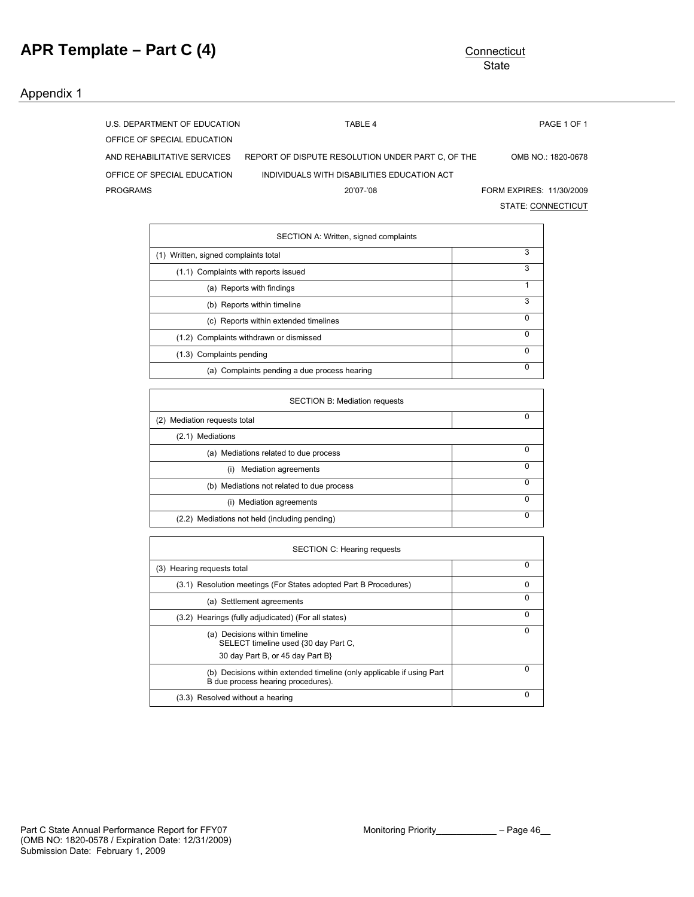# APR Template – Part C (4)

Connecticut
State

## Appendix 1

U.S. DEPARTMENT OF EDUCATION
OFFICE OF SPECIAL EDUCATION
AND REHABILITATIVE SERVICES
OFFICE OF SPECIAL EDUCATION
PROGRAMS

TABLE 4

REPORT OF DISPUTE RESOLUTION UNDER PART C, OF THE
INDIVIDUALS WITH DISABILITIES EDUCATION ACT
20'07-'08

PAGE 1 OF 1

OMB NO.: 1820-0678

FORM EXPIRES: 11/30/2009

STATE: CONNECTICUT

| SECTION A: Written, signed complaints | |
|---|---|
| (1) Written, signed complaints total | 3 |
| (1.1) Complaints with reports issued | 3 |
| (a) Reports with findings | 1 |
| (b) Reports within timeline | 3 |
| (c) Reports within extended timelines | 0 |
| (1.2) Complaints withdrawn or dismissed | 0 |
| (1.3) Complaints pending | 0 |
| (a) Complaints pending a due process hearing | 0 |

| SECTION B: Mediation requests | |
|---|---|
| (2) Mediation requests total | 0 |
| (2.1) Mediations | |
| (a) Mediations related to due process | 0 |
| (i) Mediation agreements | 0 |
| (b) Mediations not related to due process | 0 |
| (i) Mediation agreements | 0 |
| (2.2) Mediations not held (including pending) | 0 |

| SECTION C: Hearing requests | |
|---|---|
| (3) Hearing requests total | 0 |
| (3.1) Resolution meetings (For States adopted Part B Procedures) | 0 |
| (a) Settlement agreements | 0 |
| (3.2) Hearings (fully adjudicated) (For all states) | 0 |
| (a) Decisions within timeline SELECT timeline used {30 day Part C, 30 day Part B, or 45 day Part B} | 0 |
| (b) Decisions within extended timeline (only applicable if using Part B due process hearing procedures). | 0 |
| (3.3) Resolved without a hearing | 0 |

Part C State Annual Performance Report for FFY07
(OMB NO: 1820-0578 / Expiration Date: 12/31/2009)
Submission Date: February 1, 2009

Monitoring Priority____________ – Page 46__